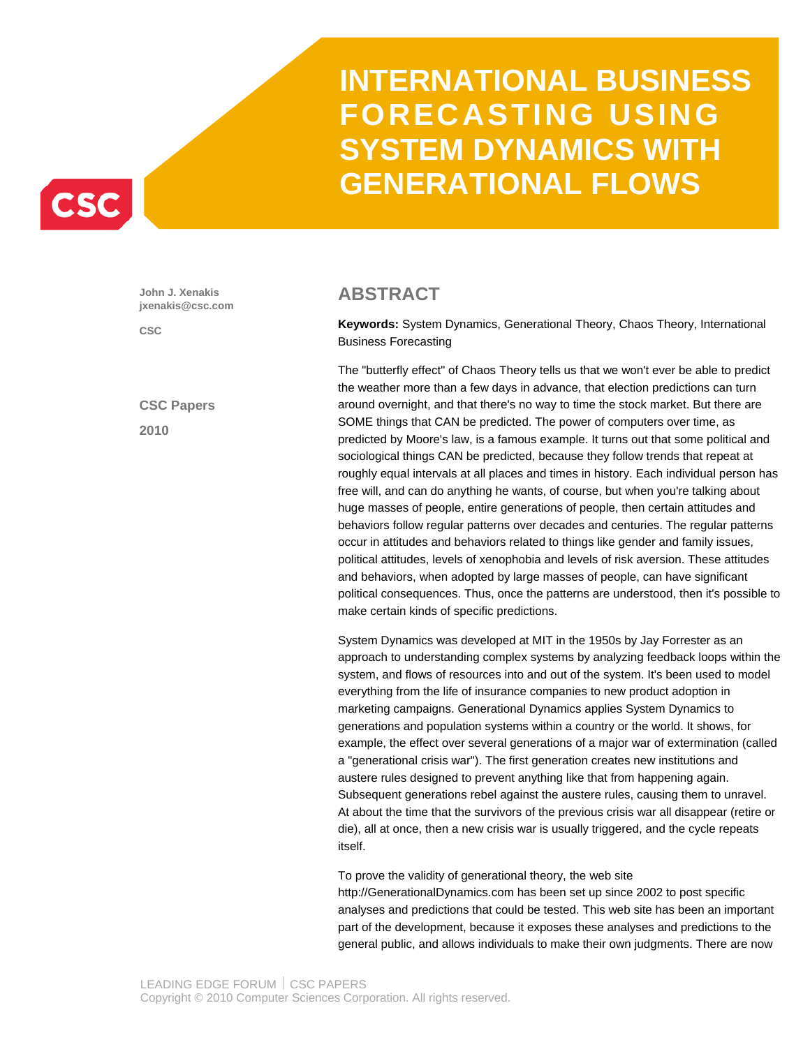# INTERNATIONAL BUSINESS FORECASTING USING SYSTEM DYNAMICS WITH GENERATIONAL FLOWS

**John J. Xenakis**
**jxenakis@csc.com**

**CSC**

**CSC Papers**

**2010**

## ABSTRACT

**Keywords:** System Dynamics, Generational Theory, Chaos Theory, International Business Forecasting

The "butterfly effect" of Chaos Theory tells us that we won't ever be able to predict the weather more than a few days in advance, that election predictions can turn around overnight, and that there's no way to time the stock market. But there are SOME things that CAN be predicted. The power of computers over time, as predicted by Moore's law, is a famous example. It turns out that some political and sociological things CAN be predicted, because they follow trends that repeat at roughly equal intervals at all places and times in history. Each individual person has free will, and can do anything he wants, of course, but when you're talking about huge masses of people, entire generations of people, then certain attitudes and behaviors follow regular patterns over decades and centuries. The regular patterns occur in attitudes and behaviors related to things like gender and family issues, political attitudes, levels of xenophobia and levels of risk aversion. These attitudes and behaviors, when adopted by large masses of people, can have significant political consequences. Thus, once the patterns are understood, then it's possible to make certain kinds of specific predictions.

System Dynamics was developed at MIT in the 1950s by Jay Forrester as an approach to understanding complex systems by analyzing feedback loops within the system, and flows of resources into and out of the system. It's been used to model everything from the life of insurance companies to new product adoption in marketing campaigns. Generational Dynamics applies System Dynamics to generations and population systems within a country or the world. It shows, for example, the effect over several generations of a major war of extermination (called a "generational crisis war"). The first generation creates new institutions and austere rules designed to prevent anything like that from happening again. Subsequent generations rebel against the austere rules, causing them to unravel. At about the time that the survivors of the previous crisis war all disappear (retire or die), all at once, then a new crisis war is usually triggered, and the cycle repeats itself.

To prove the validity of generational theory, the web site http://GenerationalDynamics.com has been set up since 2002 to post specific analyses and predictions that could be tested. This web site has been an important part of the development, because it exposes these analyses and predictions to the general public, and allows individuals to make their own judgments. There are now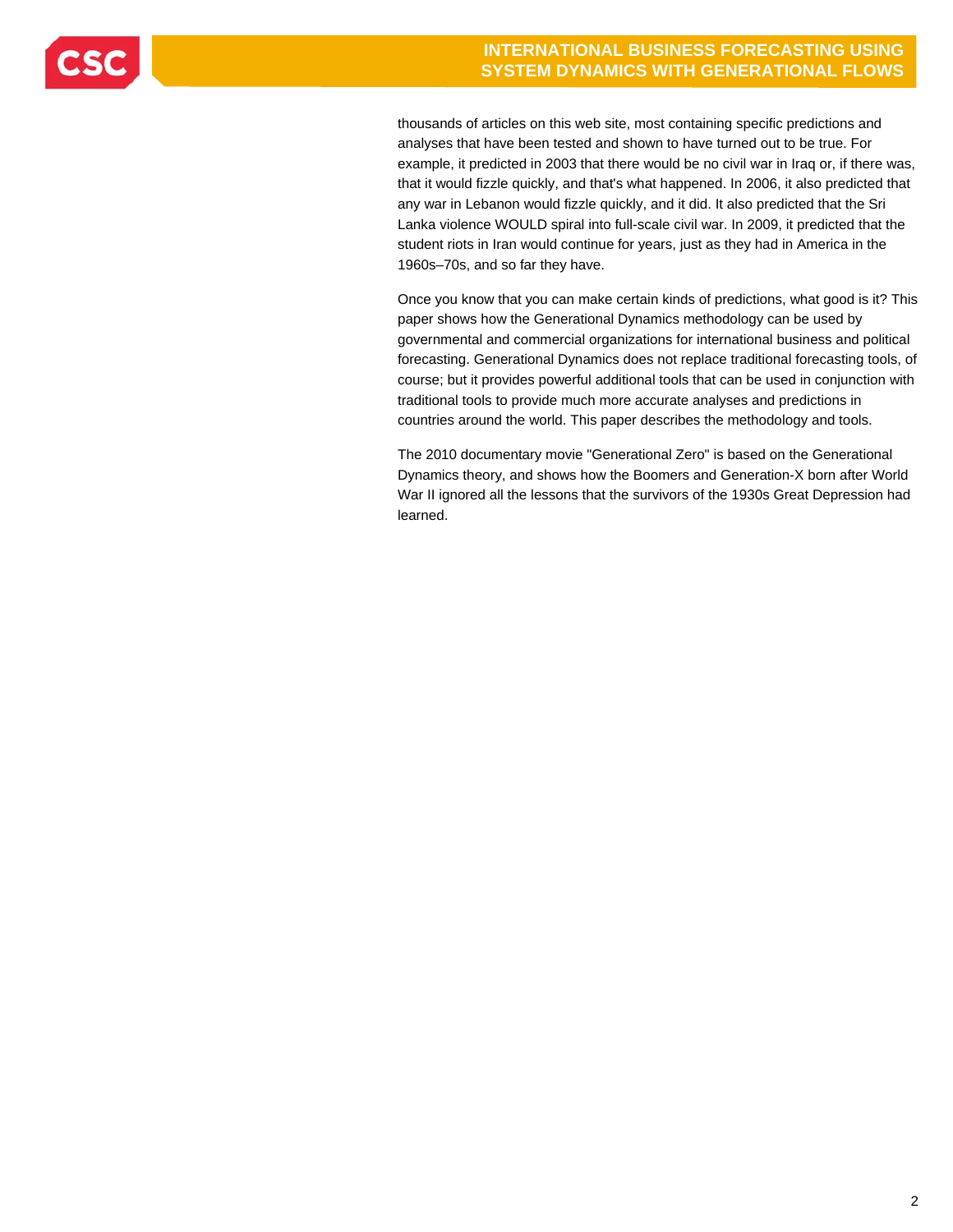thousands of articles on this web site, most containing specific predictions and analyses that have been tested and shown to have turned out to be true. For example, it predicted in 2003 that there would be no civil war in Iraq or, if there was, that it would fizzle quickly, and that's what happened. In 2006, it also predicted that any war in Lebanon would fizzle quickly, and it did. It also predicted that the Sri Lanka violence WOULD spiral into full-scale civil war. In 2009, it predicted that the student riots in Iran would continue for years, just as they had in America in the 1960s–70s, and so far they have.

Once you know that you can make certain kinds of predictions, what good is it? This paper shows how the Generational Dynamics methodology can be used by governmental and commercial organizations for international business and political forecasting. Generational Dynamics does not replace traditional forecasting tools, of course; but it provides powerful additional tools that can be used in conjunction with traditional tools to provide much more accurate analyses and predictions in countries around the world. This paper describes the methodology and tools.

The 2010 documentary movie "Generational Zero" is based on the Generational Dynamics theory, and shows how the Boomers and Generation-X born after World War II ignored all the lessons that the survivors of the 1930s Great Depression had learned.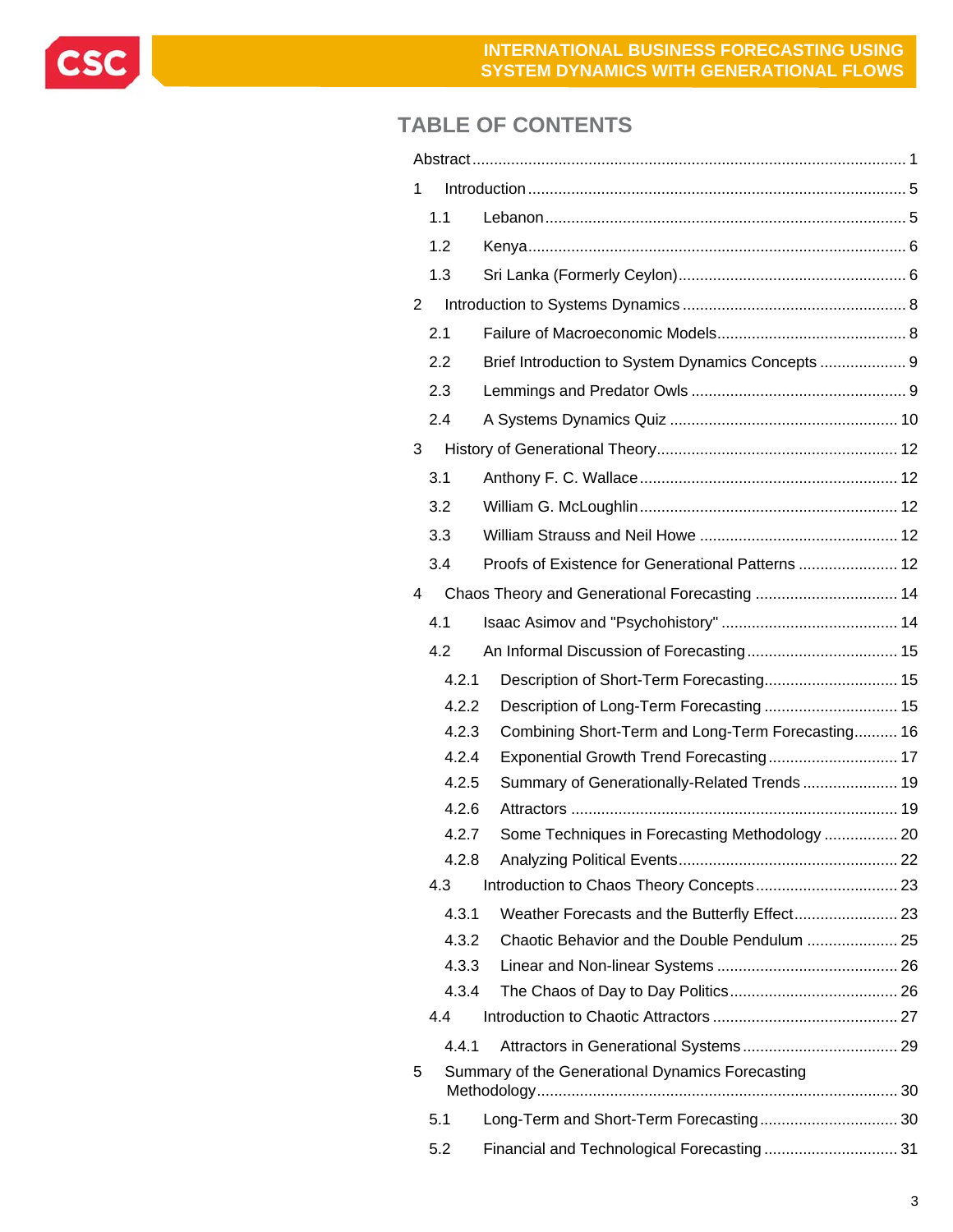# TABLE OF CONTENTS

Abstract ..... 1

1 Introduction ..... 5

- 1.1 Lebanon ..... 5
- 1.2 Kenya ..... 6
- 1.3 Sri Lanka (Formerly Ceylon) ..... 6

2 Introduction to Systems Dynamics ..... 8

- 2.1 Failure of Macroeconomic Models ..... 8
- 2.2 Brief Introduction to System Dynamics Concepts ..... 9
- 2.3 Lemmings and Predator Owls ..... 9
- 2.4 A Systems Dynamics Quiz ..... 10

3 History of Generational Theory ..... 12

- 3.1 Anthony F. C. Wallace ..... 12
- 3.2 William G. McLoughlin ..... 12
- 3.3 William Strauss and Neil Howe ..... 12
- 3.4 Proofs of Existence for Generational Patterns ..... 12

4 Chaos Theory and Generational Forecasting ..... 14

- 4.1 Isaac Asimov and "Psychohistory" ..... 14
- 4.2 An Informal Discussion of Forecasting ..... 15
  - 4.2.1 Description of Short-Term Forecasting ..... 15
  - 4.2.2 Description of Long-Term Forecasting ..... 15
  - 4.2.3 Combining Short-Term and Long-Term Forecasting ..... 16
  - 4.2.4 Exponential Growth Trend Forecasting ..... 17
  - 4.2.5 Summary of Generationally-Related Trends ..... 19
  - 4.2.6 Attractors ..... 19
  - 4.2.7 Some Techniques in Forecasting Methodology ..... 20
  - 4.2.8 Analyzing Political Events ..... 22
- 4.3 Introduction to Chaos Theory Concepts ..... 23
  - 4.3.1 Weather Forecasts and the Butterfly Effect ..... 23
  - 4.3.2 Chaotic Behavior and the Double Pendulum ..... 25
  - 4.3.3 Linear and Non-linear Systems ..... 26
  - 4.3.4 The Chaos of Day to Day Politics ..... 26
- 4.4 Introduction to Chaotic Attractors ..... 27
  - 4.4.1 Attractors in Generational Systems ..... 29

5 Summary of the Generational Dynamics Forecasting Methodology ..... 30

- 5.1 Long-Term and Short-Term Forecasting ..... 30
- 5.2 Financial and Technological Forecasting ..... 31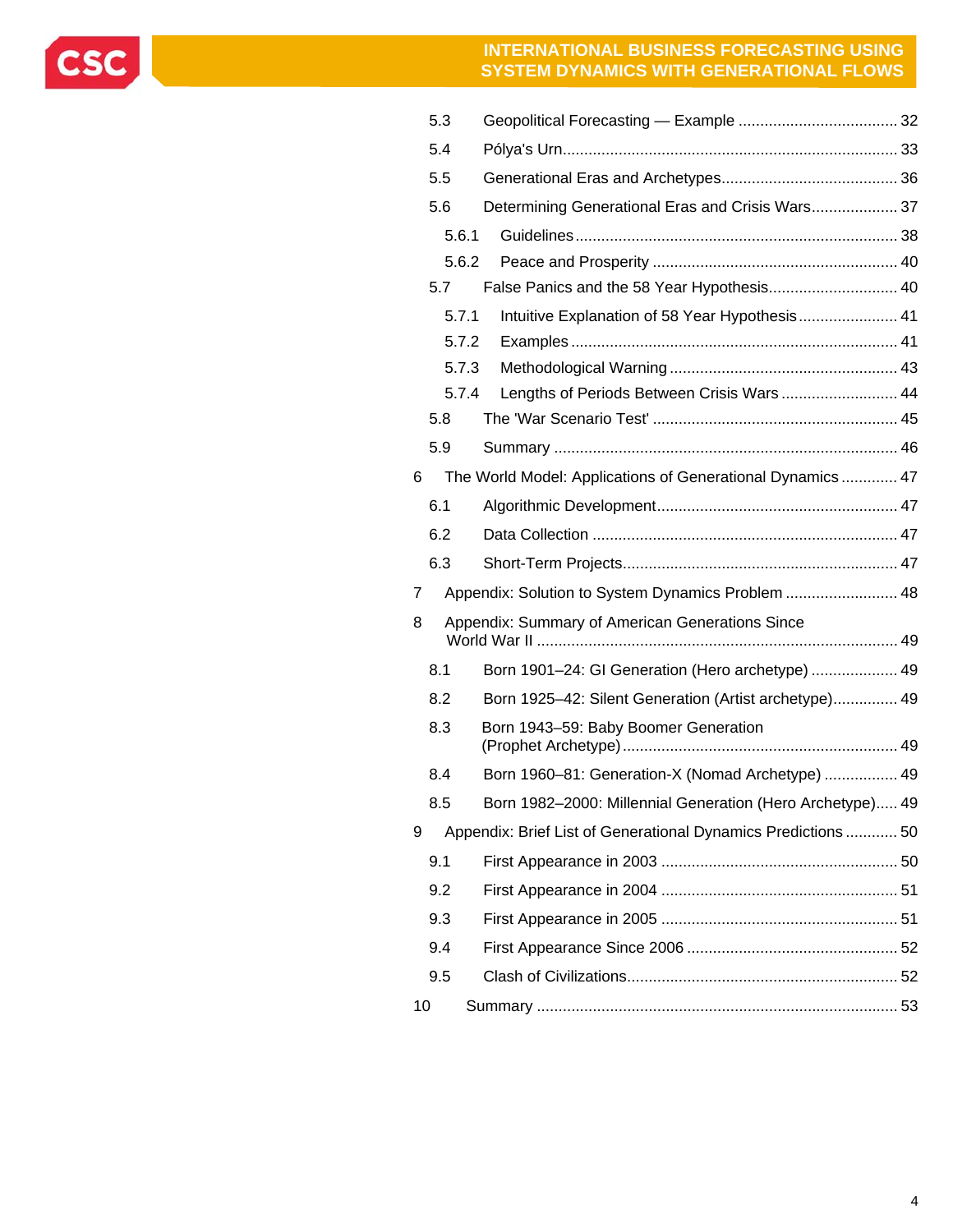| | | |
|---|---|---|
| 5.3 | Geopolitical Forecasting — Example | 32 |
| 5.4 | Pólya's Urn | 33 |
| 5.5 | Generational Eras and Archetypes | 36 |
| 5.6 | Determining Generational Eras and Crisis Wars | 37 |
| 5.6.1 | Guidelines | 38 |
| 5.6.2 | Peace and Prosperity | 40 |
| 5.7 | False Panics and the 58 Year Hypothesis | 40 |
| 5.7.1 | Intuitive Explanation of 58 Year Hypothesis | 41 |
| 5.7.2 | Examples | 41 |
| 5.7.3 | Methodological Warning | 43 |
| 5.7.4 | Lengths of Periods Between Crisis Wars | 44 |
| 5.8 | The 'War Scenario Test' | 45 |
| 5.9 | Summary | 46 |
| 6 | The World Model: Applications of Generational Dynamics | 47 |
| 6.1 | Algorithmic Development | 47 |
| 6.2 | Data Collection | 47 |
| 6.3 | Short-Term Projects | 47 |
| 7 | Appendix: Solution to System Dynamics Problem | 48 |
| 8 | Appendix: Summary of American Generations Since World War II | 49 |
| 8.1 | Born 1901–24: GI Generation (Hero archetype) | 49 |
| 8.2 | Born 1925–42: Silent Generation (Artist archetype) | 49 |
| 8.3 | Born 1943–59: Baby Boomer Generation (Prophet Archetype) | 49 |
| 8.4 | Born 1960–81: Generation-X (Nomad Archetype) | 49 |
| 8.5 | Born 1982–2000: Millennial Generation (Hero Archetype) | 49 |
| 9 | Appendix: Brief List of Generational Dynamics Predictions | 50 |
| 9.1 | First Appearance in 2003 | 50 |
| 9.2 | First Appearance in 2004 | 51 |
| 9.3 | First Appearance in 2005 | 51 |
| 9.4 | First Appearance Since 2006 | 52 |
| 9.5 | Clash of Civilizations | 52 |
| 10 | Summary | 53 |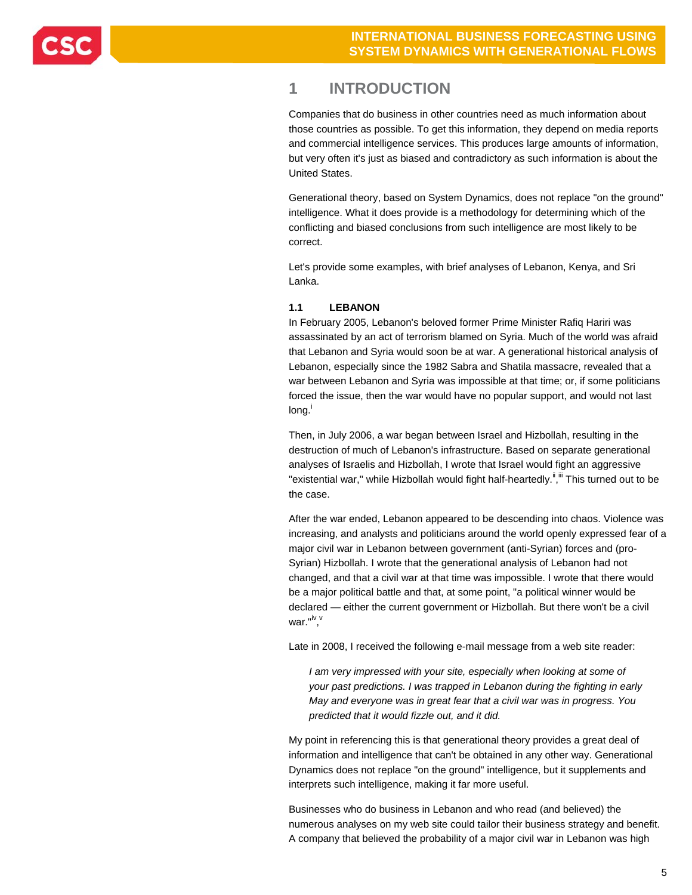# 1 INTRODUCTION

Companies that do business in other countries need as much information about those countries as possible. To get this information, they depend on media reports and commercial intelligence services. This produces large amounts of information, but very often it's just as biased and contradictory as such information is about the United States.

Generational theory, based on System Dynamics, does not replace "on the ground" intelligence. What it does provide is a methodology for determining which of the conflicting and biased conclusions from such intelligence are most likely to be correct.

Let's provide some examples, with brief analyses of Lebanon, Kenya, and Sri Lanka.

## 1.1 LEBANON

In February 2005, Lebanon's beloved former Prime Minister Rafiq Hariri was assassinated by an act of terrorism blamed on Syria. Much of the world was afraid that Lebanon and Syria would soon be at war. A generational historical analysis of Lebanon, especially since the 1982 Sabra and Shatila massacre, revealed that a war between Lebanon and Syria was impossible at that time; or, if some politicians forced the issue, then the war would have no popular support, and would not last long.[i]

Then, in July 2006, a war began between Israel and Hizbollah, resulting in the destruction of much of Lebanon's infrastructure. Based on separate generational analyses of Israelis and Hizbollah, I wrote that Israel would fight an aggressive "existential war," while Hizbollah would fight half-heartedly.[ii],[iii] This turned out to be the case.

After the war ended, Lebanon appeared to be descending into chaos. Violence was increasing, and analysts and politicians around the world openly expressed fear of a major civil war in Lebanon between government (anti-Syrian) forces and (pro-Syrian) Hizbollah. I wrote that the generational analysis of Lebanon had not changed, and that a civil war at that time was impossible. I wrote that there would be a major political battle and that, at some point, "a political winner would be declared — either the current government or Hizbollah. But there won't be a civil war."[iv],[v]

Late in 2008, I received the following e-mail message from a web site reader:

> *I am very impressed with your site, especially when looking at some of your past predictions. I was trapped in Lebanon during the fighting in early May and everyone was in great fear that a civil war was in progress. You predicted that it would fizzle out, and it did.*

My point in referencing this is that generational theory provides a great deal of information and intelligence that can't be obtained in any other way. Generational Dynamics does not replace "on the ground" intelligence, but it supplements and interprets such intelligence, making it far more useful.

Businesses who do business in Lebanon and who read (and believed) the numerous analyses on my web site could tailor their business strategy and benefit. A company that believed the probability of a major civil war in Lebanon was high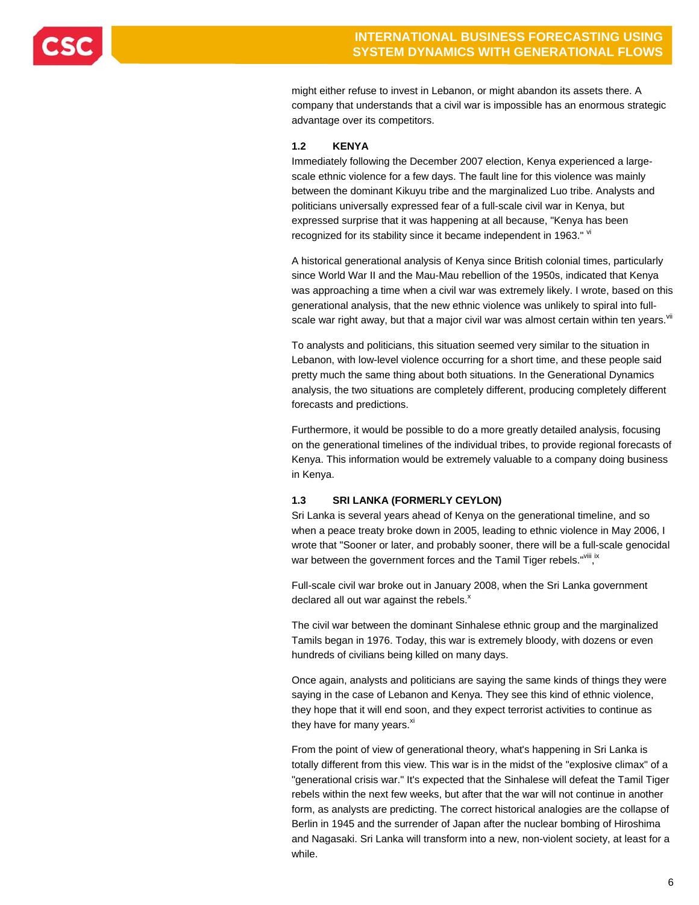might either refuse to invest in Lebanon, or might abandon its assets there. A company that understands that a civil war is impossible has an enormous strategic advantage over its competitors.

### 1.2 KENYA

Immediately following the December 2007 election, Kenya experienced a large-scale ethnic violence for a few days. The fault line for this violence was mainly between the dominant Kikuyu tribe and the marginalized Luo tribe. Analysts and politicians universally expressed fear of a full-scale civil war in Kenya, but expressed surprise that it was happening at all because, "Kenya has been recognized for its stability since it became independent in 1963." [vi]

A historical generational analysis of Kenya since British colonial times, particularly since World War II and the Mau-Mau rebellion of the 1950s, indicated that Kenya was approaching a time when a civil war was extremely likely. I wrote, based on this generational analysis, that the new ethnic violence was unlikely to spiral into full-scale war right away, but that a major civil war was almost certain within ten years.[vii]

To analysts and politicians, this situation seemed very similar to the situation in Lebanon, with low-level violence occurring for a short time, and these people said pretty much the same thing about both situations. In the Generational Dynamics analysis, the two situations are completely different, producing completely different forecasts and predictions.

Furthermore, it would be possible to do a more greatly detailed analysis, focusing on the generational timelines of the individual tribes, to provide regional forecasts of Kenya. This information would be extremely valuable to a company doing business in Kenya.

### 1.3 SRI LANKA (FORMERLY CEYLON)

Sri Lanka is several years ahead of Kenya on the generational timeline, and so when a peace treaty broke down in 2005, leading to ethnic violence in May 2006, I wrote that "Sooner or later, and probably sooner, there will be a full-scale genocidal war between the government forces and the Tamil Tiger rebels."[viii],[ix]

Full-scale civil war broke out in January 2008, when the Sri Lanka government declared all out war against the rebels.[x]

The civil war between the dominant Sinhalese ethnic group and the marginalized Tamils began in 1976. Today, this war is extremely bloody, with dozens or even hundreds of civilians being killed on many days.

Once again, analysts and politicians are saying the same kinds of things they were saying in the case of Lebanon and Kenya. They see this kind of ethnic violence, they hope that it will end soon, and they expect terrorist activities to continue as they have for many years.[xi]

From the point of view of generational theory, what's happening in Sri Lanka is totally different from this view. This war is in the midst of the "explosive climax" of a "generational crisis war." It's expected that the Sinhalese will defeat the Tamil Tiger rebels within the next few weeks, but after that the war will not continue in another form, as analysts are predicting. The correct historical analogies are the collapse of Berlin in 1945 and the surrender of Japan after the nuclear bombing of Hiroshima and Nagasaki. Sri Lanka will transform into a new, non-violent society, at least for a while.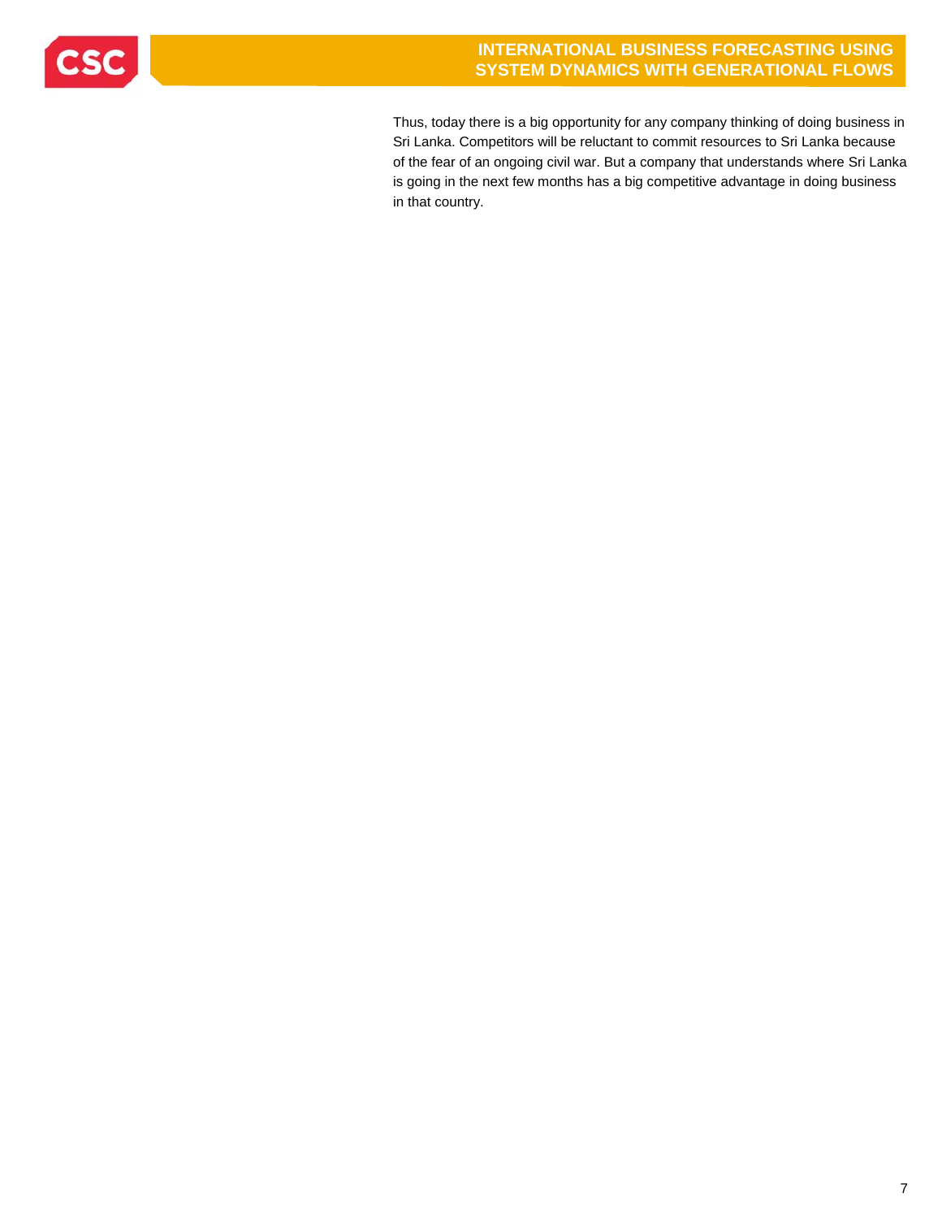Thus, today there is a big opportunity for any company thinking of doing business in Sri Lanka. Competitors will be reluctant to commit resources to Sri Lanka because of the fear of an ongoing civil war. But a company that understands where Sri Lanka is going in the next few months has a big competitive advantage in doing business in that country.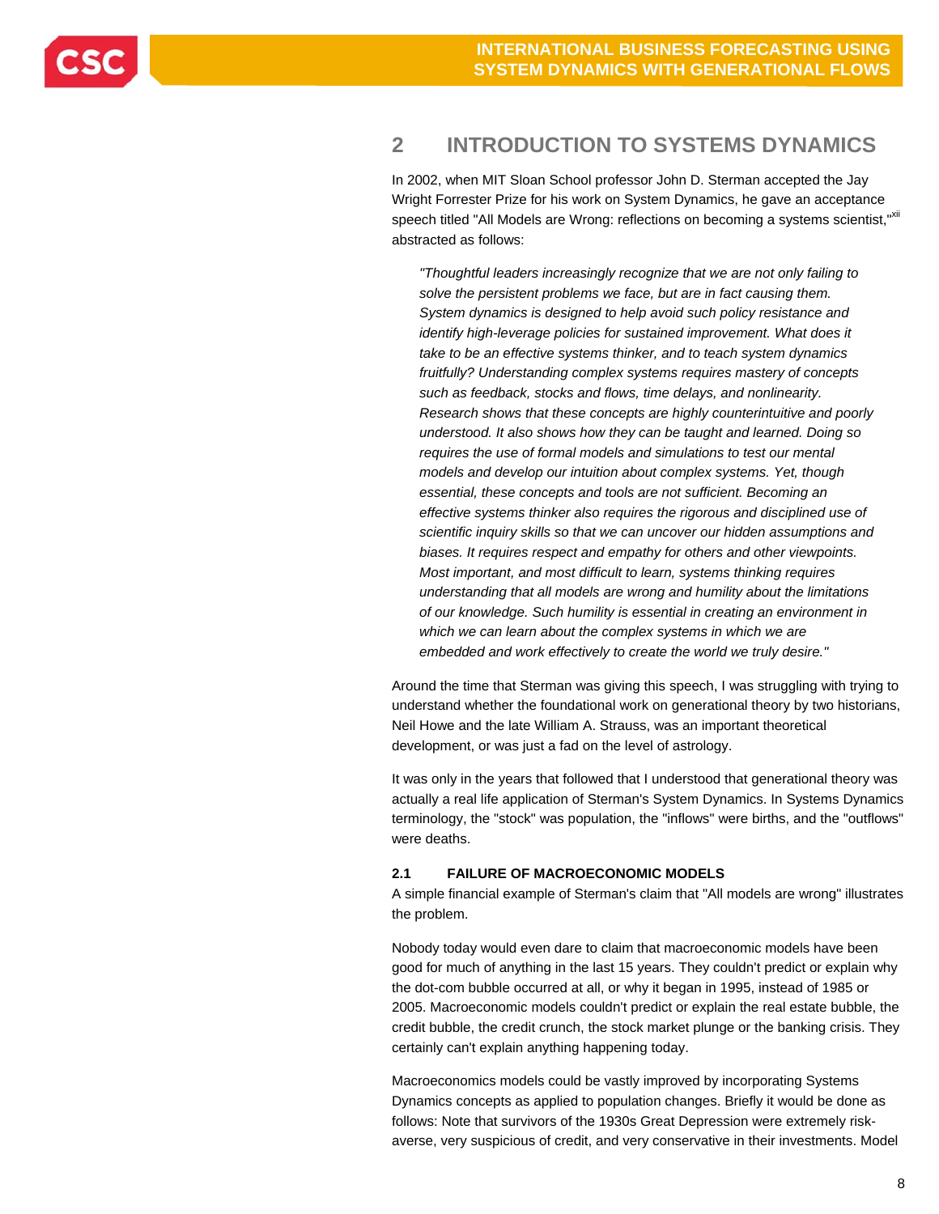## 2 INTRODUCTION TO SYSTEMS DYNAMICS

In 2002, when MIT Sloan School professor John D. Sterman accepted the Jay Wright Forrester Prize for his work on System Dynamics, he gave an acceptance speech titled "All Models are Wrong: reflections on becoming a systems scientist,"[xii] abstracted as follows:

> *"Thoughtful leaders increasingly recognize that we are not only failing to solve the persistent problems we face, but are in fact causing them. System dynamics is designed to help avoid such policy resistance and identify high-leverage policies for sustained improvement. What does it take to be an effective systems thinker, and to teach system dynamics fruitfully? Understanding complex systems requires mastery of concepts such as feedback, stocks and flows, time delays, and nonlinearity. Research shows that these concepts are highly counterintuitive and poorly understood. It also shows how they can be taught and learned. Doing so requires the use of formal models and simulations to test our mental models and develop our intuition about complex systems. Yet, though essential, these concepts and tools are not sufficient. Becoming an effective systems thinker also requires the rigorous and disciplined use of scientific inquiry skills so that we can uncover our hidden assumptions and biases. It requires respect and empathy for others and other viewpoints. Most important, and most difficult to learn, systems thinking requires understanding that all models are wrong and humility about the limitations of our knowledge. Such humility is essential in creating an environment in which we can learn about the complex systems in which we are embedded and work effectively to create the world we truly desire."*

Around the time that Sterman was giving this speech, I was struggling with trying to understand whether the foundational work on generational theory by two historians, Neil Howe and the late William A. Strauss, was an important theoretical development, or was just a fad on the level of astrology.

It was only in the years that followed that I understood that generational theory was actually a real life application of Sterman's System Dynamics. In Systems Dynamics terminology, the "stock" was population, the "inflows" were births, and the "outflows" were deaths.

### 2.1 FAILURE OF MACROECONOMIC MODELS

A simple financial example of Sterman's claim that "All models are wrong" illustrates the problem.

Nobody today would even dare to claim that macroeconomic models have been good for much of anything in the last 15 years. They couldn't predict or explain why the dot-com bubble occurred at all, or why it began in 1995, instead of 1985 or 2005. Macroeconomic models couldn't predict or explain the real estate bubble, the credit bubble, the credit crunch, the stock market plunge or the banking crisis. They certainly can't explain anything happening today.

Macroeconomics models could be vastly improved by incorporating Systems Dynamics concepts as applied to population changes. Briefly it would be done as follows: Note that survivors of the 1930s Great Depression were extremely risk-averse, very suspicious of credit, and very conservative in their investments. Model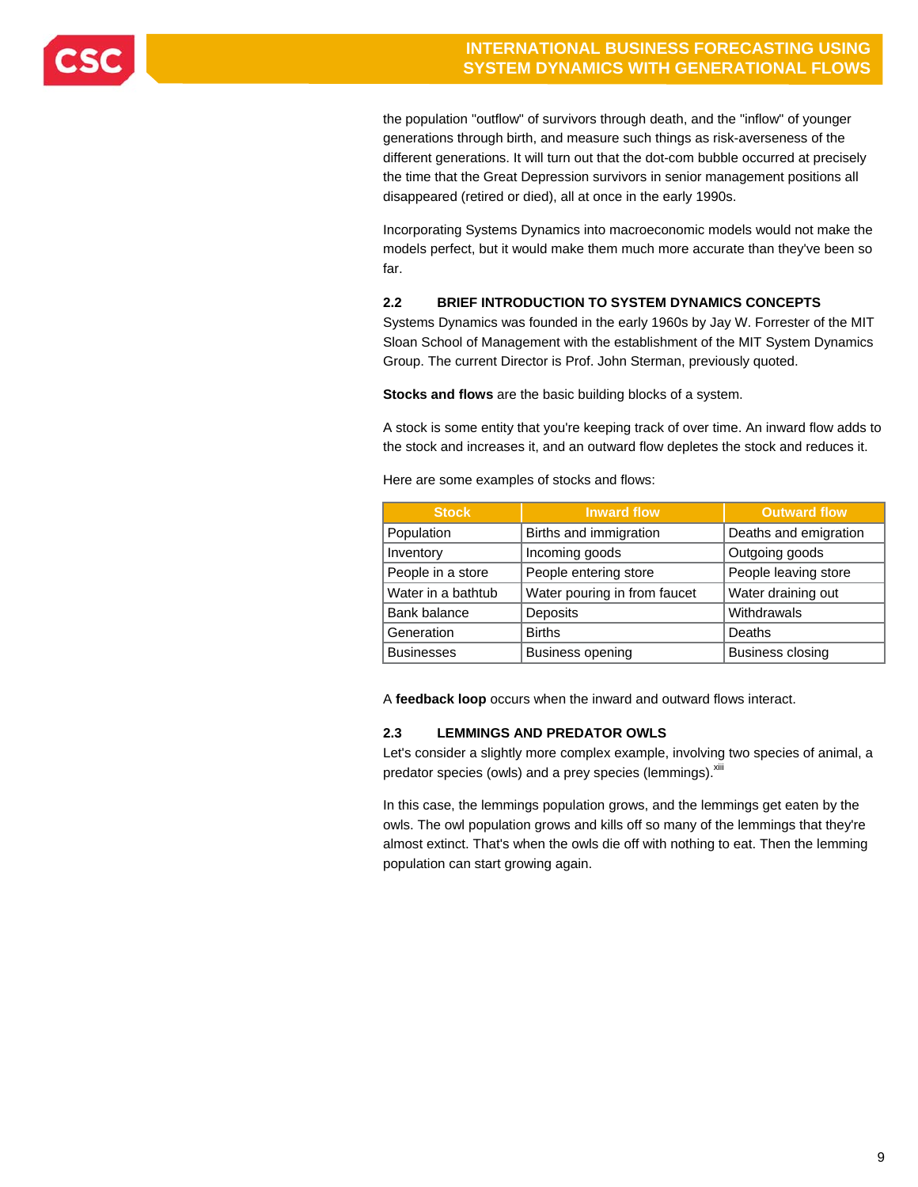the population "outflow" of survivors through death, and the "inflow" of younger generations through birth, and measure such things as risk-averseness of the different generations. It will turn out that the dot-com bubble occurred at precisely the time that the Great Depression survivors in senior management positions all disappeared (retired or died), all at once in the early 1990s.

Incorporating Systems Dynamics into macroeconomic models would not make the models perfect, but it would make them much more accurate than they've been so far.

### 2.2 BRIEF INTRODUCTION TO SYSTEM DYNAMICS CONCEPTS

Systems Dynamics was founded in the early 1960s by Jay W. Forrester of the MIT Sloan School of Management with the establishment of the MIT System Dynamics Group. The current Director is Prof. John Sterman, previously quoted.

**Stocks and flows** are the basic building blocks of a system.

A stock is some entity that you're keeping track of over time. An inward flow adds to the stock and increases it, and an outward flow depletes the stock and reduces it.

Here are some examples of stocks and flows:

| Stock | Inward flow | Outward flow |
|---|---|---|
| Population | Births and immigration | Deaths and emigration |
| Inventory | Incoming goods | Outgoing goods |
| People in a store | People entering store | People leaving store |
| Water in a bathtub | Water pouring in from faucet | Water draining out |
| Bank balance | Deposits | Withdrawals |
| Generation | Births | Deaths |
| Businesses | Business opening | Business closing |

A **feedback loop** occurs when the inward and outward flows interact.

### 2.3 LEMMINGS AND PREDATOR OWLS

Let's consider a slightly more complex example, involving two species of animal, a predator species (owls) and a prey species (lemmings).[xiii]

In this case, the lemmings population grows, and the lemmings get eaten by the owls. The owl population grows and kills off so many of the lemmings that they're almost extinct. That's when the owls die off with nothing to eat. Then the lemming population can start growing again.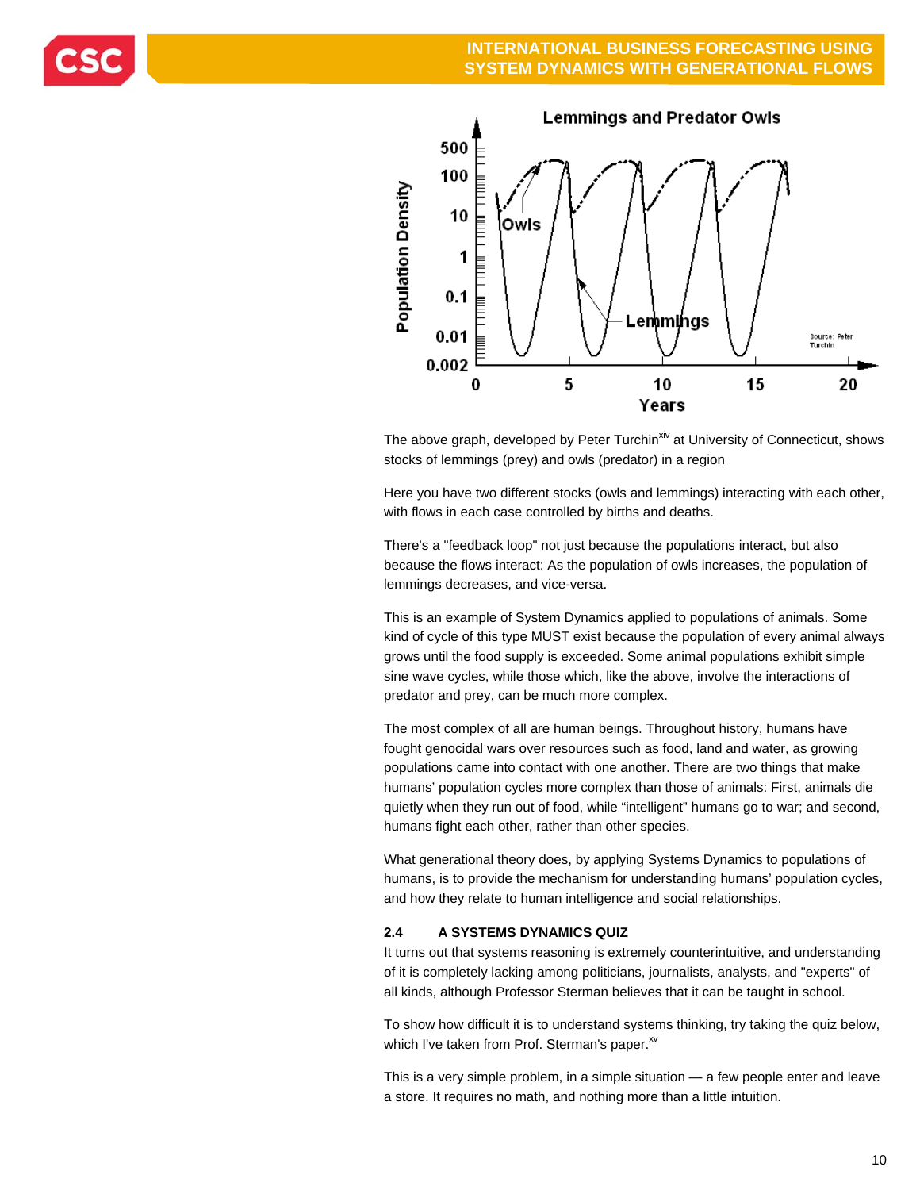The above graph, developed by Peter Turchin[xiv] at University of Connecticut, shows stocks of lemmings (prey) and owls (predator) in a region

Here you have two different stocks (owls and lemmings) interacting with each other, with flows in each case controlled by births and deaths.

There's a "feedback loop" not just because the populations interact, but also because the flows interact: As the population of owls increases, the population of lemmings decreases, and vice-versa.

This is an example of System Dynamics applied to populations of animals. Some kind of cycle of this type MUST exist because the population of every animal always grows until the food supply is exceeded. Some animal populations exhibit simple sine wave cycles, while those which, like the above, involve the interactions of predator and prey, can be much more complex.

The most complex of all are human beings. Throughout history, humans have fought genocidal wars over resources such as food, land and water, as growing populations came into contact with one another. There are two things that make humans' population cycles more complex than those of animals: First, animals die quietly when they run out of food, while "intelligent" humans go to war; and second, humans fight each other, rather than other species.

What generational theory does, by applying Systems Dynamics to populations of humans, is to provide the mechanism for understanding humans' population cycles, and how they relate to human intelligence and social relationships.

### 2.4 A SYSTEMS DYNAMICS QUIZ

It turns out that systems reasoning is extremely counterintuitive, and understanding of it is completely lacking among politicians, journalists, analysts, and "experts" of all kinds, although Professor Sterman believes that it can be taught in school.

To show how difficult it is to understand systems thinking, try taking the quiz below, which I've taken from Prof. Sterman's paper.[xv]

This is a very simple problem, in a simple situation — a few people enter and leave a store. It requires no math, and nothing more than a little intuition.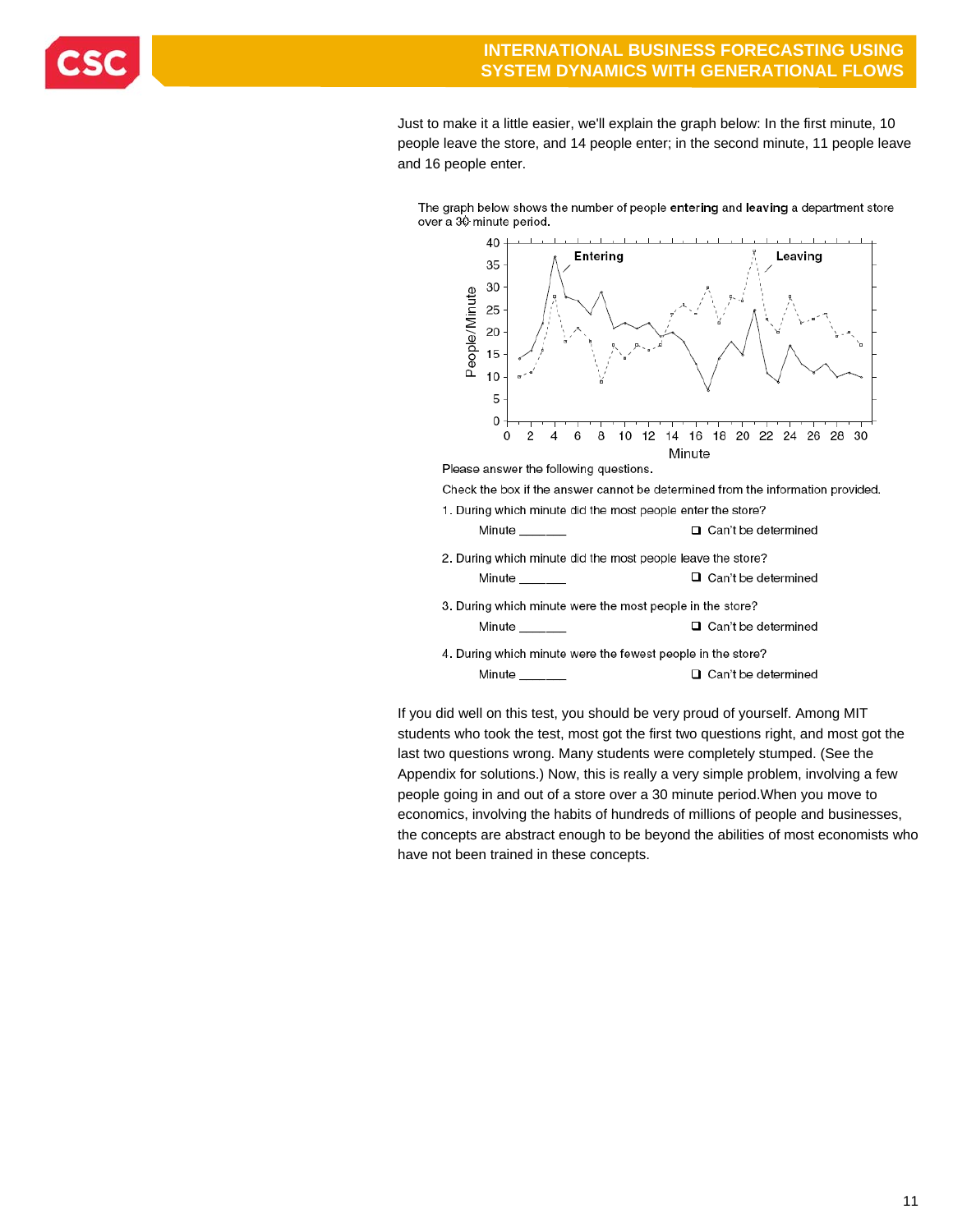Just to make it a little easier, we'll explain the graph below: In the first minute, 10 people leave the store, and 14 people enter; in the second minute, 11 people leave and 16 people enter.

The graph below shows the number of people **entering** and **leaving** a department store over a 30 minute period.

Please answer the following questions.

Check the box if the answer cannot be determined from the information provided.

1. During which minute did the most people enter the store?

   Minute _______ ❑ Can't be determined

2. During which minute did the most people leave the store?

   Minute _______ ❑ Can't be determined

3. During which minute were the most people in the store?

   Minute _______ ❑ Can't be determined

4. During which minute were the fewest people in the store?

   Minute _______ ❑ Can't be determined

If you did well on this test, you should be very proud of yourself. Among MIT students who took the test, most got the first two questions right, and most got the last two questions wrong. Many students were completely stumped. (See the Appendix for solutions.) Now, this is really a very simple problem, involving a few people going in and out of a store over a 30 minute period.When you move to economics, involving the habits of hundreds of millions of people and businesses, the concepts are abstract enough to be beyond the abilities of most economists who have not been trained in these concepts.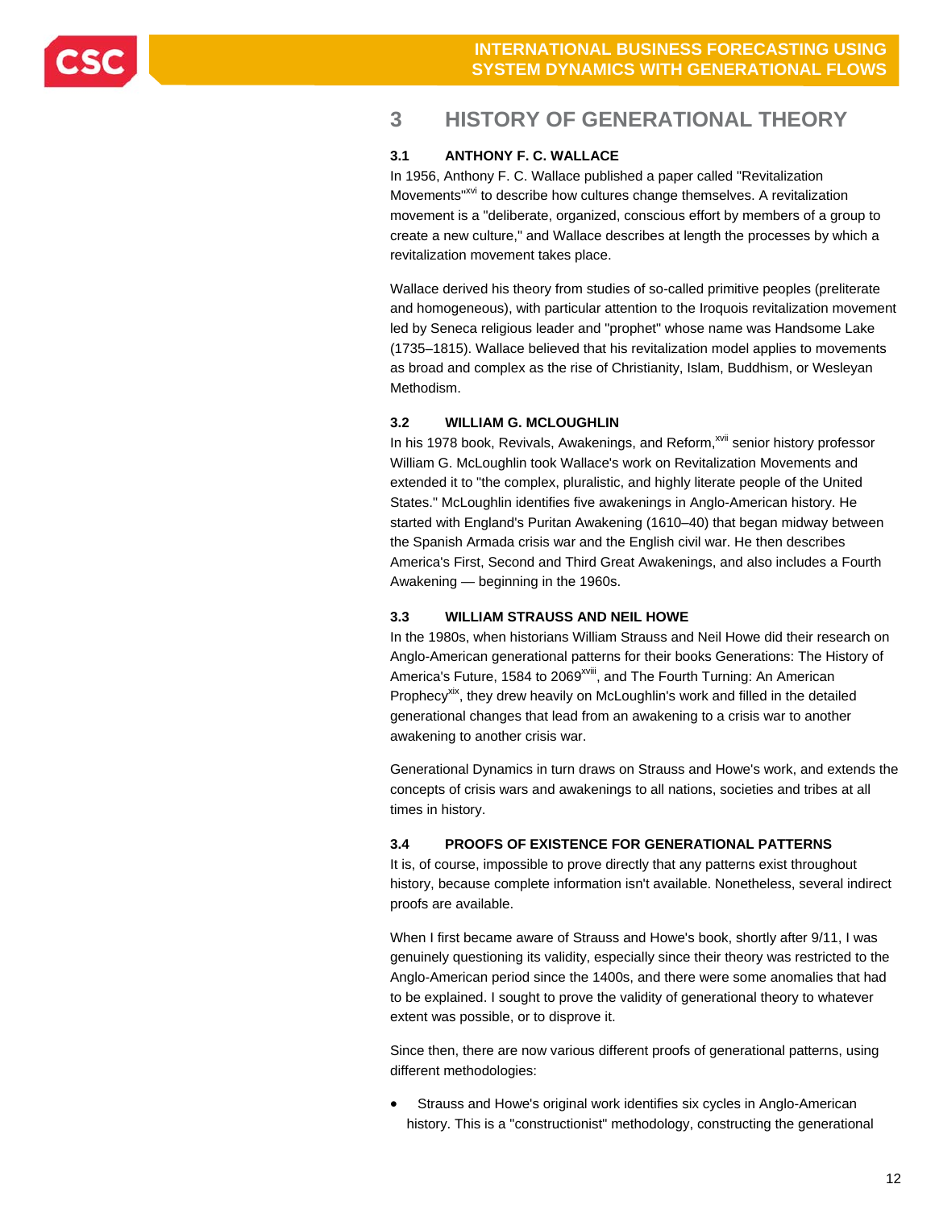# 3 HISTORY OF GENERATIONAL THEORY

## 3.1 ANTHONY F. C. WALLACE

In 1956, Anthony F. C. Wallace published a paper called "Revitalization Movements"[xvi] to describe how cultures change themselves. A revitalization movement is a "deliberate, organized, conscious effort by members of a group to create a new culture," and Wallace describes at length the processes by which a revitalization movement takes place.

Wallace derived his theory from studies of so-called primitive peoples (preliterate and homogeneous), with particular attention to the Iroquois revitalization movement led by Seneca religious leader and "prophet" whose name was Handsome Lake (1735–1815). Wallace believed that his revitalization model applies to movements as broad and complex as the rise of Christianity, Islam, Buddhism, or Wesleyan Methodism.

## 3.2 WILLIAM G. MCLOUGHLIN

In his 1978 book, Revivals, Awakenings, and Reform,[xvii] senior history professor William G. McLoughlin took Wallace's work on Revitalization Movements and extended it to "the complex, pluralistic, and highly literate people of the United States." McLoughlin identifies five awakenings in Anglo-American history. He started with England's Puritan Awakening (1610–40) that began midway between the Spanish Armada crisis war and the English civil war. He then describes America's First, Second and Third Great Awakenings, and also includes a Fourth Awakening — beginning in the 1960s.

## 3.3 WILLIAM STRAUSS AND NEIL HOWE

In the 1980s, when historians William Strauss and Neil Howe did their research on Anglo-American generational patterns for their books Generations: The History of America's Future, 1584 to 2069[xviii], and The Fourth Turning: An American Prophecy[xix], they drew heavily on McLoughlin's work and filled in the detailed generational changes that lead from an awakening to a crisis war to another awakening to another crisis war.

Generational Dynamics in turn draws on Strauss and Howe's work, and extends the concepts of crisis wars and awakenings to all nations, societies and tribes at all times in history.

## 3.4 PROOFS OF EXISTENCE FOR GENERATIONAL PATTERNS

It is, of course, impossible to prove directly that any patterns exist throughout history, because complete information isn't available. Nonetheless, several indirect proofs are available.

When I first became aware of Strauss and Howe's book, shortly after 9/11, I was genuinely questioning its validity, especially since their theory was restricted to the Anglo-American period since the 1400s, and there were some anomalies that had to be explained. I sought to prove the validity of generational theory to whatever extent was possible, or to disprove it.

Since then, there are now various different proofs of generational patterns, using different methodologies:

- Strauss and Howe's original work identifies six cycles in Anglo-American history. This is a "constructionist" methodology, constructing the generational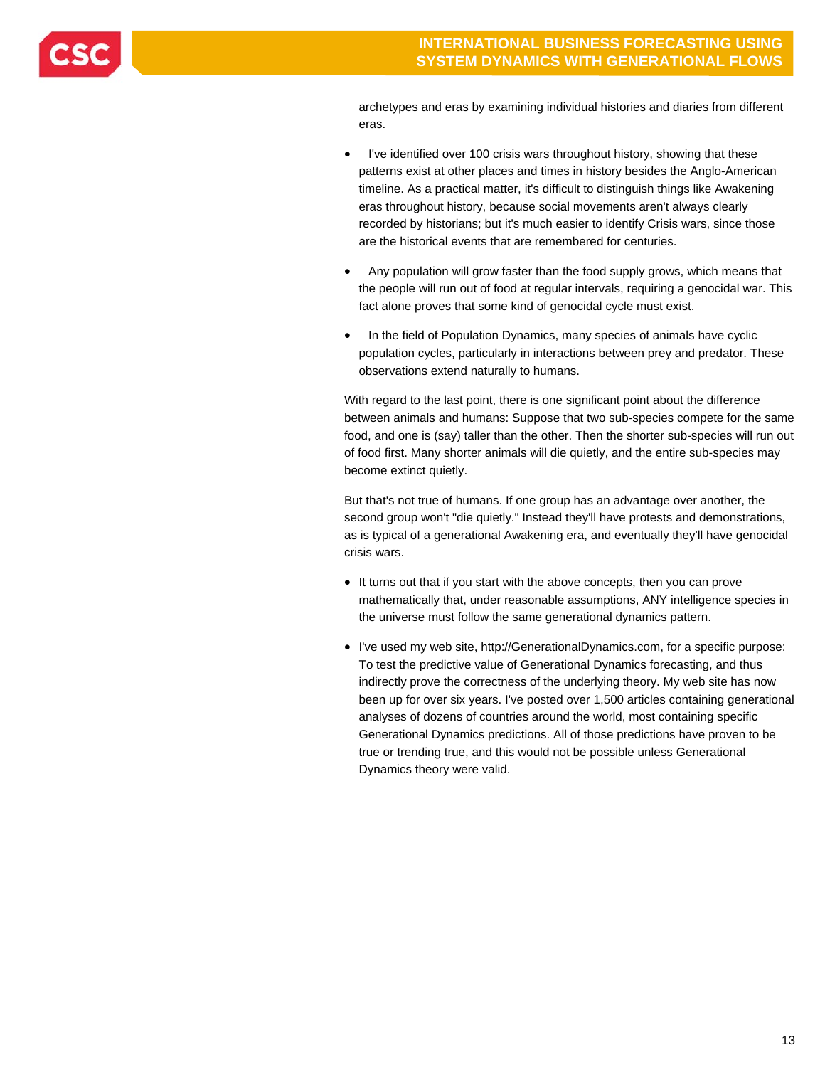archetypes and eras by examining individual histories and diaries from different eras.

- I've identified over 100 crisis wars throughout history, showing that these patterns exist at other places and times in history besides the Anglo-American timeline. As a practical matter, it's difficult to distinguish things like Awakening eras throughout history, because social movements aren't always clearly recorded by historians; but it's much easier to identify Crisis wars, since those are the historical events that are remembered for centuries.

- Any population will grow faster than the food supply grows, which means that the people will run out of food at regular intervals, requiring a genocidal war. This fact alone proves that some kind of genocidal cycle must exist.

- In the field of Population Dynamics, many species of animals have cyclic population cycles, particularly in interactions between prey and predator. These observations extend naturally to humans.

With regard to the last point, there is one significant point about the difference between animals and humans: Suppose that two sub-species compete for the same food, and one is (say) taller than the other. Then the shorter sub-species will run out of food first. Many shorter animals will die quietly, and the entire sub-species may become extinct quietly.

But that's not true of humans. If one group has an advantage over another, the second group won't "die quietly." Instead they'll have protests and demonstrations, as is typical of a generational Awakening era, and eventually they'll have genocidal crisis wars.

- It turns out that if you start with the above concepts, then you can prove mathematically that, under reasonable assumptions, ANY intelligence species in the universe must follow the same generational dynamics pattern.

- I've used my web site, http://GenerationalDynamics.com, for a specific purpose: To test the predictive value of Generational Dynamics forecasting, and thus indirectly prove the correctness of the underlying theory. My web site has now been up for over six years. I've posted over 1,500 articles containing generational analyses of dozens of countries around the world, most containing specific Generational Dynamics predictions. All of those predictions have proven to be true or trending true, and this would not be possible unless Generational Dynamics theory were valid.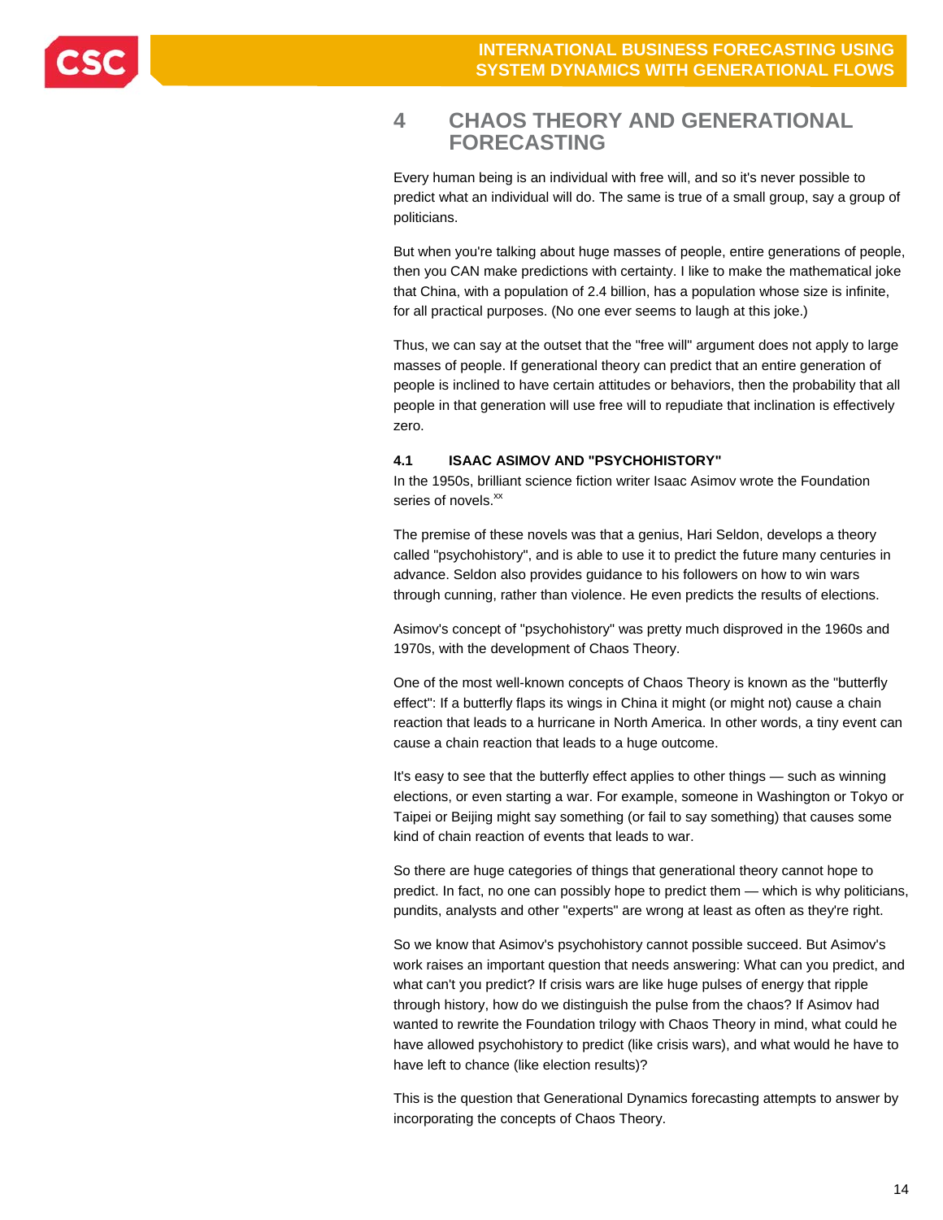# 4 CHAOS THEORY AND GENERATIONAL FORECASTING

Every human being is an individual with free will, and so it's never possible to predict what an individual will do. The same is true of a small group, say a group of politicians.

But when you're talking about huge masses of people, entire generations of people, then you CAN make predictions with certainty. I like to make the mathematical joke that China, with a population of 2.4 billion, has a population whose size is infinite, for all practical purposes. (No one ever seems to laugh at this joke.)

Thus, we can say at the outset that the "free will" argument does not apply to large masses of people. If generational theory can predict that an entire generation of people is inclined to have certain attitudes or behaviors, then the probability that all people in that generation will use free will to repudiate that inclination is effectively zero.

## 4.1 ISAAC ASIMOV AND "PSYCHOHISTORY"

In the 1950s, brilliant science fiction writer Isaac Asimov wrote the Foundation series of novels.[xx]

The premise of these novels was that a genius, Hari Seldon, develops a theory called "psychohistory", and is able to use it to predict the future many centuries in advance. Seldon also provides guidance to his followers on how to win wars through cunning, rather than violence. He even predicts the results of elections.

Asimov's concept of "psychohistory" was pretty much disproved in the 1960s and 1970s, with the development of Chaos Theory.

One of the most well-known concepts of Chaos Theory is known as the "butterfly effect": If a butterfly flaps its wings in China it might (or might not) cause a chain reaction that leads to a hurricane in North America. In other words, a tiny event can cause a chain reaction that leads to a huge outcome.

It's easy to see that the butterfly effect applies to other things — such as winning elections, or even starting a war. For example, someone in Washington or Tokyo or Taipei or Beijing might say something (or fail to say something) that causes some kind of chain reaction of events that leads to war.

So there are huge categories of things that generational theory cannot hope to predict. In fact, no one can possibly hope to predict them — which is why politicians, pundits, analysts and other "experts" are wrong at least as often as they're right.

So we know that Asimov's psychohistory cannot possible succeed. But Asimov's work raises an important question that needs answering: What can you predict, and what can't you predict? If crisis wars are like huge pulses of energy that ripple through history, how do we distinguish the pulse from the chaos? If Asimov had wanted to rewrite the Foundation trilogy with Chaos Theory in mind, what could he have allowed psychohistory to predict (like crisis wars), and what would he have to have left to chance (like election results)?

This is the question that Generational Dynamics forecasting attempts to answer by incorporating the concepts of Chaos Theory.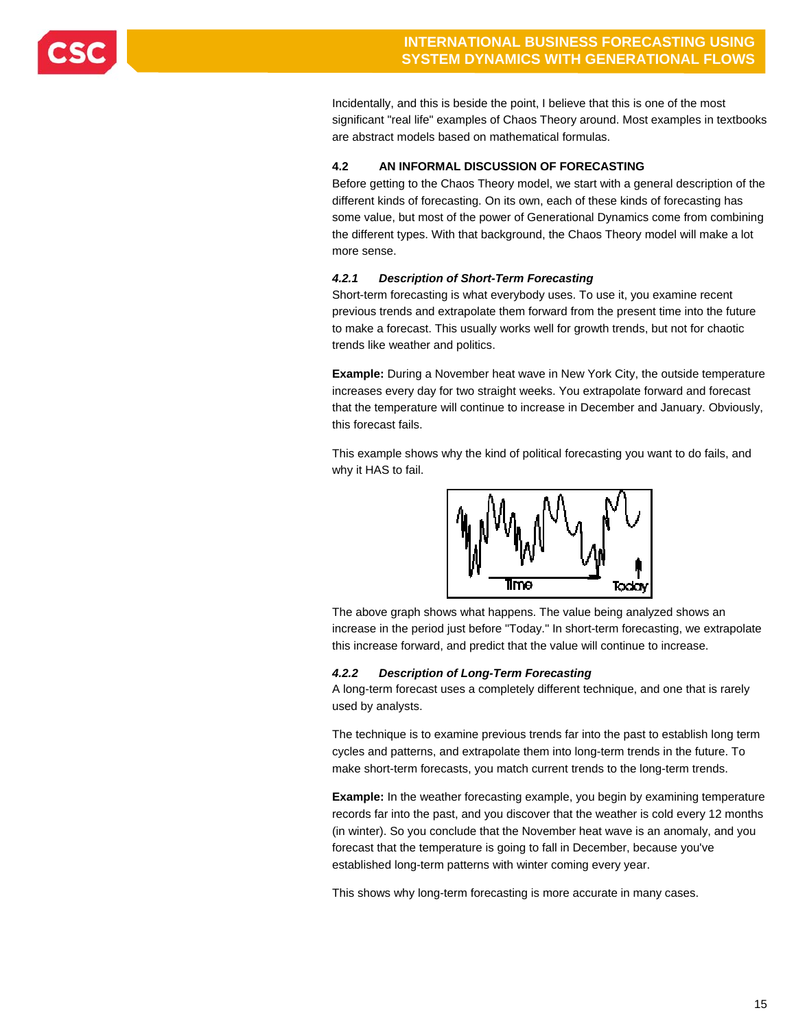Incidentally, and this is beside the point, I believe that this is one of the most significant "real life" examples of Chaos Theory around. Most examples in textbooks are abstract models based on mathematical formulas.

### 4.2 AN INFORMAL DISCUSSION OF FORECASTING

Before getting to the Chaos Theory model, we start with a general description of the different kinds of forecasting. On its own, each of these kinds of forecasting has some value, but most of the power of Generational Dynamics come from combining the different types. With that background, the Chaos Theory model will make a lot more sense.

#### *4.2.1 Description of Short-Term Forecasting*

Short-term forecasting is what everybody uses. To use it, you examine recent previous trends and extrapolate them forward from the present time into the future to make a forecast. This usually works well for growth trends, but not for chaotic trends like weather and politics.

**Example:** During a November heat wave in New York City, the outside temperature increases every day for two straight weeks. You extrapolate forward and forecast that the temperature will continue to increase in December and January. Obviously, this forecast fails.

This example shows why the kind of political forecasting you want to do fails, and why it HAS to fail.

The above graph shows what happens. The value being analyzed shows an increase in the period just before "Today." In short-term forecasting, we extrapolate this increase forward, and predict that the value will continue to increase.

#### *4.2.2 Description of Long-Term Forecasting*

A long-term forecast uses a completely different technique, and one that is rarely used by analysts.

The technique is to examine previous trends far into the past to establish long term cycles and patterns, and extrapolate them into long-term trends in the future. To make short-term forecasts, you match current trends to the long-term trends.

**Example:** In the weather forecasting example, you begin by examining temperature records far into the past, and you discover that the weather is cold every 12 months (in winter). So you conclude that the November heat wave is an anomaly, and you forecast that the temperature is going to fall in December, because you've established long-term patterns with winter coming every year.

This shows why long-term forecasting is more accurate in many cases.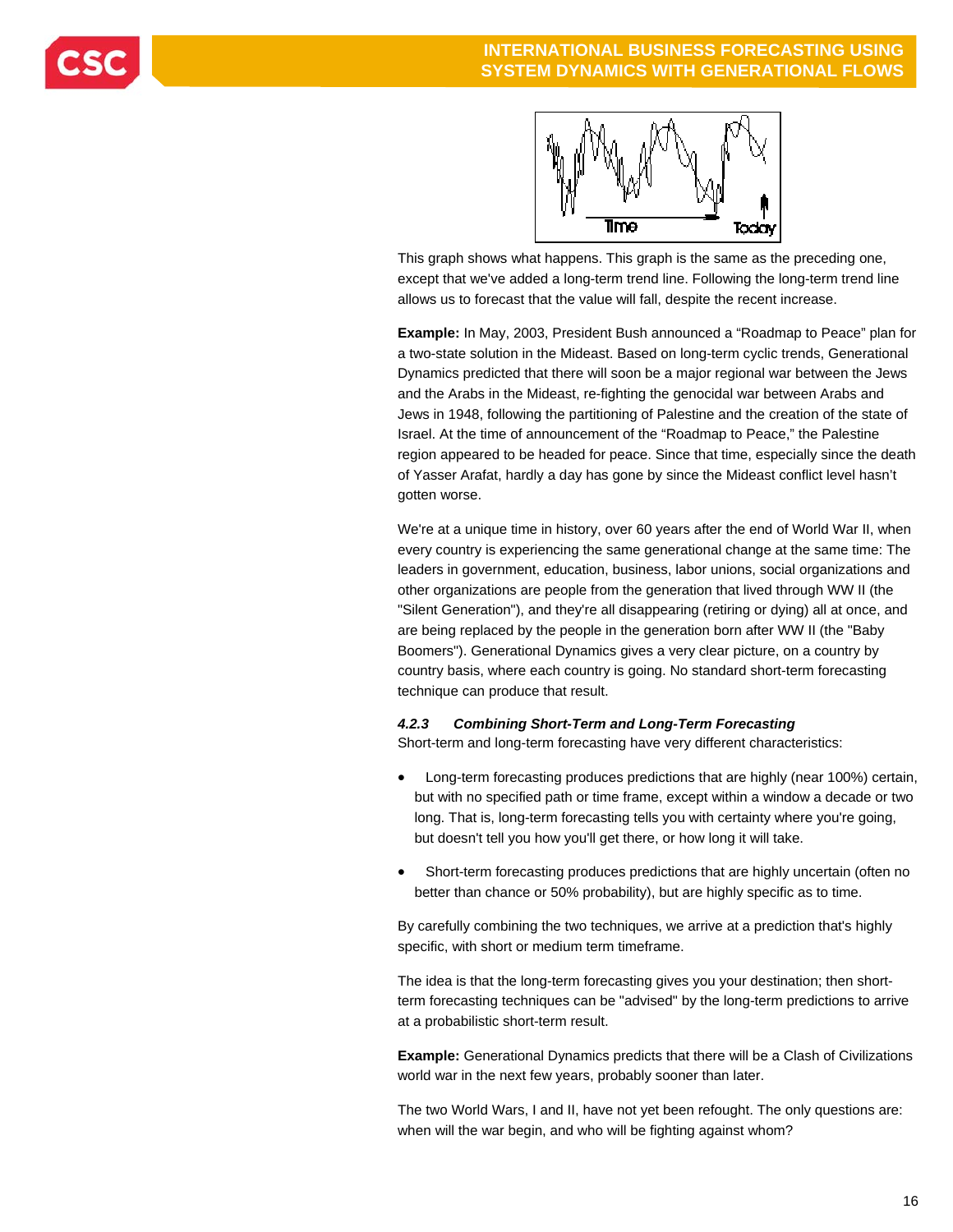This graph shows what happens. This graph is the same as the preceding one, except that we've added a long-term trend line. Following the long-term trend line allows us to forecast that the value will fall, despite the recent increase.

**Example:** In May, 2003, President Bush announced a "Roadmap to Peace" plan for a two-state solution in the Mideast. Based on long-term cyclic trends, Generational Dynamics predicted that there will soon be a major regional war between the Jews and the Arabs in the Mideast, re-fighting the genocidal war between Arabs and Jews in 1948, following the partitioning of Palestine and the creation of the state of Israel. At the time of announcement of the "Roadmap to Peace," the Palestine region appeared to be headed for peace. Since that time, especially since the death of Yasser Arafat, hardly a day has gone by since the Mideast conflict level hasn't gotten worse.

We're at a unique time in history, over 60 years after the end of World War II, when every country is experiencing the same generational change at the same time: The leaders in government, education, business, labor unions, social organizations and other organizations are people from the generation that lived through WW II (the "Silent Generation"), and they're all disappearing (retiring or dying) all at once, and are being replaced by the people in the generation born after WW II (the "Baby Boomers"). Generational Dynamics gives a very clear picture, on a country by country basis, where each country is going. No standard short-term forecasting technique can produce that result.

#### *4.2.3 Combining Short-Term and Long-Term Forecasting*

Short-term and long-term forecasting have very different characteristics:

- Long-term forecasting produces predictions that are highly (near 100%) certain, but with no specified path or time frame, except within a window a decade or two long. That is, long-term forecasting tells you with certainty where you're going, but doesn't tell you how you'll get there, or how long it will take.
- Short-term forecasting produces predictions that are highly uncertain (often no better than chance or 50% probability), but are highly specific as to time.

By carefully combining the two techniques, we arrive at a prediction that's highly specific, with short or medium term timeframe.

The idea is that the long-term forecasting gives you your destination; then short-term forecasting techniques can be "advised" by the long-term predictions to arrive at a probabilistic short-term result.

**Example:** Generational Dynamics predicts that there will be a Clash of Civilizations world war in the next few years, probably sooner than later.

The two World Wars, I and II, have not yet been refought. The only questions are: when will the war begin, and who will be fighting against whom?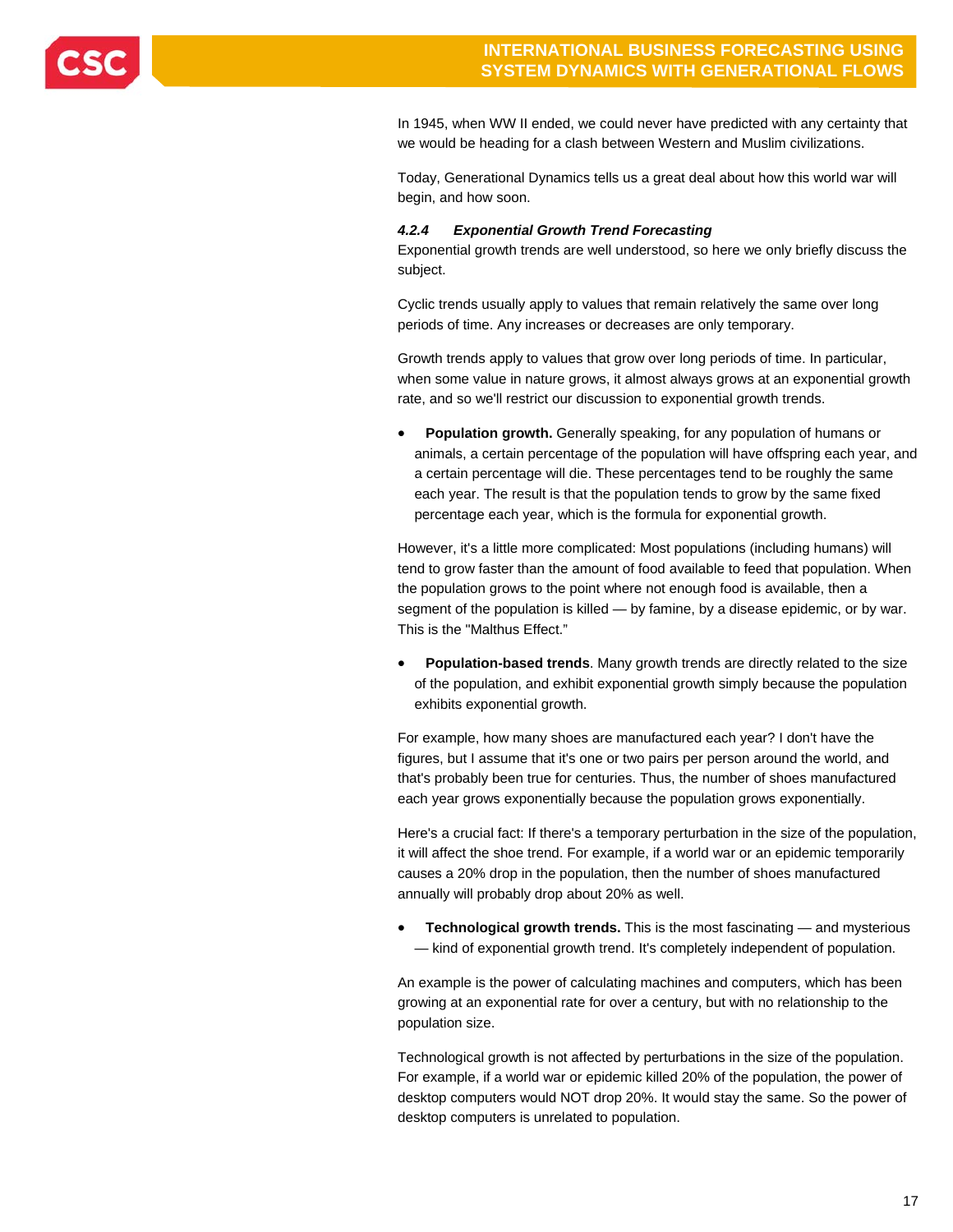In 1945, when WW II ended, we could never have predicted with any certainty that we would be heading for a clash between Western and Muslim civilizations.

Today, Generational Dynamics tells us a great deal about how this world war will begin, and how soon.

#### *4.2.4 Exponential Growth Trend Forecasting*

Exponential growth trends are well understood, so here we only briefly discuss the subject.

Cyclic trends usually apply to values that remain relatively the same over long periods of time. Any increases or decreases are only temporary.

Growth trends apply to values that grow over long periods of time. In particular, when some value in nature grows, it almost always grows at an exponential growth rate, and so we'll restrict our discussion to exponential growth trends.

- **Population growth.** Generally speaking, for any population of humans or animals, a certain percentage of the population will have offspring each year, and a certain percentage will die. These percentages tend to be roughly the same each year. The result is that the population tends to grow by the same fixed percentage each year, which is the formula for exponential growth.

However, it's a little more complicated: Most populations (including humans) will tend to grow faster than the amount of food available to feed that population. When the population grows to the point where not enough food is available, then a segment of the population is killed — by famine, by a disease epidemic, or by war. This is the "Malthus Effect."

- **Population-based trends**. Many growth trends are directly related to the size of the population, and exhibit exponential growth simply because the population exhibits exponential growth.

For example, how many shoes are manufactured each year? I don't have the figures, but I assume that it's one or two pairs per person around the world, and that's probably been true for centuries. Thus, the number of shoes manufactured each year grows exponentially because the population grows exponentially.

Here's a crucial fact: If there's a temporary perturbation in the size of the population, it will affect the shoe trend. For example, if a world war or an epidemic temporarily causes a 20% drop in the population, then the number of shoes manufactured annually will probably drop about 20% as well.

- **Technological growth trends.** This is the most fascinating — and mysterious — kind of exponential growth trend. It's completely independent of population.

An example is the power of calculating machines and computers, which has been growing at an exponential rate for over a century, but with no relationship to the population size.

Technological growth is not affected by perturbations in the size of the population. For example, if a world war or epidemic killed 20% of the population, the power of desktop computers would NOT drop 20%. It would stay the same. So the power of desktop computers is unrelated to population.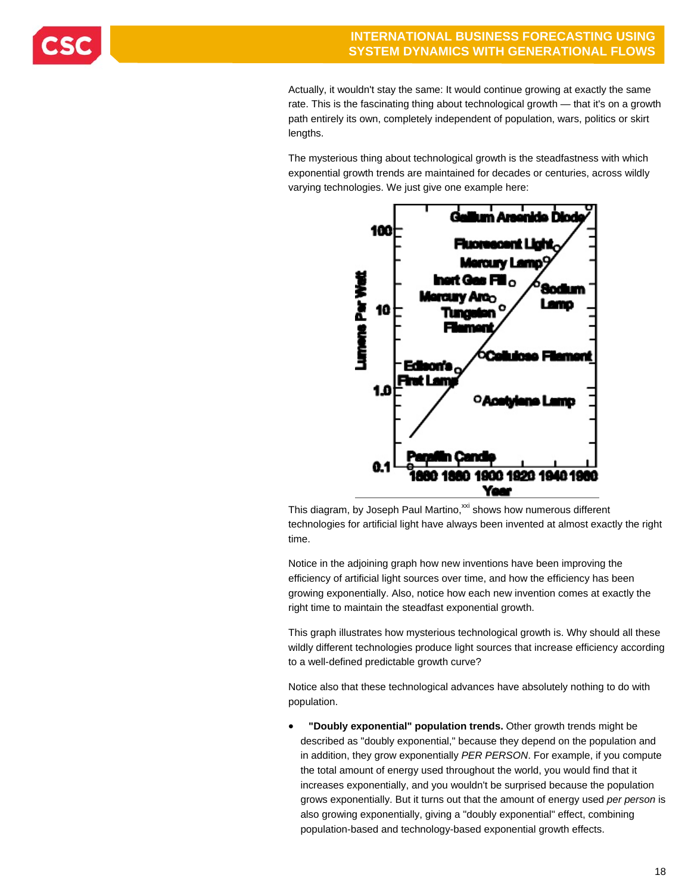Actually, it wouldn't stay the same: It would continue growing at exactly the same rate. This is the fascinating thing about technological growth — that it's on a growth path entirely its own, completely independent of population, wars, politics or skirt lengths.

The mysterious thing about technological growth is the steadfastness with which exponential growth trends are maintained for decades or centuries, across wildly varying technologies. We just give one example here:

This diagram, by Joseph Paul Martino,[xxi] shows how numerous different technologies for artificial light have always been invented at almost exactly the right time.

Notice in the adjoining graph how new inventions have been improving the efficiency of artificial light sources over time, and how the efficiency has been growing exponentially. Also, notice how each new invention comes at exactly the right time to maintain the steadfast exponential growth.

This graph illustrates how mysterious technological growth is. Why should all these wildly different technologies produce light sources that increase efficiency according to a well-defined predictable growth curve?

Notice also that these technological advances have absolutely nothing to do with population.

- **"Doubly exponential" population trends.** Other growth trends might be described as "doubly exponential," because they depend on the population and in addition, they grow exponentially *PER PERSON*. For example, if you compute the total amount of energy used throughout the world, you would find that it increases exponentially, and you wouldn't be surprised because the population grows exponentially. But it turns out that the amount of energy used *per person* is also growing exponentially, giving a "doubly exponential" effect, combining population-based and technology-based exponential growth effects.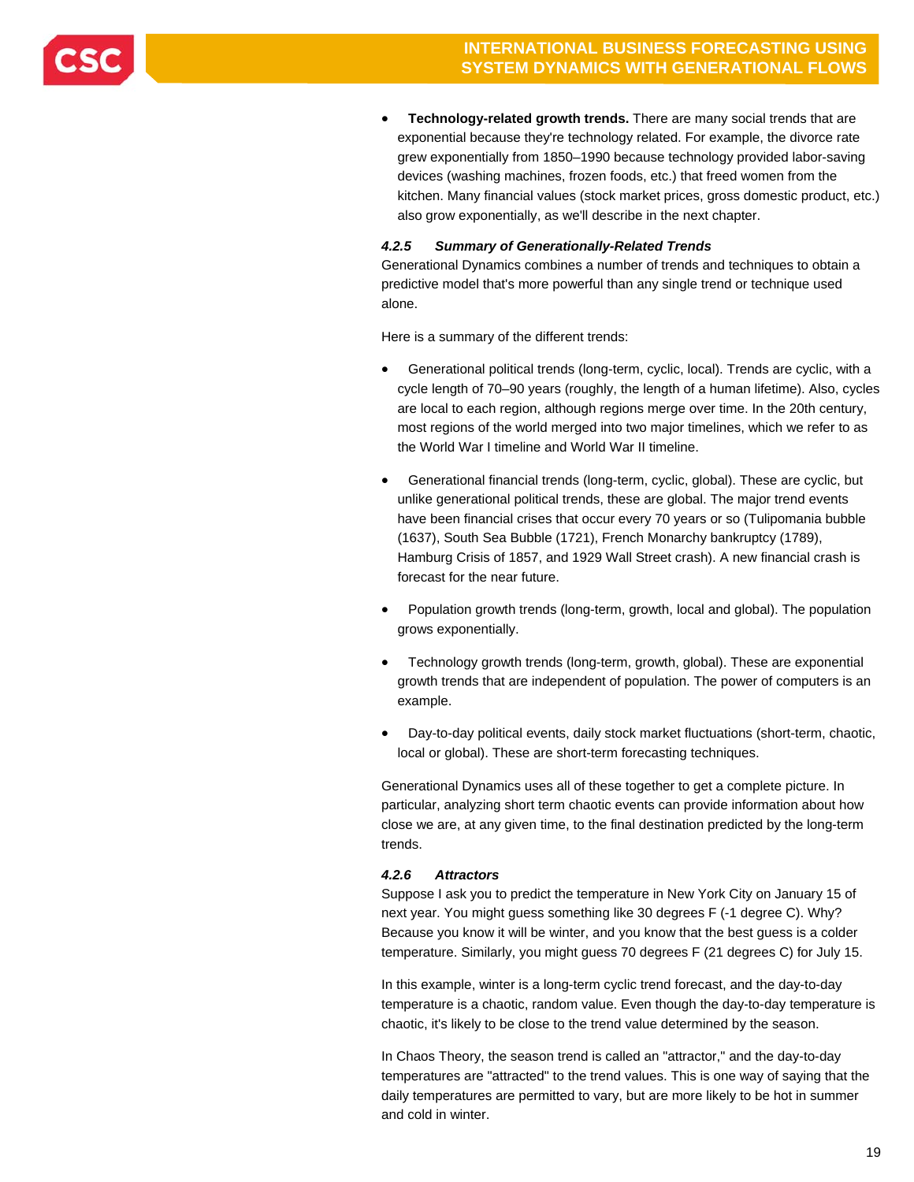- **Technology-related growth trends.** There are many social trends that are exponential because they're technology related. For example, the divorce rate grew exponentially from 1850–1990 because technology provided labor-saving devices (washing machines, frozen foods, etc.) that freed women from the kitchen. Many financial values (stock market prices, gross domestic product, etc.) also grow exponentially, as we'll describe in the next chapter.

#### *4.2.5 Summary of Generationally-Related Trends*

Generational Dynamics combines a number of trends and techniques to obtain a predictive model that's more powerful than any single trend or technique used alone.

Here is a summary of the different trends:

- Generational political trends (long-term, cyclic, local). Trends are cyclic, with a cycle length of 70–90 years (roughly, the length of a human lifetime). Also, cycles are local to each region, although regions merge over time. In the 20th century, most regions of the world merged into two major timelines, which we refer to as the World War I timeline and World War II timeline.

- Generational financial trends (long-term, cyclic, global). These are cyclic, but unlike generational political trends, these are global. The major trend events have been financial crises that occur every 70 years or so (Tulipomania bubble (1637), South Sea Bubble (1721), French Monarchy bankruptcy (1789), Hamburg Crisis of 1857, and 1929 Wall Street crash). A new financial crash is forecast for the near future.

- Population growth trends (long-term, growth, local and global). The population grows exponentially.

- Technology growth trends (long-term, growth, global). These are exponential growth trends that are independent of population. The power of computers is an example.

- Day-to-day political events, daily stock market fluctuations (short-term, chaotic, local or global). These are short-term forecasting techniques.

Generational Dynamics uses all of these together to get a complete picture. In particular, analyzing short term chaotic events can provide information about how close we are, at any given time, to the final destination predicted by the long-term trends.

#### *4.2.6 Attractors*

Suppose I ask you to predict the temperature in New York City on January 15 of next year. You might guess something like 30 degrees F (-1 degree C). Why? Because you know it will be winter, and you know that the best guess is a colder temperature. Similarly, you might guess 70 degrees F (21 degrees C) for July 15.

In this example, winter is a long-term cyclic trend forecast, and the day-to-day temperature is a chaotic, random value. Even though the day-to-day temperature is chaotic, it's likely to be close to the trend value determined by the season.

In Chaos Theory, the season trend is called an "attractor," and the day-to-day temperatures are "attracted" to the trend values. This is one way of saying that the daily temperatures are permitted to vary, but are more likely to be hot in summer and cold in winter.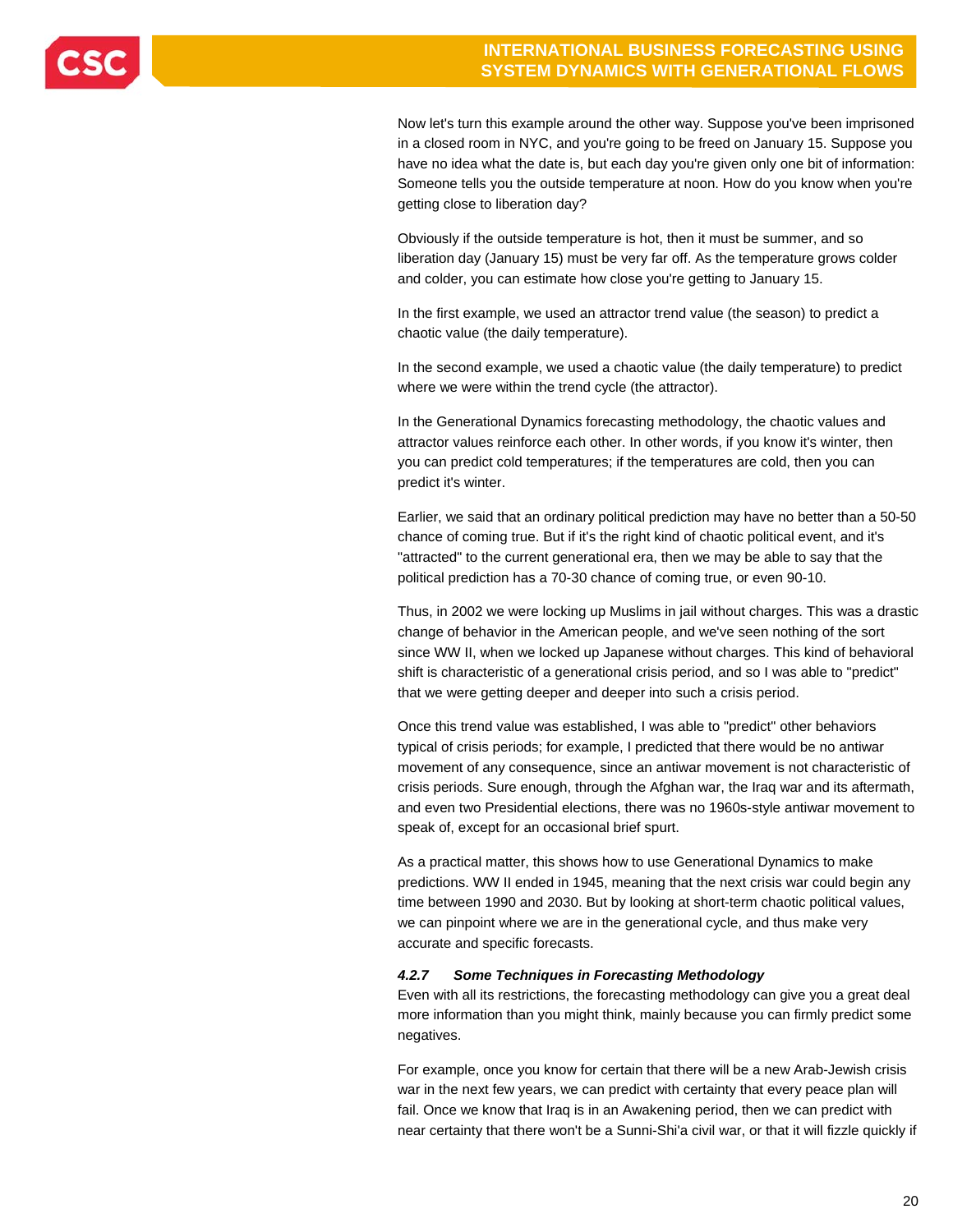Now let's turn this example around the other way. Suppose you've been imprisoned in a closed room in NYC, and you're going to be freed on January 15. Suppose you have no idea what the date is, but each day you're given only one bit of information: Someone tells you the outside temperature at noon. How do you know when you're getting close to liberation day?

Obviously if the outside temperature is hot, then it must be summer, and so liberation day (January 15) must be very far off. As the temperature grows colder and colder, you can estimate how close you're getting to January 15.

In the first example, we used an attractor trend value (the season) to predict a chaotic value (the daily temperature).

In the second example, we used a chaotic value (the daily temperature) to predict where we were within the trend cycle (the attractor).

In the Generational Dynamics forecasting methodology, the chaotic values and attractor values reinforce each other. In other words, if you know it's winter, then you can predict cold temperatures; if the temperatures are cold, then you can predict it's winter.

Earlier, we said that an ordinary political prediction may have no better than a 50-50 chance of coming true. But if it's the right kind of chaotic political event, and it's "attracted" to the current generational era, then we may be able to say that the political prediction has a 70-30 chance of coming true, or even 90-10.

Thus, in 2002 we were locking up Muslims in jail without charges. This was a drastic change of behavior in the American people, and we've seen nothing of the sort since WW II, when we locked up Japanese without charges. This kind of behavioral shift is characteristic of a generational crisis period, and so I was able to "predict" that we were getting deeper and deeper into such a crisis period.

Once this trend value was established, I was able to "predict" other behaviors typical of crisis periods; for example, I predicted that there would be no antiwar movement of any consequence, since an antiwar movement is not characteristic of crisis periods. Sure enough, through the Afghan war, the Iraq war and its aftermath, and even two Presidential elections, there was no 1960s-style antiwar movement to speak of, except for an occasional brief spurt.

As a practical matter, this shows how to use Generational Dynamics to make predictions. WW II ended in 1945, meaning that the next crisis war could begin any time between 1990 and 2030. But by looking at short-term chaotic political values, we can pinpoint where we are in the generational cycle, and thus make very accurate and specific forecasts.

#### *4.2.7 Some Techniques in Forecasting Methodology*

Even with all its restrictions, the forecasting methodology can give you a great deal more information than you might think, mainly because you can firmly predict some negatives.

For example, once you know for certain that there will be a new Arab-Jewish crisis war in the next few years, we can predict with certainty that every peace plan will fail. Once we know that Iraq is in an Awakening period, then we can predict with near certainty that there won't be a Sunni-Shi'a civil war, or that it will fizzle quickly if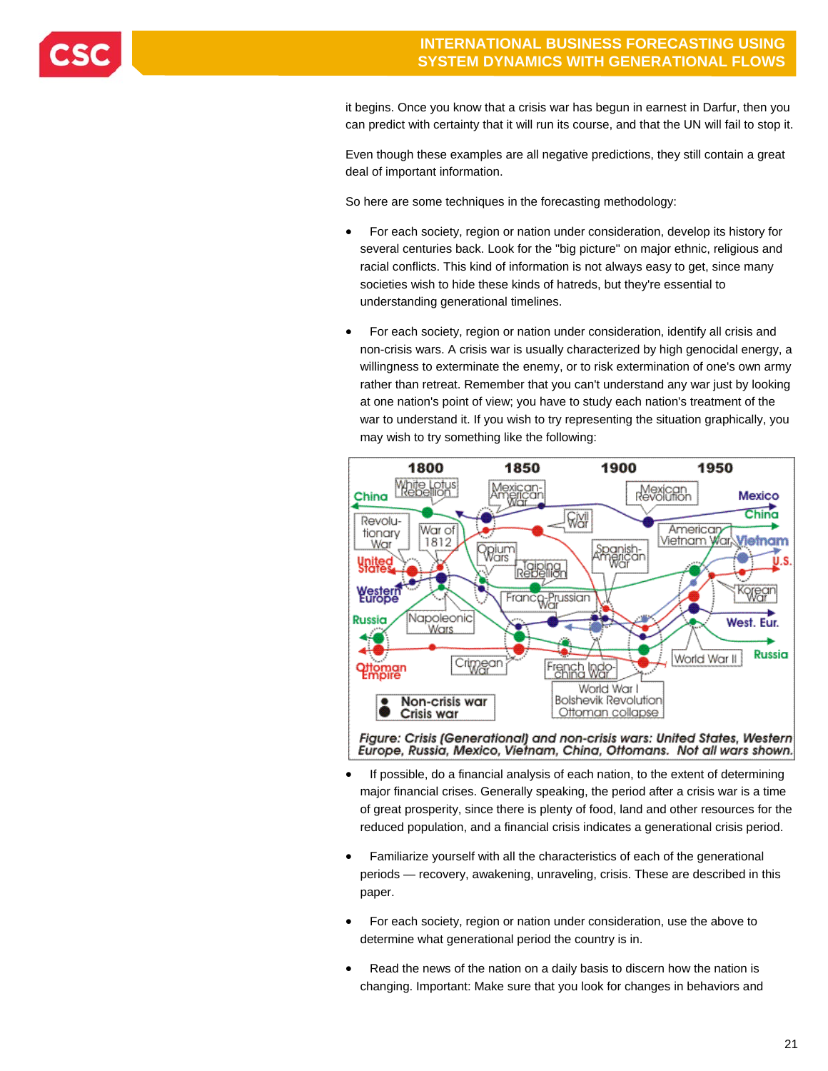it begins. Once you know that a crisis war has begun in earnest in Darfur, then you can predict with certainty that it will run its course, and that the UN will fail to stop it.

Even though these examples are all negative predictions, they still contain a great deal of important information.

So here are some techniques in the forecasting methodology:

- For each society, region or nation under consideration, develop its history for several centuries back. Look for the "big picture" on major ethnic, religious and racial conflicts. This kind of information is not always easy to get, since many societies wish to hide these kinds of hatreds, but they're essential to understanding generational timelines.

- For each society, region or nation under consideration, identify all crisis and non-crisis wars. A crisis war is usually characterized by high genocidal energy, a willingness to exterminate the enemy, or to risk extermination of one's own army rather than retreat. Remember that you can't understand any war just by looking at one nation's point of view; you have to study each nation's treatment of the war to understand it. If you wish to try representing the situation graphically, you may wish to try something like the following:

*Figure: Crisis (Generational) and non-crisis wars: United States, Western Europe, Russia, Mexico, Vietnam, China, Ottomans. Not all wars shown.*

- If possible, do a financial analysis of each nation, to the extent of determining major financial crises. Generally speaking, the period after a crisis war is a time of great prosperity, since there is plenty of food, land and other resources for the reduced population, and a financial crisis indicates a generational crisis period.

- Familiarize yourself with all the characteristics of each of the generational periods — recovery, awakening, unraveling, crisis. These are described in this paper.

- For each society, region or nation under consideration, use the above to determine what generational period the country is in.

- Read the news of the nation on a daily basis to discern how the nation is changing. Important: Make sure that you look for changes in behaviors and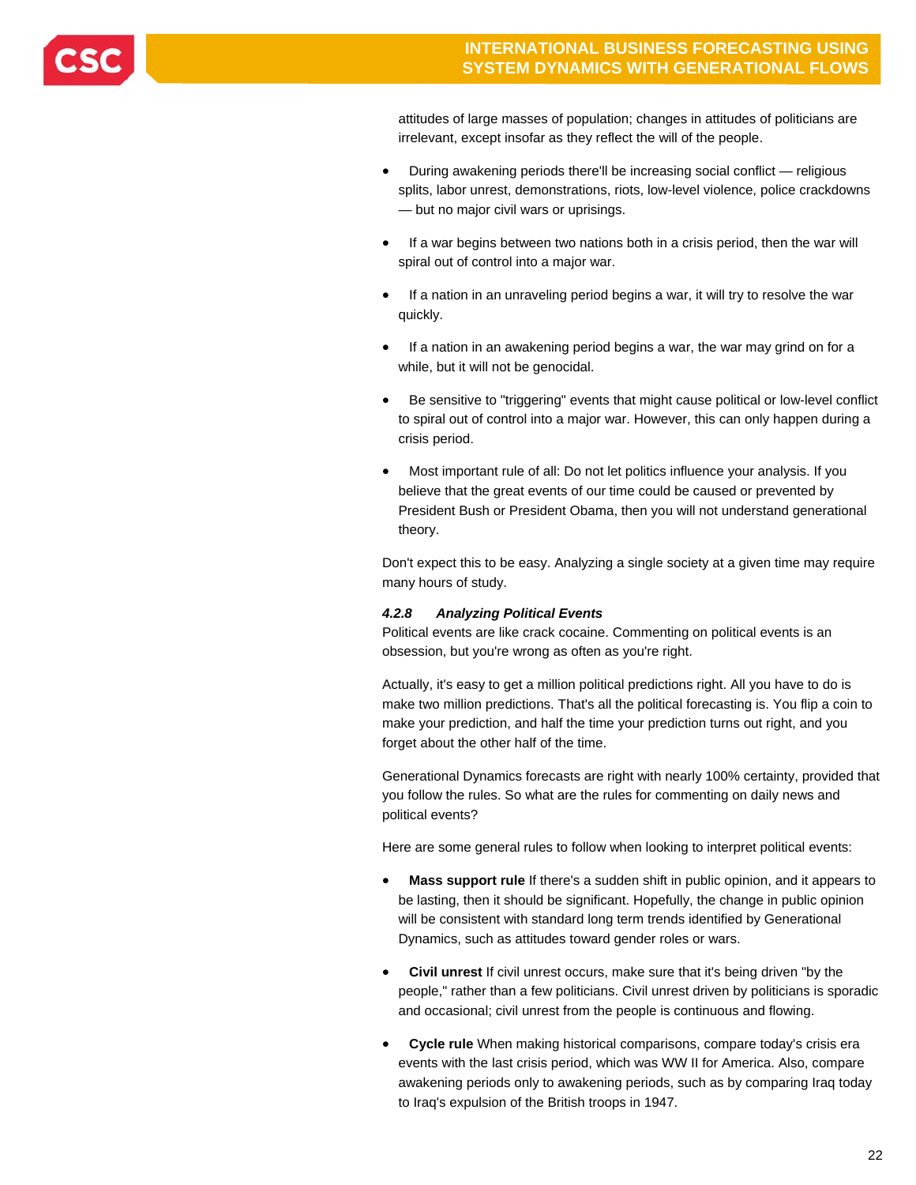attitudes of large masses of population; changes in attitudes of politicians are irrelevant, except insofar as they reflect the will of the people.

- During awakening periods there'll be increasing social conflict — religious splits, labor unrest, demonstrations, riots, low-level violence, police crackdowns — but no major civil wars or uprisings.
- If a war begins between two nations both in a crisis period, then the war will spiral out of control into a major war.
- If a nation in an unraveling period begins a war, it will try to resolve the war quickly.
- If a nation in an awakening period begins a war, the war may grind on for a while, but it will not be genocidal.
- Be sensitive to "triggering" events that might cause political or low-level conflict to spiral out of control into a major war. However, this can only happen during a crisis period.
- Most important rule of all: Do not let politics influence your analysis. If you believe that the great events of our time could be caused or prevented by President Bush or President Obama, then you will not understand generational theory.

Don't expect this to be easy. Analyzing a single society at a given time may require many hours of study.

#### *4.2.8 Analyzing Political Events*

Political events are like crack cocaine. Commenting on political events is an obsession, but you're wrong as often as you're right.

Actually, it's easy to get a million political predictions right. All you have to do is make two million predictions. That's all the political forecasting is. You flip a coin to make your prediction, and half the time your prediction turns out right, and you forget about the other half of the time.

Generational Dynamics forecasts are right with nearly 100% certainty, provided that you follow the rules. So what are the rules for commenting on daily news and political events?

Here are some general rules to follow when looking to interpret political events:

- **Mass support rule** If there's a sudden shift in public opinion, and it appears to be lasting, then it should be significant. Hopefully, the change in public opinion will be consistent with standard long term trends identified by Generational Dynamics, such as attitudes toward gender roles or wars.
- **Civil unrest** If civil unrest occurs, make sure that it's being driven "by the people," rather than a few politicians. Civil unrest driven by politicians is sporadic and occasional; civil unrest from the people is continuous and flowing.
- **Cycle rule** When making historical comparisons, compare today's crisis era events with the last crisis period, which was WW II for America. Also, compare awakening periods only to awakening periods, such as by comparing Iraq today to Iraq's expulsion of the British troops in 1947.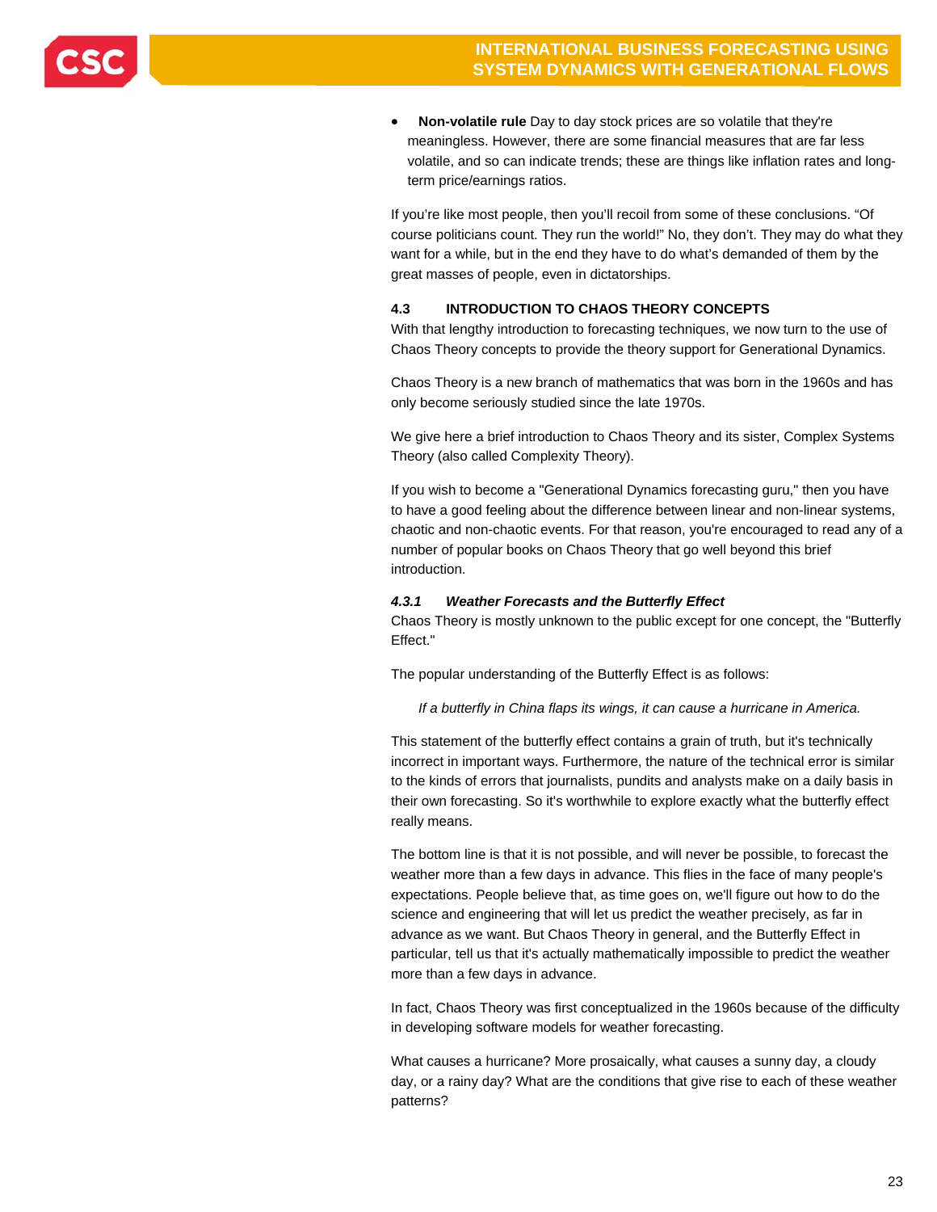- **Non-volatile rule** Day to day stock prices are so volatile that they're meaningless. However, there are some financial measures that are far less volatile, and so can indicate trends; these are things like inflation rates and long-term price/earnings ratios.

If you're like most people, then you'll recoil from some of these conclusions. "Of course politicians count. They run the world!" No, they don't. They may do what they want for a while, but in the end they have to do what's demanded of them by the great masses of people, even in dictatorships.

## 4.3 INTRODUCTION TO CHAOS THEORY CONCEPTS

With that lengthy introduction to forecasting techniques, we now turn to the use of Chaos Theory concepts to provide the theory support for Generational Dynamics.

Chaos Theory is a new branch of mathematics that was born in the 1960s and has only become seriously studied since the late 1970s.

We give here a brief introduction to Chaos Theory and its sister, Complex Systems Theory (also called Complexity Theory).

If you wish to become a "Generational Dynamics forecasting guru," then you have to have a good feeling about the difference between linear and non-linear systems, chaotic and non-chaotic events. For that reason, you're encouraged to read any of a number of popular books on Chaos Theory that go well beyond this brief introduction.

### *4.3.1 Weather Forecasts and the Butterfly Effect*

Chaos Theory is mostly unknown to the public except for one concept, the "Butterfly Effect."

The popular understanding of the Butterfly Effect is as follows:

> *If a butterfly in China flaps its wings, it can cause a hurricane in America.*

This statement of the butterfly effect contains a grain of truth, but it's technically incorrect in important ways. Furthermore, the nature of the technical error is similar to the kinds of errors that journalists, pundits and analysts make on a daily basis in their own forecasting. So it's worthwhile to explore exactly what the butterfly effect really means.

The bottom line is that it is not possible, and will never be possible, to forecast the weather more than a few days in advance. This flies in the face of many people's expectations. People believe that, as time goes on, we'll figure out how to do the science and engineering that will let us predict the weather precisely, as far in advance as we want. But Chaos Theory in general, and the Butterfly Effect in particular, tell us that it's actually mathematically impossible to predict the weather more than a few days in advance.

In fact, Chaos Theory was first conceptualized in the 1960s because of the difficulty in developing software models for weather forecasting.

What causes a hurricane? More prosaically, what causes a sunny day, a cloudy day, or a rainy day? What are the conditions that give rise to each of these weather patterns?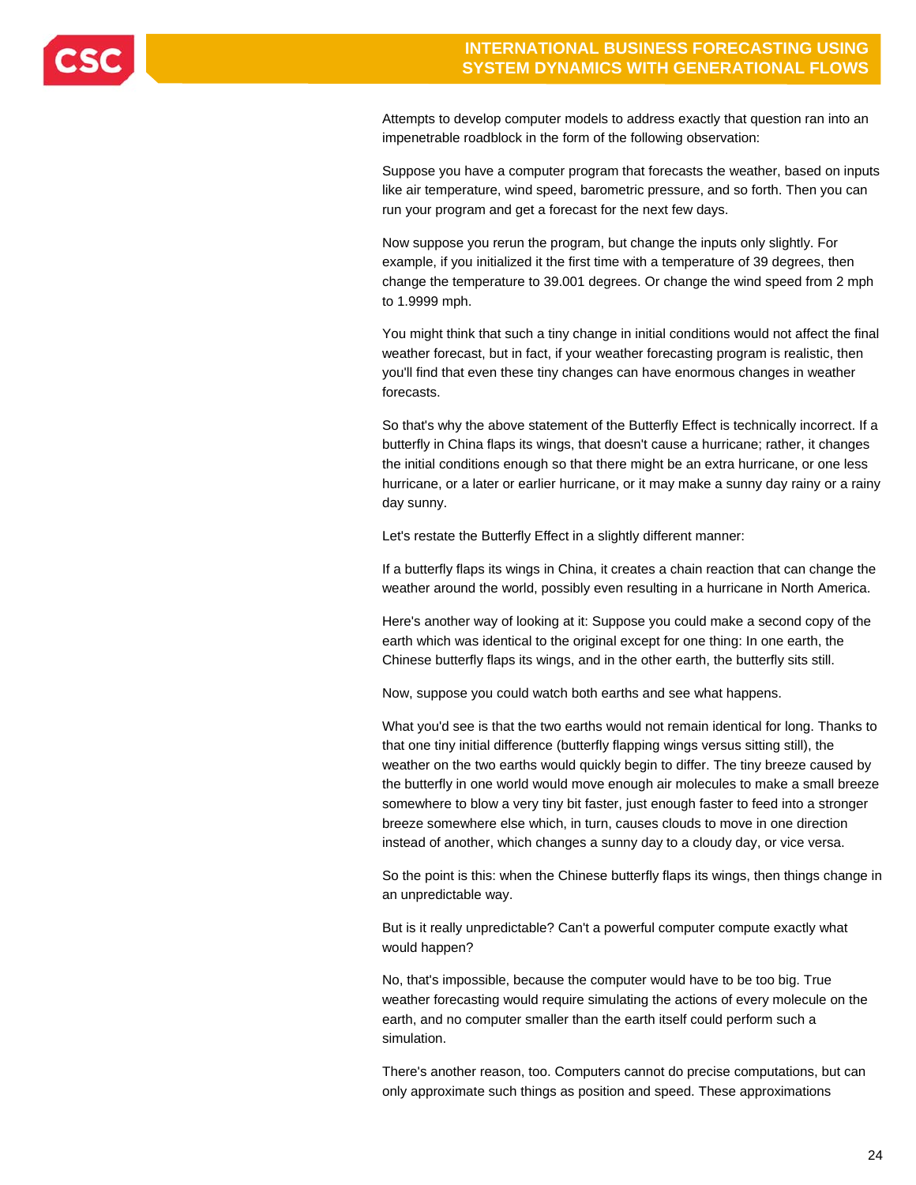Attempts to develop computer models to address exactly that question ran into an impenetrable roadblock in the form of the following observation:

Suppose you have a computer program that forecasts the weather, based on inputs like air temperature, wind speed, barometric pressure, and so forth. Then you can run your program and get a forecast for the next few days.

Now suppose you rerun the program, but change the inputs only slightly. For example, if you initialized it the first time with a temperature of 39 degrees, then change the temperature to 39.001 degrees. Or change the wind speed from 2 mph to 1.9999 mph.

You might think that such a tiny change in initial conditions would not affect the final weather forecast, but in fact, if your weather forecasting program is realistic, then you'll find that even these tiny changes can have enormous changes in weather forecasts.

So that's why the above statement of the Butterfly Effect is technically incorrect. If a butterfly in China flaps its wings, that doesn't cause a hurricane; rather, it changes the initial conditions enough so that there might be an extra hurricane, or one less hurricane, or a later or earlier hurricane, or it may make a sunny day rainy or a rainy day sunny.

Let's restate the Butterfly Effect in a slightly different manner:

If a butterfly flaps its wings in China, it creates a chain reaction that can change the weather around the world, possibly even resulting in a hurricane in North America.

Here's another way of looking at it: Suppose you could make a second copy of the earth which was identical to the original except for one thing: In one earth, the Chinese butterfly flaps its wings, and in the other earth, the butterfly sits still.

Now, suppose you could watch both earths and see what happens.

What you'd see is that the two earths would not remain identical for long. Thanks to that one tiny initial difference (butterfly flapping wings versus sitting still), the weather on the two earths would quickly begin to differ. The tiny breeze caused by the butterfly in one world would move enough air molecules to make a small breeze somewhere to blow a very tiny bit faster, just enough faster to feed into a stronger breeze somewhere else which, in turn, causes clouds to move in one direction instead of another, which changes a sunny day to a cloudy day, or vice versa.

So the point is this: when the Chinese butterfly flaps its wings, then things change in an unpredictable way.

But is it really unpredictable? Can't a powerful computer compute exactly what would happen?

No, that's impossible, because the computer would have to be too big. True weather forecasting would require simulating the actions of every molecule on the earth, and no computer smaller than the earth itself could perform such a simulation.

There's another reason, too. Computers cannot do precise computations, but can only approximate such things as position and speed. These approximations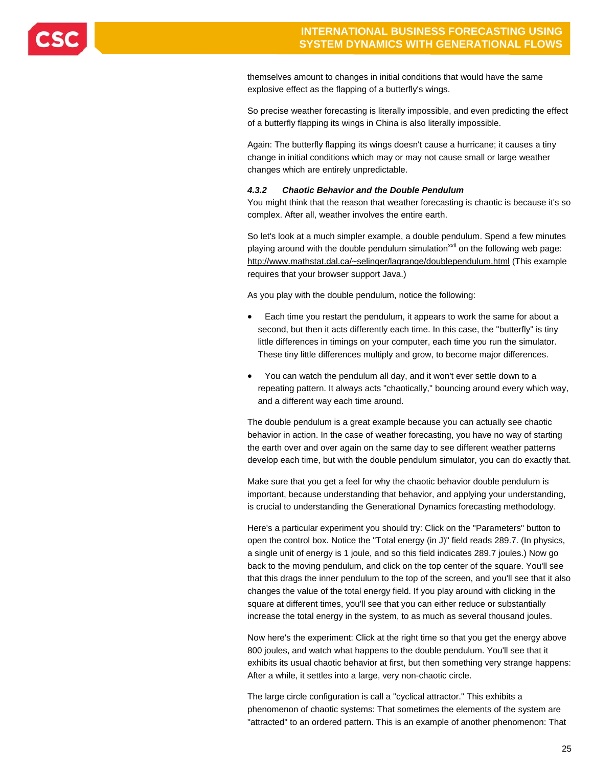themselves amount to changes in initial conditions that would have the same explosive effect as the flapping of a butterfly's wings.

So precise weather forecasting is literally impossible, and even predicting the effect of a butterfly flapping its wings in China is also literally impossible.

Again: The butterfly flapping its wings doesn't cause a hurricane; it causes a tiny change in initial conditions which may or may not cause small or large weather changes which are entirely unpredictable.

#### *4.3.2 Chaotic Behavior and the Double Pendulum*

You might think that the reason that weather forecasting is chaotic is because it's so complex. After all, weather involves the entire earth.

So let's look at a much simpler example, a double pendulum. Spend a few minutes playing around with the double pendulum simulation[xxii] on the following web page: http://www.mathstat.dal.ca/~selinger/lagrange/doublependulum.html (This example requires that your browser support Java.)

As you play with the double pendulum, notice the following:

- Each time you restart the pendulum, it appears to work the same for about a second, but then it acts differently each time. In this case, the "butterfly" is tiny little differences in timings on your computer, each time you run the simulator. These tiny little differences multiply and grow, to become major differences.
- You can watch the pendulum all day, and it won't ever settle down to a repeating pattern. It always acts "chaotically," bouncing around every which way, and a different way each time around.

The double pendulum is a great example because you can actually see chaotic behavior in action. In the case of weather forecasting, you have no way of starting the earth over and over again on the same day to see different weather patterns develop each time, but with the double pendulum simulator, you can do exactly that.

Make sure that you get a feel for why the chaotic behavior double pendulum is important, because understanding that behavior, and applying your understanding, is crucial to understanding the Generational Dynamics forecasting methodology.

Here's a particular experiment you should try: Click on the "Parameters" button to open the control box. Notice the "Total energy (in J)" field reads 289.7. (In physics, a single unit of energy is 1 joule, and so this field indicates 289.7 joules.) Now go back to the moving pendulum, and click on the top center of the square. You'll see that this drags the inner pendulum to the top of the screen, and you'll see that it also changes the value of the total energy field. If you play around with clicking in the square at different times, you'll see that you can either reduce or substantially increase the total energy in the system, to as much as several thousand joules.

Now here's the experiment: Click at the right time so that you get the energy above 800 joules, and watch what happens to the double pendulum. You'll see that it exhibits its usual chaotic behavior at first, but then something very strange happens: After a while, it settles into a large, very non-chaotic circle.

The large circle configuration is call a "cyclical attractor." This exhibits a phenomenon of chaotic systems: That sometimes the elements of the system are "attracted" to an ordered pattern. This is an example of another phenomenon: That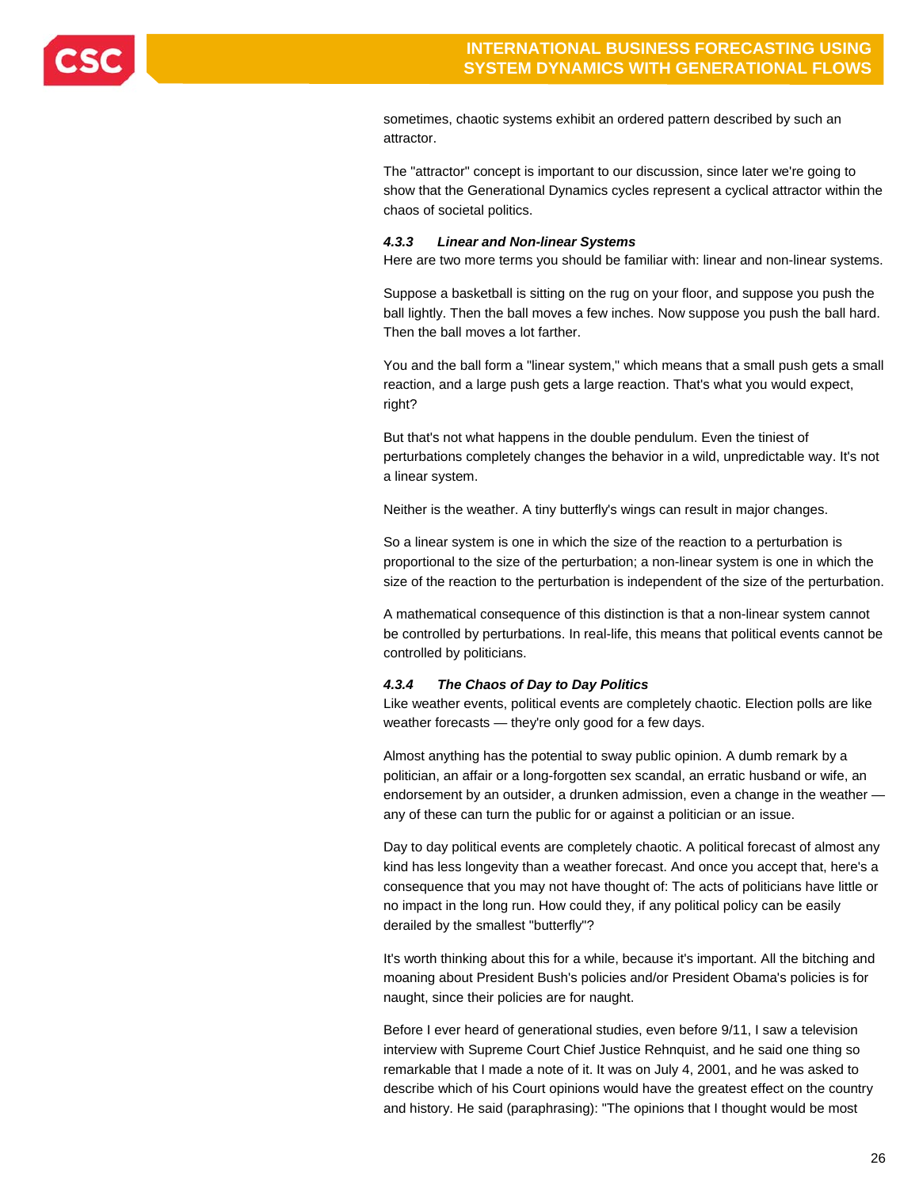sometimes, chaotic systems exhibit an ordered pattern described by such an attractor.

The "attractor" concept is important to our discussion, since later we're going to show that the Generational Dynamics cycles represent a cyclical attractor within the chaos of societal politics.

#### *4.3.3 Linear and Non-linear Systems*

Here are two more terms you should be familiar with: linear and non-linear systems.

Suppose a basketball is sitting on the rug on your floor, and suppose you push the ball lightly. Then the ball moves a few inches. Now suppose you push the ball hard. Then the ball moves a lot farther.

You and the ball form a "linear system," which means that a small push gets a small reaction, and a large push gets a large reaction. That's what you would expect, right?

But that's not what happens in the double pendulum. Even the tiniest of perturbations completely changes the behavior in a wild, unpredictable way. It's not a linear system.

Neither is the weather. A tiny butterfly's wings can result in major changes.

So a linear system is one in which the size of the reaction to a perturbation is proportional to the size of the perturbation; a non-linear system is one in which the size of the reaction to the perturbation is independent of the size of the perturbation.

A mathematical consequence of this distinction is that a non-linear system cannot be controlled by perturbations. In real-life, this means that political events cannot be controlled by politicians.

#### *4.3.4 The Chaos of Day to Day Politics*

Like weather events, political events are completely chaotic. Election polls are like weather forecasts — they're only good for a few days.

Almost anything has the potential to sway public opinion. A dumb remark by a politician, an affair or a long-forgotten sex scandal, an erratic husband or wife, an endorsement by an outsider, a drunken admission, even a change in the weather — any of these can turn the public for or against a politician or an issue.

Day to day political events are completely chaotic. A political forecast of almost any kind has less longevity than a weather forecast. And once you accept that, here's a consequence that you may not have thought of: The acts of politicians have little or no impact in the long run. How could they, if any political policy can be easily derailed by the smallest "butterfly"?

It's worth thinking about this for a while, because it's important. All the bitching and moaning about President Bush's policies and/or President Obama's policies is for naught, since their policies are for naught.

Before I ever heard of generational studies, even before 9/11, I saw a television interview with Supreme Court Chief Justice Rehnquist, and he said one thing so remarkable that I made a note of it. It was on July 4, 2001, and he was asked to describe which of his Court opinions would have the greatest effect on the country and history. He said (paraphrasing): "The opinions that I thought would be most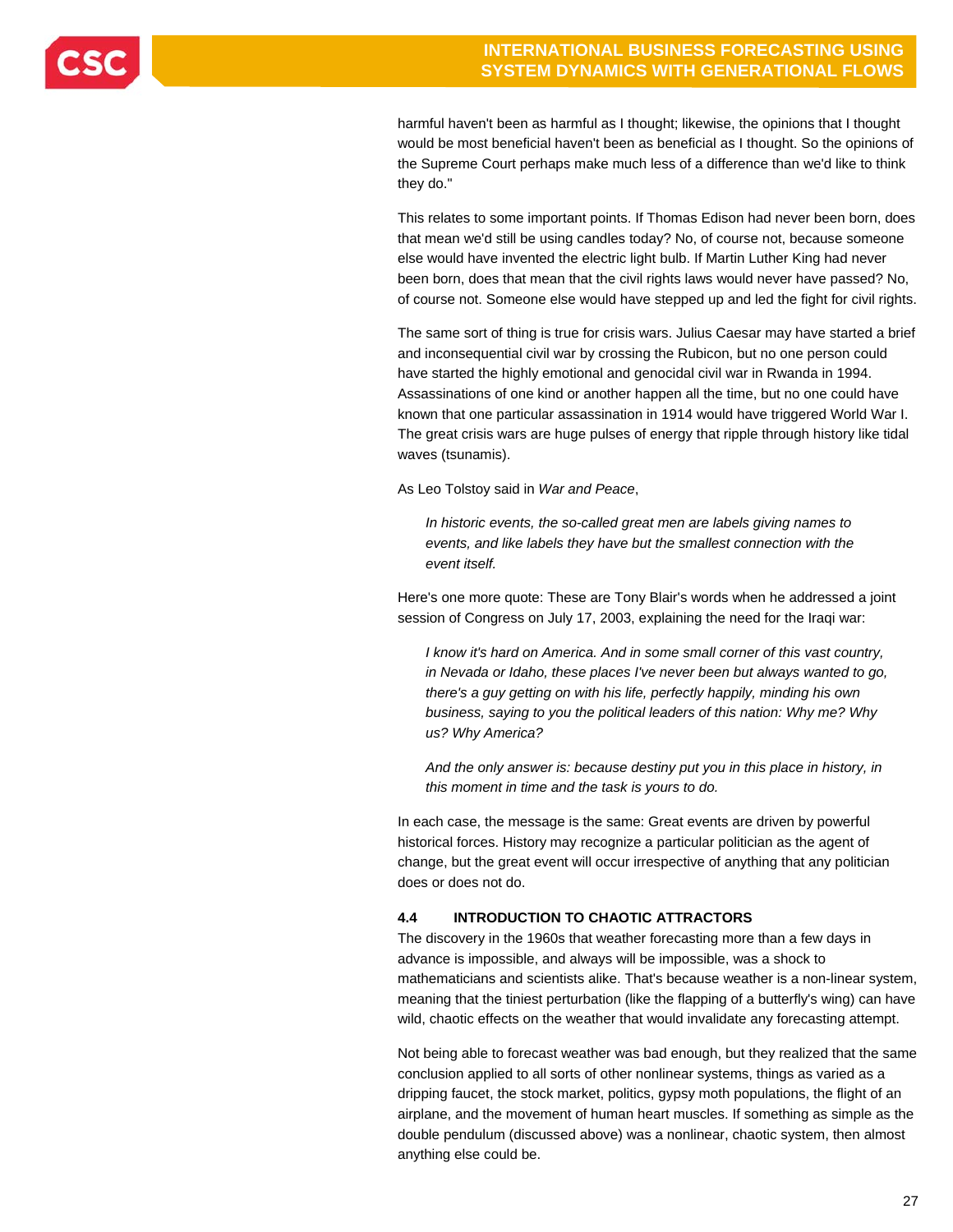harmful haven't been as harmful as I thought; likewise, the opinions that I thought would be most beneficial haven't been as beneficial as I thought. So the opinions of the Supreme Court perhaps make much less of a difference than we'd like to think they do."

This relates to some important points. If Thomas Edison had never been born, does that mean we'd still be using candles today? No, of course not, because someone else would have invented the electric light bulb. If Martin Luther King had never been born, does that mean that the civil rights laws would never have passed? No, of course not. Someone else would have stepped up and led the fight for civil rights.

The same sort of thing is true for crisis wars. Julius Caesar may have started a brief and inconsequential civil war by crossing the Rubicon, but no one person could have started the highly emotional and genocidal civil war in Rwanda in 1994. Assassinations of one kind or another happen all the time, but no one could have known that one particular assassination in 1914 would have triggered World War I. The great crisis wars are huge pulses of energy that ripple through history like tidal waves (tsunamis).

As Leo Tolstoy said in *War and Peace*,

> *In historic events, the so-called great men are labels giving names to events, and like labels they have but the smallest connection with the event itself.*

Here's one more quote: These are Tony Blair's words when he addressed a joint session of Congress on July 17, 2003, explaining the need for the Iraqi war:

> *I know it's hard on America. And in some small corner of this vast country, in Nevada or Idaho, these places I've never been but always wanted to go, there's a guy getting on with his life, perfectly happily, minding his own business, saying to you the political leaders of this nation: Why me? Why us? Why America?*
>
> *And the only answer is: because destiny put you in this place in history, in this moment in time and the task is yours to do.*

In each case, the message is the same: Great events are driven by powerful historical forces. History may recognize a particular politician as the agent of change, but the great event will occur irrespective of anything that any politician does or does not do.

### 4.4 INTRODUCTION TO CHAOTIC ATTRACTORS

The discovery in the 1960s that weather forecasting more than a few days in advance is impossible, and always will be impossible, was a shock to mathematicians and scientists alike. That's because weather is a non-linear system, meaning that the tiniest perturbation (like the flapping of a butterfly's wing) can have wild, chaotic effects on the weather that would invalidate any forecasting attempt.

Not being able to forecast weather was bad enough, but they realized that the same conclusion applied to all sorts of other nonlinear systems, things as varied as a dripping faucet, the stock market, politics, gypsy moth populations, the flight of an airplane, and the movement of human heart muscles. If something as simple as the double pendulum (discussed above) was a nonlinear, chaotic system, then almost anything else could be.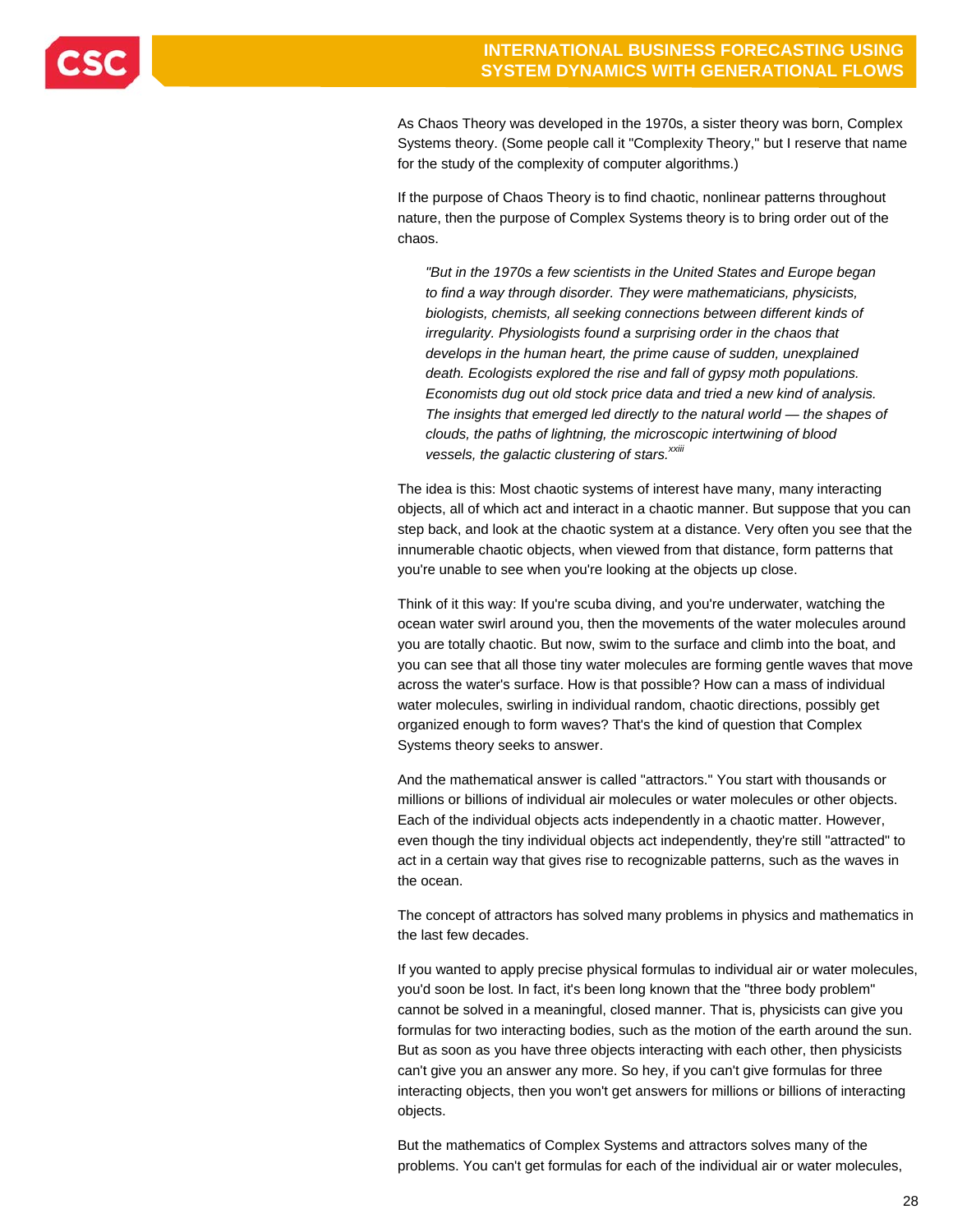As Chaos Theory was developed in the 1970s, a sister theory was born, Complex Systems theory. (Some people call it "Complexity Theory," but I reserve that name for the study of the complexity of computer algorithms.)

If the purpose of Chaos Theory is to find chaotic, nonlinear patterns throughout nature, then the purpose of Complex Systems theory is to bring order out of the chaos.

> *"But in the 1970s a few scientists in the United States and Europe began to find a way through disorder. They were mathematicians, physicists, biologists, chemists, all seeking connections between different kinds of irregularity. Physiologists found a surprising order in the chaos that develops in the human heart, the prime cause of sudden, unexplained death. Ecologists explored the rise and fall of gypsy moth populations. Economists dug out old stock price data and tried a new kind of analysis. The insights that emerged led directly to the natural world — the shapes of clouds, the paths of lightning, the microscopic intertwining of blood vessels, the galactic clustering of stars.*[xxiii]

The idea is this: Most chaotic systems of interest have many, many interacting objects, all of which act and interact in a chaotic manner. But suppose that you can step back, and look at the chaotic system at a distance. Very often you see that the innumerable chaotic objects, when viewed from that distance, form patterns that you're unable to see when you're looking at the objects up close.

Think of it this way: If you're scuba diving, and you're underwater, watching the ocean water swirl around you, then the movements of the water molecules around you are totally chaotic. But now, swim to the surface and climb into the boat, and you can see that all those tiny water molecules are forming gentle waves that move across the water's surface. How is that possible? How can a mass of individual water molecules, swirling in individual random, chaotic directions, possibly get organized enough to form waves? That's the kind of question that Complex Systems theory seeks to answer.

And the mathematical answer is called "attractors." You start with thousands or millions or billions of individual air molecules or water molecules or other objects. Each of the individual objects acts independently in a chaotic matter. However, even though the tiny individual objects act independently, they're still "attracted" to act in a certain way that gives rise to recognizable patterns, such as the waves in the ocean.

The concept of attractors has solved many problems in physics and mathematics in the last few decades.

If you wanted to apply precise physical formulas to individual air or water molecules, you'd soon be lost. In fact, it's been long known that the "three body problem" cannot be solved in a meaningful, closed manner. That is, physicists can give you formulas for two interacting bodies, such as the motion of the earth around the sun. But as soon as you have three objects interacting with each other, then physicists can't give you an answer any more. So hey, if you can't give formulas for three interacting objects, then you won't get answers for millions or billions of interacting objects.

But the mathematics of Complex Systems and attractors solves many of the problems. You can't get formulas for each of the individual air or water molecules,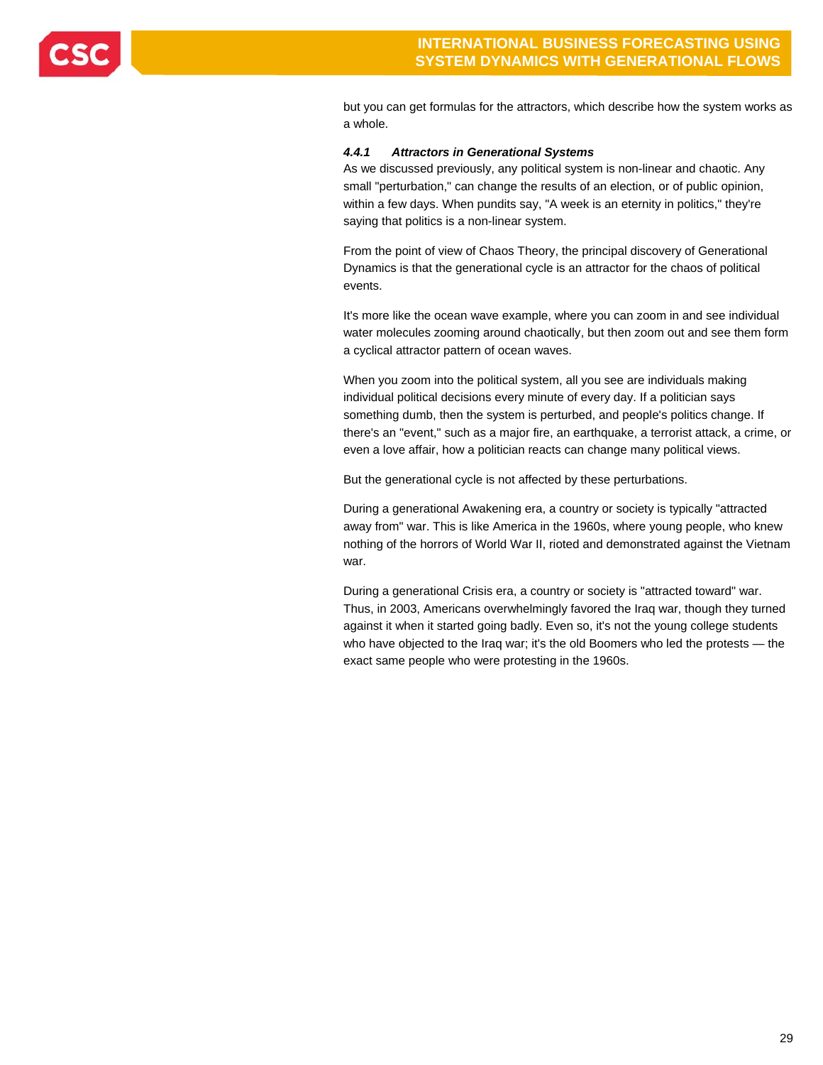but you can get formulas for the attractors, which describe how the system works as a whole.

#### *4.4.1 Attractors in Generational Systems*

As we discussed previously, any political system is non-linear and chaotic. Any small "perturbation," can change the results of an election, or of public opinion, within a few days. When pundits say, "A week is an eternity in politics," they're saying that politics is a non-linear system.

From the point of view of Chaos Theory, the principal discovery of Generational Dynamics is that the generational cycle is an attractor for the chaos of political events.

It's more like the ocean wave example, where you can zoom in and see individual water molecules zooming around chaotically, but then zoom out and see them form a cyclical attractor pattern of ocean waves.

When you zoom into the political system, all you see are individuals making individual political decisions every minute of every day. If a politician says something dumb, then the system is perturbed, and people's politics change. If there's an "event," such as a major fire, an earthquake, a terrorist attack, a crime, or even a love affair, how a politician reacts can change many political views.

But the generational cycle is not affected by these perturbations.

During a generational Awakening era, a country or society is typically "attracted away from" war. This is like America in the 1960s, where young people, who knew nothing of the horrors of World War II, rioted and demonstrated against the Vietnam war.

During a generational Crisis era, a country or society is "attracted toward" war. Thus, in 2003, Americans overwhelmingly favored the Iraq war, though they turned against it when it started going badly. Even so, it's not the young college students who have objected to the Iraq war; it's the old Boomers who led the protests — the exact same people who were protesting in the 1960s.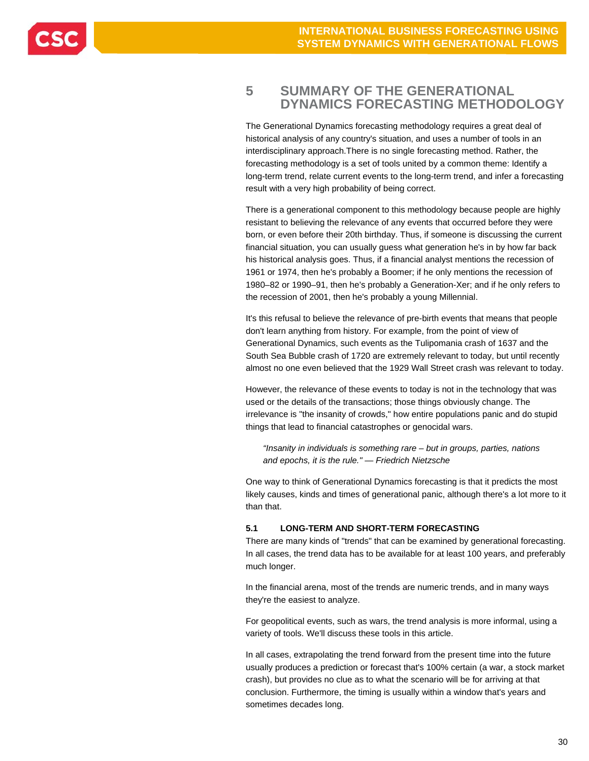# 5 SUMMARY OF THE GENERATIONAL DYNAMICS FORECASTING METHODOLOGY

The Generational Dynamics forecasting methodology requires a great deal of historical analysis of any country's situation, and uses a number of tools in an interdisciplinary approach.There is no single forecasting method. Rather, the forecasting methodology is a set of tools united by a common theme: Identify a long-term trend, relate current events to the long-term trend, and infer a forecasting result with a very high probability of being correct.

There is a generational component to this methodology because people are highly resistant to believing the relevance of any events that occurred before they were born, or even before their 20th birthday. Thus, if someone is discussing the current financial situation, you can usually guess what generation he's in by how far back his historical analysis goes. Thus, if a financial analyst mentions the recession of 1961 or 1974, then he's probably a Boomer; if he only mentions the recession of 1980–82 or 1990–91, then he's probably a Generation-Xer; and if he only refers to the recession of 2001, then he's probably a young Millennial.

It's this refusal to believe the relevance of pre-birth events that means that people don't learn anything from history. For example, from the point of view of Generational Dynamics, such events as the Tulipomania crash of 1637 and the South Sea Bubble crash of 1720 are extremely relevant to today, but until recently almost no one even believed that the 1929 Wall Street crash was relevant to today.

However, the relevance of these events to today is not in the technology that was used or the details of the transactions; those things obviously change. The irrelevance is "the insanity of crowds," how entire populations panic and do stupid things that lead to financial catastrophes or genocidal wars.

> *"Insanity in individuals is something rare – but in groups, parties, nations and epochs, it is the rule." — Friedrich Nietzsche*

One way to think of Generational Dynamics forecasting is that it predicts the most likely causes, kinds and times of generational panic, although there's a lot more to it than that.

## 5.1 LONG-TERM AND SHORT-TERM FORECASTING

There are many kinds of "trends" that can be examined by generational forecasting. In all cases, the trend data has to be available for at least 100 years, and preferably much longer.

In the financial arena, most of the trends are numeric trends, and in many ways they're the easiest to analyze.

For geopolitical events, such as wars, the trend analysis is more informal, using a variety of tools. We'll discuss these tools in this article.

In all cases, extrapolating the trend forward from the present time into the future usually produces a prediction or forecast that's 100% certain (a war, a stock market crash), but provides no clue as to what the scenario will be for arriving at that conclusion. Furthermore, the timing is usually within a window that's years and sometimes decades long.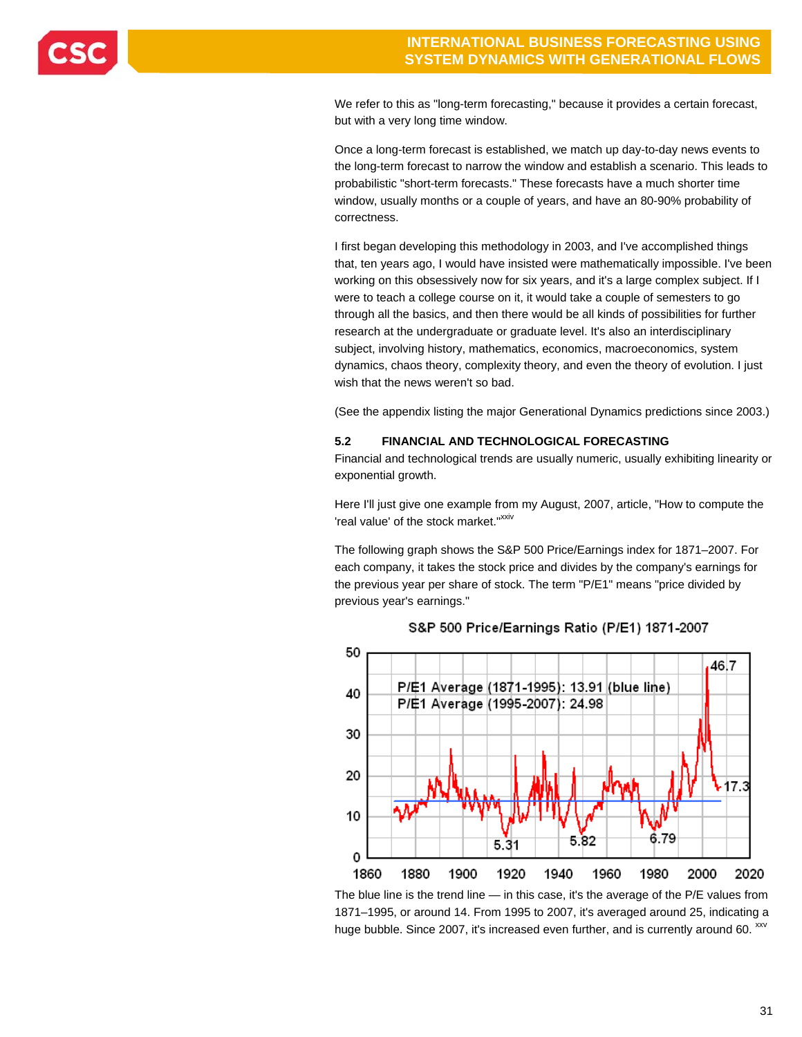We refer to this as "long-term forecasting," because it provides a certain forecast, but with a very long time window.

Once a long-term forecast is established, we match up day-to-day news events to the long-term forecast to narrow the window and establish a scenario. This leads to probabilistic "short-term forecasts." These forecasts have a much shorter time window, usually months or a couple of years, and have an 80-90% probability of correctness.

I first began developing this methodology in 2003, and I've accomplished things that, ten years ago, I would have insisted were mathematically impossible. I've been working on this obsessively now for six years, and it's a large complex subject. If I were to teach a college course on it, it would take a couple of semesters to go through all the basics, and then there would be all kinds of possibilities for further research at the undergraduate or graduate level. It's also an interdisciplinary subject, involving history, mathematics, economics, macroeconomics, system dynamics, chaos theory, complexity theory, and even the theory of evolution. I just wish that the news weren't so bad.

(See the appendix listing the major Generational Dynamics predictions since 2003.)

### 5.2 FINANCIAL AND TECHNOLOGICAL FORECASTING

Financial and technological trends are usually numeric, usually exhibiting linearity or exponential growth.

Here I'll just give one example from my August, 2007, article, "How to compute the 'real value' of the stock market."[xxiv]

The following graph shows the S&P 500 Price/Earnings index for 1871–2007. For each company, it takes the stock price and divides by the company's earnings for the previous year per share of stock. The term "P/E1" means "price divided by previous year's earnings."

S&P 500 Price/Earnings Ratio (P/E1) 1871-2007

P/E1 Average (1871-1995): 13.91 (blue line)
P/E1 Average (1995-2007): 24.98

The blue line is the trend line — in this case, it's the average of the P/E values from 1871–1995, or around 14. From 1995 to 2007, it's averaged around 25, indicating a huge bubble. Since 2007, it's increased even further, and is currently around 60. [xxv]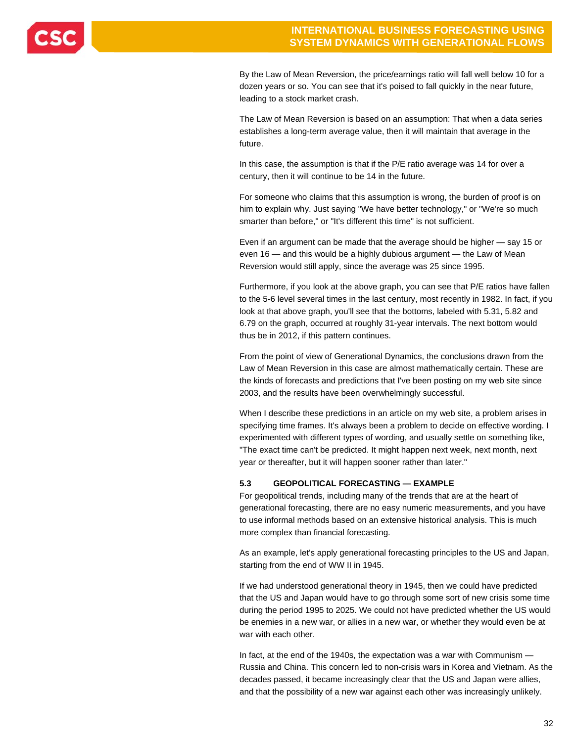By the Law of Mean Reversion, the price/earnings ratio will fall well below 10 for a dozen years or so. You can see that it's poised to fall quickly in the near future, leading to a stock market crash.

The Law of Mean Reversion is based on an assumption: That when a data series establishes a long-term average value, then it will maintain that average in the future.

In this case, the assumption is that if the P/E ratio average was 14 for over a century, then it will continue to be 14 in the future.

For someone who claims that this assumption is wrong, the burden of proof is on him to explain why. Just saying "We have better technology," or "We're so much smarter than before," or "It's different this time" is not sufficient.

Even if an argument can be made that the average should be higher — say 15 or even 16 — and this would be a highly dubious argument — the Law of Mean Reversion would still apply, since the average was 25 since 1995.

Furthermore, if you look at the above graph, you can see that P/E ratios have fallen to the 5-6 level several times in the last century, most recently in 1982. In fact, if you look at that above graph, you'll see that the bottoms, labeled with 5.31, 5.82 and 6.79 on the graph, occurred at roughly 31-year intervals. The next bottom would thus be in 2012, if this pattern continues.

From the point of view of Generational Dynamics, the conclusions drawn from the Law of Mean Reversion in this case are almost mathematically certain. These are the kinds of forecasts and predictions that I've been posting on my web site since 2003, and the results have been overwhelmingly successful.

When I describe these predictions in an article on my web site, a problem arises in specifying time frames. It's always been a problem to decide on effective wording. I experimented with different types of wording, and usually settle on something like, "The exact time can't be predicted. It might happen next week, next month, next year or thereafter, but it will happen sooner rather than later."

### 5.3 GEOPOLITICAL FORECASTING — EXAMPLE

For geopolitical trends, including many of the trends that are at the heart of generational forecasting, there are no easy numeric measurements, and you have to use informal methods based on an extensive historical analysis. This is much more complex than financial forecasting.

As an example, let's apply generational forecasting principles to the US and Japan, starting from the end of WW II in 1945.

If we had understood generational theory in 1945, then we could have predicted that the US and Japan would have to go through some sort of new crisis some time during the period 1995 to 2025. We could not have predicted whether the US would be enemies in a new war, or allies in a new war, or whether they would even be at war with each other.

In fact, at the end of the 1940s, the expectation was a war with Communism — Russia and China. This concern led to non-crisis wars in Korea and Vietnam. As the decades passed, it became increasingly clear that the US and Japan were allies, and that the possibility of a new war against each other was increasingly unlikely.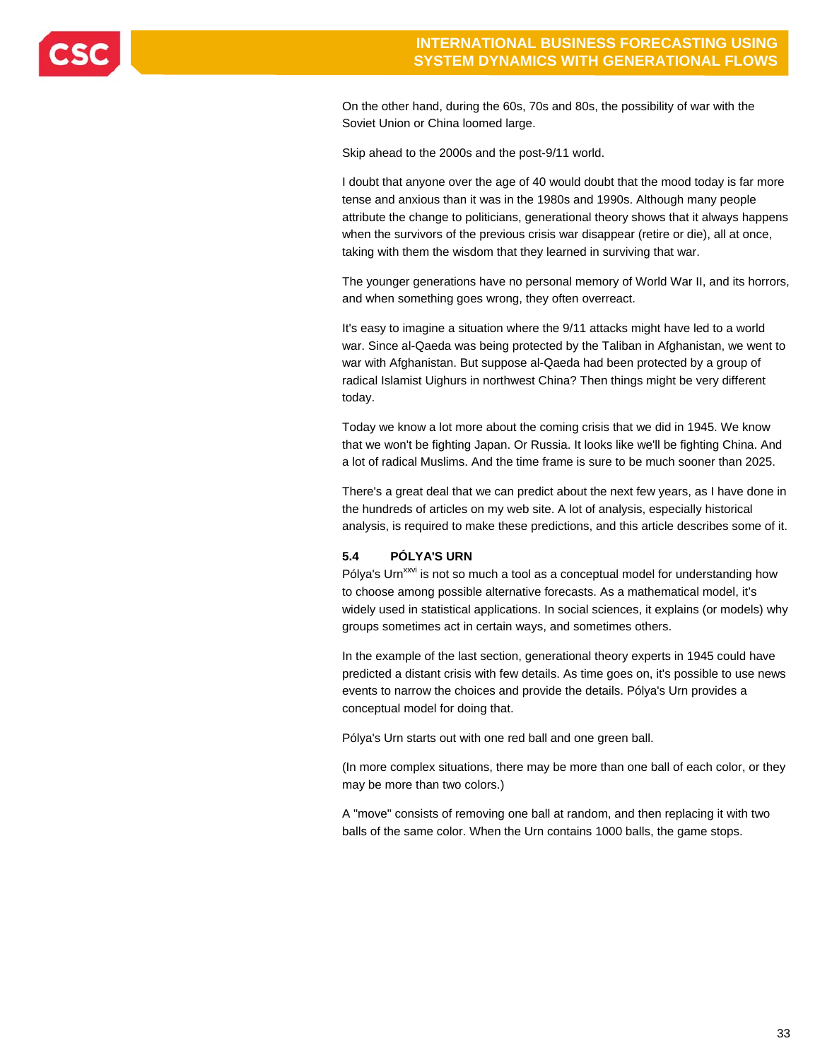On the other hand, during the 60s, 70s and 80s, the possibility of war with the Soviet Union or China loomed large.

Skip ahead to the 2000s and the post-9/11 world.

I doubt that anyone over the age of 40 would doubt that the mood today is far more tense and anxious than it was in the 1980s and 1990s. Although many people attribute the change to politicians, generational theory shows that it always happens when the survivors of the previous crisis war disappear (retire or die), all at once, taking with them the wisdom that they learned in surviving that war.

The younger generations have no personal memory of World War II, and its horrors, and when something goes wrong, they often overreact.

It's easy to imagine a situation where the 9/11 attacks might have led to a world war. Since al-Qaeda was being protected by the Taliban in Afghanistan, we went to war with Afghanistan. But suppose al-Qaeda had been protected by a group of radical Islamist Uighurs in northwest China? Then things might be very different today.

Today we know a lot more about the coming crisis that we did in 1945. We know that we won't be fighting Japan. Or Russia. It looks like we'll be fighting China. And a lot of radical Muslims. And the time frame is sure to be much sooner than 2025.

There's a great deal that we can predict about the next few years, as I have done in the hundreds of articles on my web site. A lot of analysis, especially historical analysis, is required to make these predictions, and this article describes some of it.

### 5.4 PÓLYA'S URN

Pólya's Urn[xxvi] is not so much a tool as a conceptual model for understanding how to choose among possible alternative forecasts. As a mathematical model, it's widely used in statistical applications. In social sciences, it explains (or models) why groups sometimes act in certain ways, and sometimes others.

In the example of the last section, generational theory experts in 1945 could have predicted a distant crisis with few details. As time goes on, it's possible to use news events to narrow the choices and provide the details. Pólya's Urn provides a conceptual model for doing that.

Pólya's Urn starts out with one red ball and one green ball.

(In more complex situations, there may be more than one ball of each color, or they may be more than two colors.)

A "move" consists of removing one ball at random, and then replacing it with two balls of the same color. When the Urn contains 1000 balls, the game stops.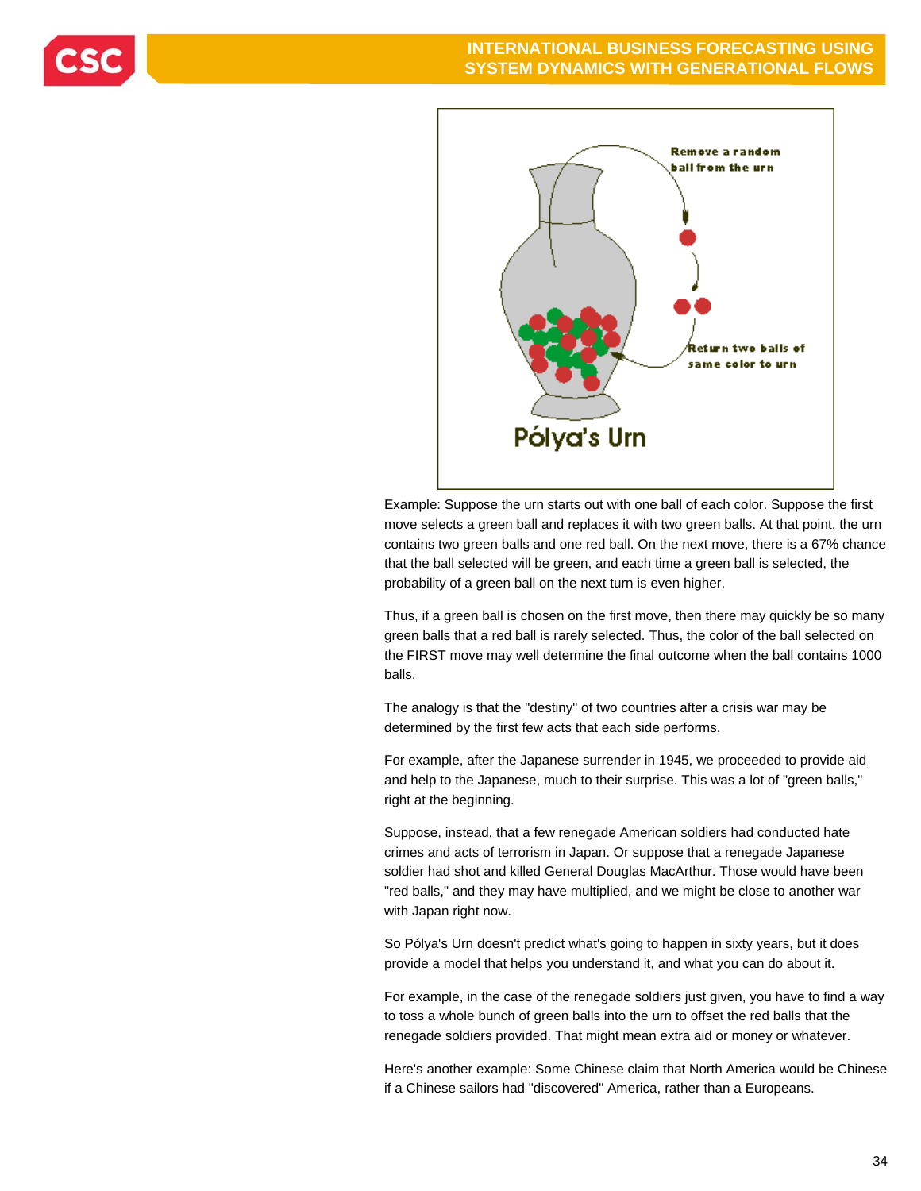Example: Suppose the urn starts out with one ball of each color. Suppose the first move selects a green ball and replaces it with two green balls. At that point, the urn contains two green balls and one red ball. On the next move, there is a 67% chance that the ball selected will be green, and each time a green ball is selected, the probability of a green ball on the next turn is even higher.

Thus, if a green ball is chosen on the first move, then there may quickly be so many green balls that a red ball is rarely selected. Thus, the color of the ball selected on the FIRST move may well determine the final outcome when the ball contains 1000 balls.

The analogy is that the "destiny" of two countries after a crisis war may be determined by the first few acts that each side performs.

For example, after the Japanese surrender in 1945, we proceeded to provide aid and help to the Japanese, much to their surprise. This was a lot of "green balls," right at the beginning.

Suppose, instead, that a few renegade American soldiers had conducted hate crimes and acts of terrorism in Japan. Or suppose that a renegade Japanese soldier had shot and killed General Douglas MacArthur. Those would have been "red balls," and they may have multiplied, and we might be close to another war with Japan right now.

So Pólya's Urn doesn't predict what's going to happen in sixty years, but it does provide a model that helps you understand it, and what you can do about it.

For example, in the case of the renegade soldiers just given, you have to find a way to toss a whole bunch of green balls into the urn to offset the red balls that the renegade soldiers provided. That might mean extra aid or money or whatever.

Here's another example: Some Chinese claim that North America would be Chinese if a Chinese sailors had "discovered" America, rather than a Europeans.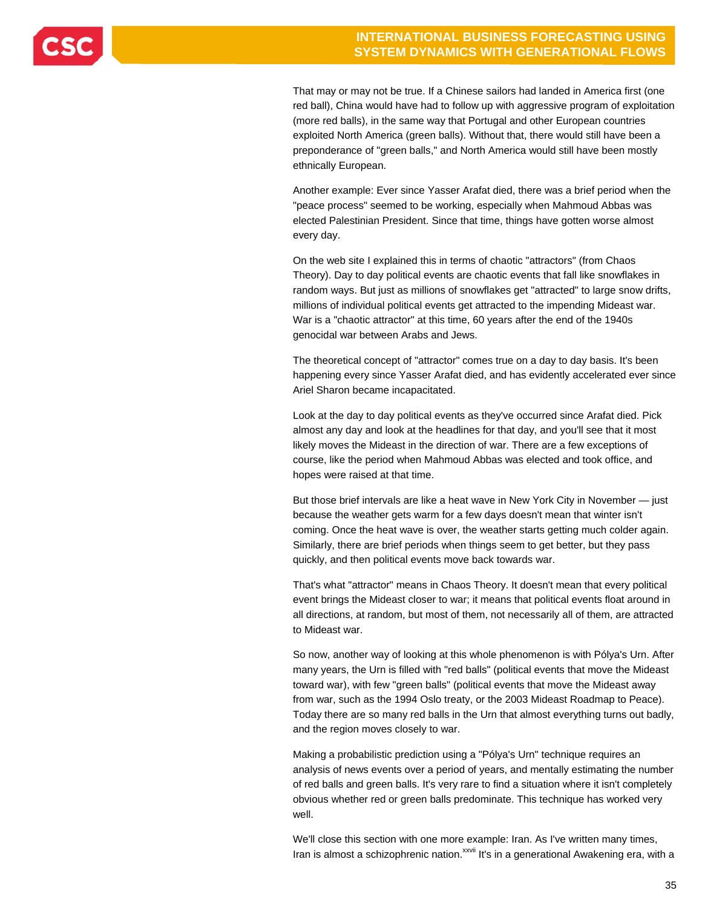That may or may not be true. If a Chinese sailors had landed in America first (one red ball), China would have had to follow up with aggressive program of exploitation (more red balls), in the same way that Portugal and other European countries exploited North America (green balls). Without that, there would still have been a preponderance of "green balls," and North America would still have been mostly ethnically European.

Another example: Ever since Yasser Arafat died, there was a brief period when the "peace process" seemed to be working, especially when Mahmoud Abbas was elected Palestinian President. Since that time, things have gotten worse almost every day.

On the web site I explained this in terms of chaotic "attractors" (from Chaos Theory). Day to day political events are chaotic events that fall like snowflakes in random ways. But just as millions of snowflakes get "attracted" to large snow drifts, millions of individual political events get attracted to the impending Mideast war. War is a "chaotic attractor" at this time, 60 years after the end of the 1940s genocidal war between Arabs and Jews.

The theoretical concept of "attractor" comes true on a day to day basis. It's been happening every since Yasser Arafat died, and has evidently accelerated ever since Ariel Sharon became incapacitated.

Look at the day to day political events as they've occurred since Arafat died. Pick almost any day and look at the headlines for that day, and you'll see that it most likely moves the Mideast in the direction of war. There are a few exceptions of course, like the period when Mahmoud Abbas was elected and took office, and hopes were raised at that time.

But those brief intervals are like a heat wave in New York City in November — just because the weather gets warm for a few days doesn't mean that winter isn't coming. Once the heat wave is over, the weather starts getting much colder again. Similarly, there are brief periods when things seem to get better, but they pass quickly, and then political events move back towards war.

That's what "attractor" means in Chaos Theory. It doesn't mean that every political event brings the Mideast closer to war; it means that political events float around in all directions, at random, but most of them, not necessarily all of them, are attracted to Mideast war.

So now, another way of looking at this whole phenomenon is with Pólya's Urn. After many years, the Urn is filled with "red balls" (political events that move the Mideast toward war), with few "green balls" (political events that move the Mideast away from war, such as the 1994 Oslo treaty, or the 2003 Mideast Roadmap to Peace). Today there are so many red balls in the Urn that almost everything turns out badly, and the region moves closely to war.

Making a probabilistic prediction using a "Pólya's Urn" technique requires an analysis of news events over a period of years, and mentally estimating the number of red balls and green balls. It's very rare to find a situation where it isn't completely obvious whether red or green balls predominate. This technique has worked very well.

We'll close this section with one more example: Iran. As I've written many times, Iran is almost a schizophrenic nation.[xxvii] It's in a generational Awakening era, with a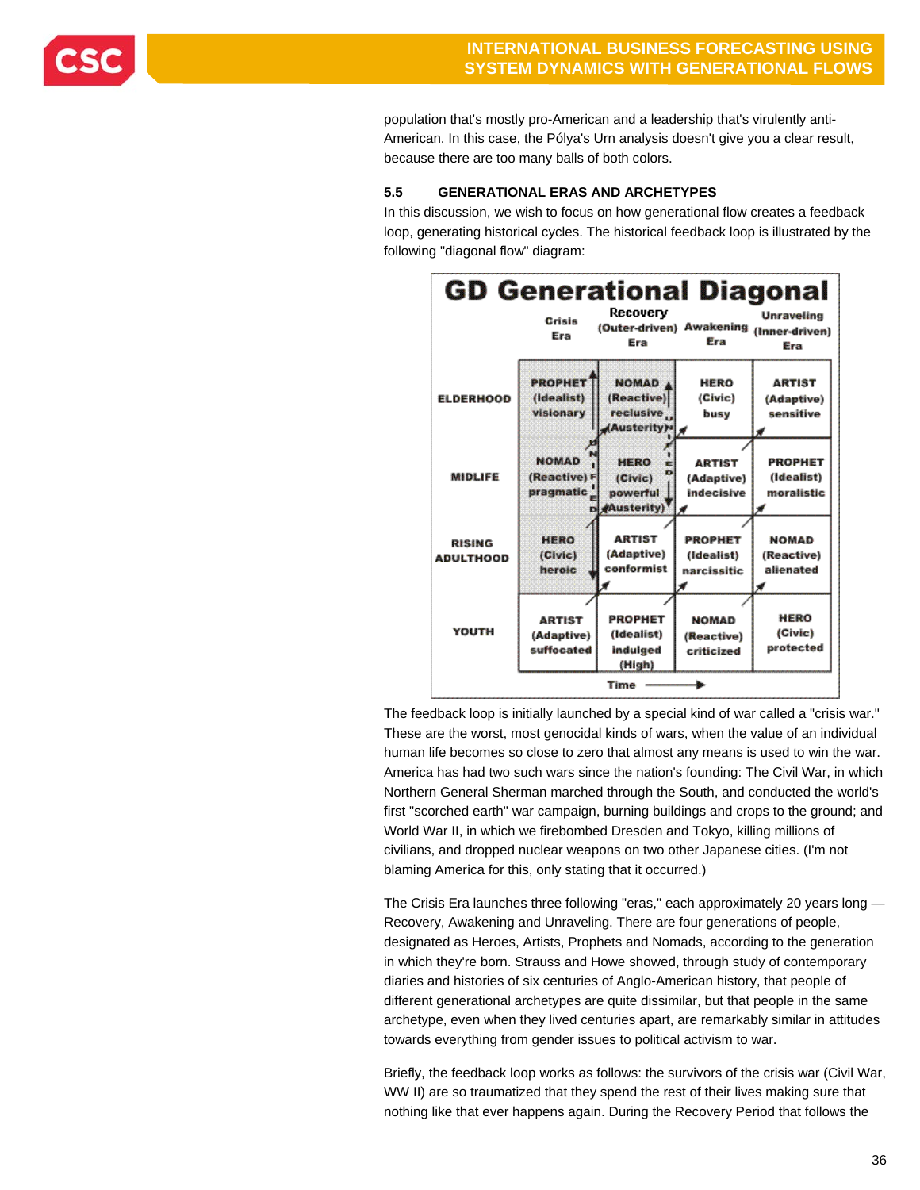population that's mostly pro-American and a leadership that's virulently anti-American. In this case, the Pólya's Urn analysis doesn't give you a clear result, because there are too many balls of both colors.

### 5.5 GENERATIONAL ERAS AND ARCHETYPES

In this discussion, we wish to focus on how generational flow creates a feedback loop, generating historical cycles. The historical feedback loop is illustrated by the following "diagonal flow" diagram:

**GD Generational Diagonal**

| | Crisis Era | Recovery (Outer-driven) Era | Awakening Era | Unraveling (Inner-driven) Era |
|---|---|---|---|---|
| ELDERHOOD | PROPHET (Idealist) visionary | NOMAD (Reactive) reclusive (Austerity) | HERO (Civic) busy | ARTIST (Adaptive) sensitive |
| MIDLIFE | NOMAD (Reactive) pragmatic | HERO (Civic) powerful (Austerity) | ARTIST (Adaptive) indecisive | PROPHET (Idealist) moralistic |
| RISING ADULTHOOD | HERO (Civic) heroic | ARTIST (Adaptive) conformist | PROPHET (Idealist) narcissitic | NOMAD (Reactive) alienated |
| YOUTH | ARTIST (Adaptive) suffocated | PROPHET (Idealist) indulged (High) | NOMAD (Reactive) criticized | HERO (Civic) protected |

Time →

The feedback loop is initially launched by a special kind of war called a "crisis war." These are the worst, most genocidal kinds of wars, when the value of an individual human life becomes so close to zero that almost any means is used to win the war. America has had two such wars since the nation's founding: The Civil War, in which Northern General Sherman marched through the South, and conducted the world's first "scorched earth" war campaign, burning buildings and crops to the ground; and World War II, in which we firebombed Dresden and Tokyo, killing millions of civilians, and dropped nuclear weapons on two other Japanese cities. (I'm not blaming America for this, only stating that it occurred.)

The Crisis Era launches three following "eras," each approximately 20 years long — Recovery, Awakening and Unraveling. There are four generations of people, designated as Heroes, Artists, Prophets and Nomads, according to the generation in which they're born. Strauss and Howe showed, through study of contemporary diaries and histories of six centuries of Anglo-American history, that people of different generational archetypes are quite dissimilar, but that people in the same archetype, even when they lived centuries apart, are remarkably similar in attitudes towards everything from gender issues to political activism to war.

Briefly, the feedback loop works as follows: the survivors of the crisis war (Civil War, WW II) are so traumatized that they spend the rest of their lives making sure that nothing like that ever happens again. During the Recovery Period that follows the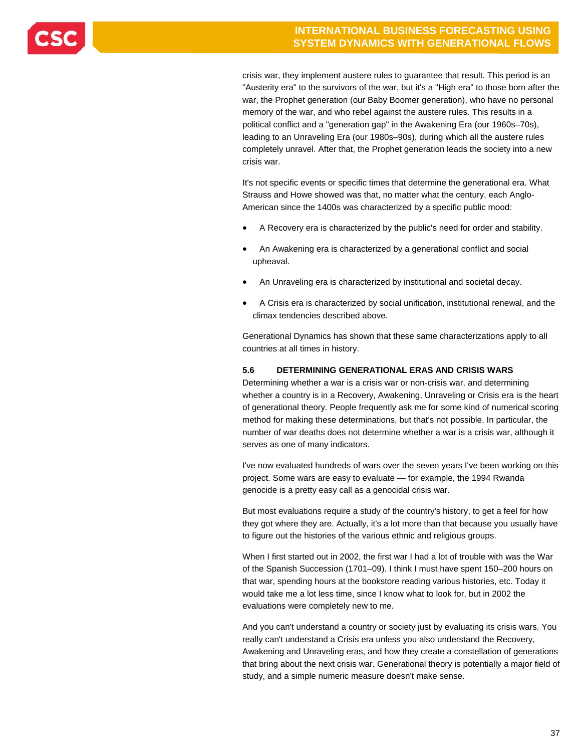crisis war, they implement austere rules to guarantee that result. This period is an "Austerity era" to the survivors of the war, but it's a "High era" to those born after the war, the Prophet generation (our Baby Boomer generation), who have no personal memory of the war, and who rebel against the austere rules. This results in a political conflict and a "generation gap" in the Awakening Era (our 1960s–70s), leading to an Unraveling Era (our 1980s–90s), during which all the austere rules completely unravel. After that, the Prophet generation leads the society into a new crisis war.

It's not specific events or specific times that determine the generational era. What Strauss and Howe showed was that, no matter what the century, each Anglo-American since the 1400s was characterized by a specific public mood:

- A Recovery era is characterized by the public's need for order and stability.
- An Awakening era is characterized by a generational conflict and social upheaval.
- An Unraveling era is characterized by institutional and societal decay.
- A Crisis era is characterized by social unification, institutional renewal, and the climax tendencies described above.

Generational Dynamics has shown that these same characterizations apply to all countries at all times in history.

### 5.6 DETERMINING GENERATIONAL ERAS AND CRISIS WARS

Determining whether a war is a crisis war or non-crisis war, and determining whether a country is in a Recovery, Awakening, Unraveling or Crisis era is the heart of generational theory. People frequently ask me for some kind of numerical scoring method for making these determinations, but that's not possible. In particular, the number of war deaths does not determine whether a war is a crisis war, although it serves as one of many indicators.

I've now evaluated hundreds of wars over the seven years I've been working on this project. Some wars are easy to evaluate — for example, the 1994 Rwanda genocide is a pretty easy call as a genocidal crisis war.

But most evaluations require a study of the country's history, to get a feel for how they got where they are. Actually, it's a lot more than that because you usually have to figure out the histories of the various ethnic and religious groups.

When I first started out in 2002, the first war I had a lot of trouble with was the War of the Spanish Succession (1701–09). I think I must have spent 150–200 hours on that war, spending hours at the bookstore reading various histories, etc. Today it would take me a lot less time, since I know what to look for, but in 2002 the evaluations were completely new to me.

And you can't understand a country or society just by evaluating its crisis wars. You really can't understand a Crisis era unless you also understand the Recovery, Awakening and Unraveling eras, and how they create a constellation of generations that bring about the next crisis war. Generational theory is potentially a major field of study, and a simple numeric measure doesn't make sense.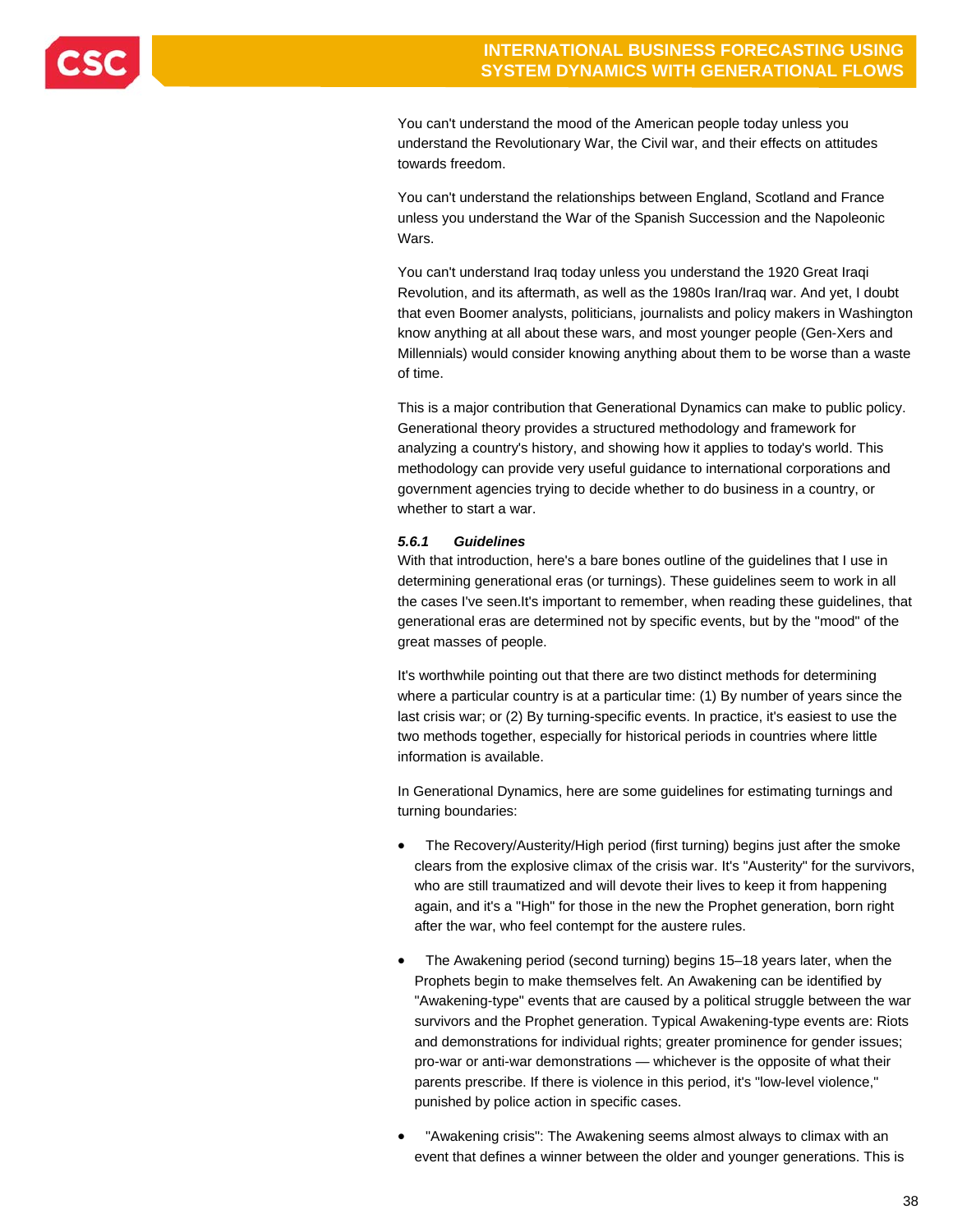You can't understand the mood of the American people today unless you understand the Revolutionary War, the Civil war, and their effects on attitudes towards freedom.

You can't understand the relationships between England, Scotland and France unless you understand the War of the Spanish Succession and the Napoleonic Wars.

You can't understand Iraq today unless you understand the 1920 Great Iraqi Revolution, and its aftermath, as well as the 1980s Iran/Iraq war. And yet, I doubt that even Boomer analysts, politicians, journalists and policy makers in Washington know anything at all about these wars, and most younger people (Gen-Xers and Millennials) would consider knowing anything about them to be worse than a waste of time.

This is a major contribution that Generational Dynamics can make to public policy. Generational theory provides a structured methodology and framework for analyzing a country's history, and showing how it applies to today's world. This methodology can provide very useful guidance to international corporations and government agencies trying to decide whether to do business in a country, or whether to start a war.

#### *5.6.1 Guidelines*

With that introduction, here's a bare bones outline of the guidelines that I use in determining generational eras (or turnings). These guidelines seem to work in all the cases I've seen.It's important to remember, when reading these guidelines, that generational eras are determined not by specific events, but by the "mood" of the great masses of people.

It's worthwhile pointing out that there are two distinct methods for determining where a particular country is at a particular time: (1) By number of years since the last crisis war; or (2) By turning-specific events. In practice, it's easiest to use the two methods together, especially for historical periods in countries where little information is available.

In Generational Dynamics, here are some guidelines for estimating turnings and turning boundaries:

- The Recovery/Austerity/High period (first turning) begins just after the smoke clears from the explosive climax of the crisis war. It's "Austerity" for the survivors, who are still traumatized and will devote their lives to keep it from happening again, and it's a "High" for those in the new the Prophet generation, born right after the war, who feel contempt for the austere rules.
- The Awakening period (second turning) begins 15–18 years later, when the Prophets begin to make themselves felt. An Awakening can be identified by "Awakening-type" events that are caused by a political struggle between the war survivors and the Prophet generation. Typical Awakening-type events are: Riots and demonstrations for individual rights; greater prominence for gender issues; pro-war or anti-war demonstrations — whichever is the opposite of what their parents prescribe. If there is violence in this period, it's "low-level violence," punished by police action in specific cases.
- "Awakening crisis": The Awakening seems almost always to climax with an event that defines a winner between the older and younger generations. This is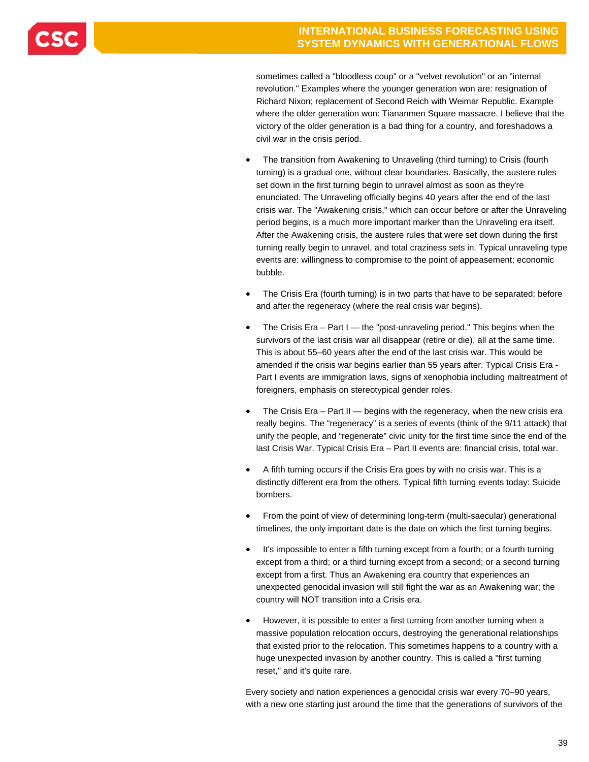sometimes called a "bloodless coup" or a "velvet revolution" or an "internal revolution." Examples where the younger generation won are: resignation of Richard Nixon; replacement of Second Reich with Weimar Republic. Example where the older generation won: Tiananmen Square massacre. I believe that the victory of the older generation is a bad thing for a country, and foreshadows a civil war in the crisis period.

- The transition from Awakening to Unraveling (third turning) to Crisis (fourth turning) is a gradual one, without clear boundaries. Basically, the austere rules set down in the first turning begin to unravel almost as soon as they're enunciated. The Unraveling officially begins 40 years after the end of the last crisis war. The "Awakening crisis," which can occur before or after the Unraveling period begins, is a much more important marker than the Unraveling era itself. After the Awakening crisis, the austere rules that were set down during the first turning really begin to unravel, and total craziness sets in. Typical unraveling type events are: willingness to compromise to the point of appeasement; economic bubble.

- The Crisis Era (fourth turning) is in two parts that have to be separated: before and after the regeneracy (where the real crisis war begins).

- The Crisis Era – Part I — the "post-unraveling period." This begins when the survivors of the last crisis war all disappear (retire or die), all at the same time. This is about 55–60 years after the end of the last crisis war. This would be amended if the crisis war begins earlier than 55 years after. Typical Crisis Era - Part I events are immigration laws, signs of xenophobia including maltreatment of foreigners, emphasis on stereotypical gender roles.

- The Crisis Era – Part II — begins with the regeneracy, when the new crisis era really begins. The "regeneracy" is a series of events (think of the 9/11 attack) that unify the people, and "regenerate" civic unity for the first time since the end of the last Crisis War. Typical Crisis Era – Part II events are: financial crisis, total war.

- A fifth turning occurs if the Crisis Era goes by with no crisis war. This is a distinctly different era from the others. Typical fifth turning events today: Suicide bombers.

- From the point of view of determining long-term (multi-saecular) generational timelines, the only important date is the date on which the first turning begins.

- It's impossible to enter a fifth turning except from a fourth; or a fourth turning except from a third; or a third turning except from a second; or a second turning except from a first. Thus an Awakening era country that experiences an unexpected genocidal invasion will still fight the war as an Awakening war; the country will NOT transition into a Crisis era.

- However, it is possible to enter a first turning from another turning when a massive population relocation occurs, destroying the generational relationships that existed prior to the relocation. This sometimes happens to a country with a huge unexpected invasion by another country. This is called a "first turning reset," and it's quite rare.

Every society and nation experiences a genocidal crisis war every 70–90 years, with a new one starting just around the time that the generations of survivors of the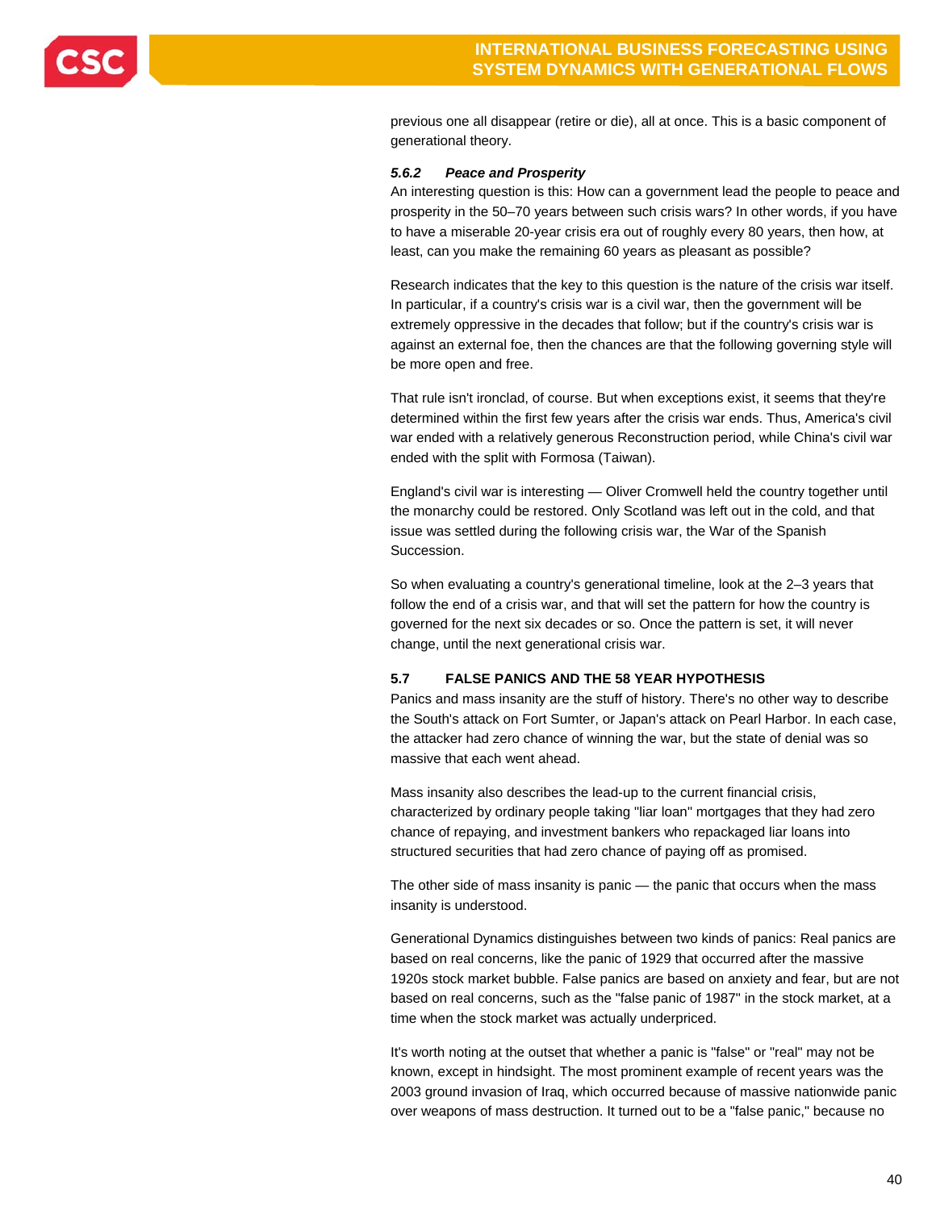previous one all disappear (retire or die), all at once. This is a basic component of generational theory.

#### *5.6.2 Peace and Prosperity*

An interesting question is this: How can a government lead the people to peace and prosperity in the 50–70 years between such crisis wars? In other words, if you have to have a miserable 20-year crisis era out of roughly every 80 years, then how, at least, can you make the remaining 60 years as pleasant as possible?

Research indicates that the key to this question is the nature of the crisis war itself. In particular, if a country's crisis war is a civil war, then the government will be extremely oppressive in the decades that follow; but if the country's crisis war is against an external foe, then the chances are that the following governing style will be more open and free.

That rule isn't ironclad, of course. But when exceptions exist, it seems that they're determined within the first few years after the crisis war ends. Thus, America's civil war ended with a relatively generous Reconstruction period, while China's civil war ended with the split with Formosa (Taiwan).

England's civil war is interesting — Oliver Cromwell held the country together until the monarchy could be restored. Only Scotland was left out in the cold, and that issue was settled during the following crisis war, the War of the Spanish Succession.

So when evaluating a country's generational timeline, look at the 2–3 years that follow the end of a crisis war, and that will set the pattern for how the country is governed for the next six decades or so. Once the pattern is set, it will never change, until the next generational crisis war.

### 5.7 FALSE PANICS AND THE 58 YEAR HYPOTHESIS

Panics and mass insanity are the stuff of history. There's no other way to describe the South's attack on Fort Sumter, or Japan's attack on Pearl Harbor. In each case, the attacker had zero chance of winning the war, but the state of denial was so massive that each went ahead.

Mass insanity also describes the lead-up to the current financial crisis, characterized by ordinary people taking "liar loan" mortgages that they had zero chance of repaying, and investment bankers who repackaged liar loans into structured securities that had zero chance of paying off as promised.

The other side of mass insanity is panic — the panic that occurs when the mass insanity is understood.

Generational Dynamics distinguishes between two kinds of panics: Real panics are based on real concerns, like the panic of 1929 that occurred after the massive 1920s stock market bubble. False panics are based on anxiety and fear, but are not based on real concerns, such as the "false panic of 1987" in the stock market, at a time when the stock market was actually underpriced.

It's worth noting at the outset that whether a panic is "false" or "real" may not be known, except in hindsight. The most prominent example of recent years was the 2003 ground invasion of Iraq, which occurred because of massive nationwide panic over weapons of mass destruction. It turned out to be a "false panic," because no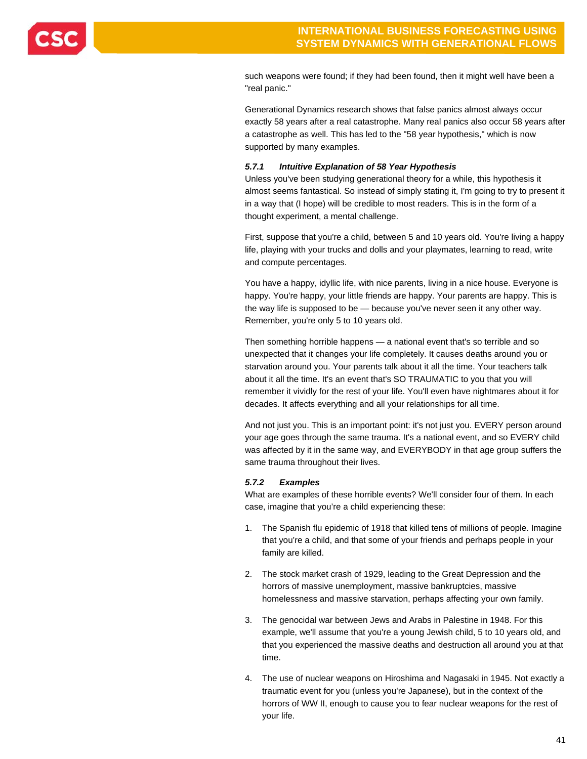such weapons were found; if they had been found, then it might well have been a "real panic."

Generational Dynamics research shows that false panics almost always occur exactly 58 years after a real catastrophe. Many real panics also occur 58 years after a catastrophe as well. This has led to the "58 year hypothesis," which is now supported by many examples.

#### *5.7.1 Intuitive Explanation of 58 Year Hypothesis*

Unless you've been studying generational theory for a while, this hypothesis it almost seems fantastical. So instead of simply stating it, I'm going to try to present it in a way that (I hope) will be credible to most readers. This is in the form of a thought experiment, a mental challenge.

First, suppose that you're a child, between 5 and 10 years old. You're living a happy life, playing with your trucks and dolls and your playmates, learning to read, write and compute percentages.

You have a happy, idyllic life, with nice parents, living in a nice house. Everyone is happy. You're happy, your little friends are happy. Your parents are happy. This is the way life is supposed to be — because you've never seen it any other way. Remember, you're only 5 to 10 years old.

Then something horrible happens — a national event that's so terrible and so unexpected that it changes your life completely. It causes deaths around you or starvation around you. Your parents talk about it all the time. Your teachers talk about it all the time. It's an event that's SO TRAUMATIC to you that you will remember it vividly for the rest of your life. You'll even have nightmares about it for decades. It affects everything and all your relationships for all time.

And not just you. This is an important point: it's not just you. EVERY person around your age goes through the same trauma. It's a national event, and so EVERY child was affected by it in the same way, and EVERYBODY in that age group suffers the same trauma throughout their lives.

#### *5.7.2 Examples*

What are examples of these horrible events? We'll consider four of them. In each case, imagine that you're a child experiencing these:

1. The Spanish flu epidemic of 1918 that killed tens of millions of people. Imagine that you're a child, and that some of your friends and perhaps people in your family are killed.

2. The stock market crash of 1929, leading to the Great Depression and the horrors of massive unemployment, massive bankruptcies, massive homelessness and massive starvation, perhaps affecting your own family.

3. The genocidal war between Jews and Arabs in Palestine in 1948. For this example, we'll assume that you're a young Jewish child, 5 to 10 years old, and that you experienced the massive deaths and destruction all around you at that time.

4. The use of nuclear weapons on Hiroshima and Nagasaki in 1945. Not exactly a traumatic event for you (unless you're Japanese), but in the context of the horrors of WW II, enough to cause you to fear nuclear weapons for the rest of your life.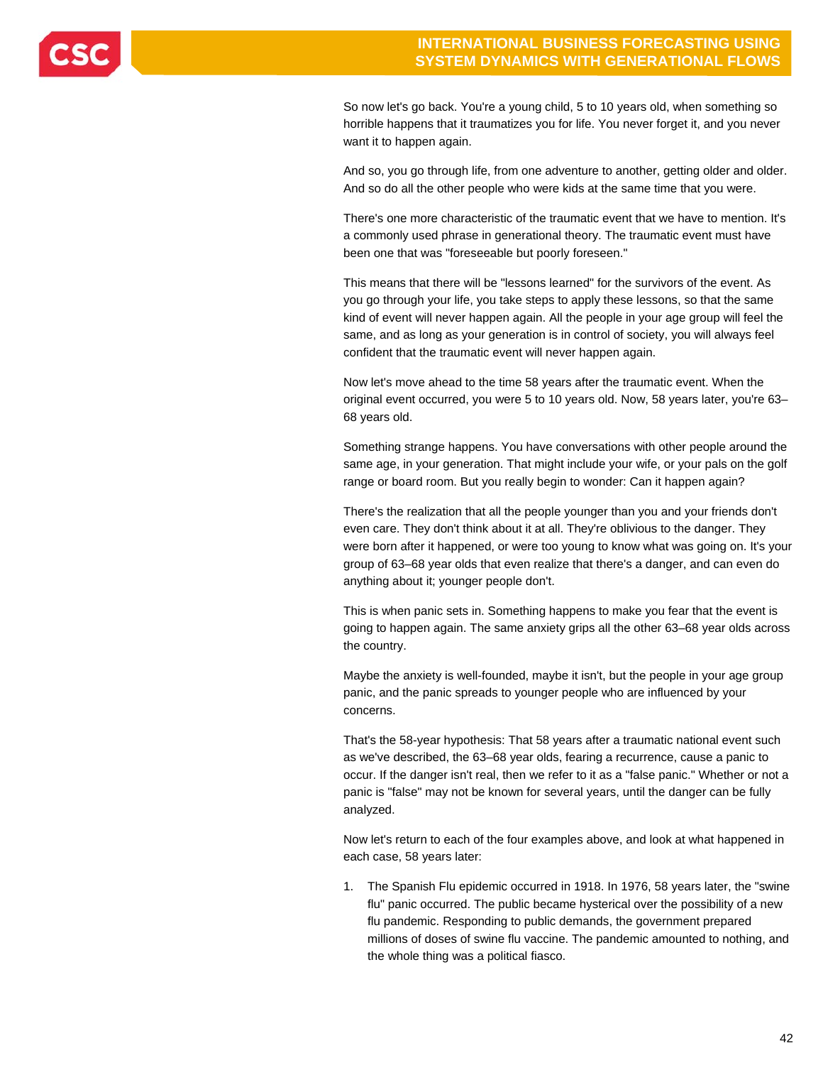So now let's go back. You're a young child, 5 to 10 years old, when something so horrible happens that it traumatizes you for life. You never forget it, and you never want it to happen again.

And so, you go through life, from one adventure to another, getting older and older. And so do all the other people who were kids at the same time that you were.

There's one more characteristic of the traumatic event that we have to mention. It's a commonly used phrase in generational theory. The traumatic event must have been one that was "foreseeable but poorly foreseen."

This means that there will be "lessons learned" for the survivors of the event. As you go through your life, you take steps to apply these lessons, so that the same kind of event will never happen again. All the people in your age group will feel the same, and as long as your generation is in control of society, you will always feel confident that the traumatic event will never happen again.

Now let's move ahead to the time 58 years after the traumatic event. When the original event occurred, you were 5 to 10 years old. Now, 58 years later, you're 63–68 years old.

Something strange happens. You have conversations with other people around the same age, in your generation. That might include your wife, or your pals on the golf range or board room. But you really begin to wonder: Can it happen again?

There's the realization that all the people younger than you and your friends don't even care. They don't think about it at all. They're oblivious to the danger. They were born after it happened, or were too young to know what was going on. It's your group of 63–68 year olds that even realize that there's a danger, and can even do anything about it; younger people don't.

This is when panic sets in. Something happens to make you fear that the event is going to happen again. The same anxiety grips all the other 63–68 year olds across the country.

Maybe the anxiety is well-founded, maybe it isn't, but the people in your age group panic, and the panic spreads to younger people who are influenced by your concerns.

That's the 58-year hypothesis: That 58 years after a traumatic national event such as we've described, the 63–68 year olds, fearing a recurrence, cause a panic to occur. If the danger isn't real, then we refer to it as a "false panic." Whether or not a panic is "false" may not be known for several years, until the danger can be fully analyzed.

Now let's return to each of the four examples above, and look at what happened in each case, 58 years later:

1. The Spanish Flu epidemic occurred in 1918. In 1976, 58 years later, the "swine flu" panic occurred. The public became hysterical over the possibility of a new flu pandemic. Responding to public demands, the government prepared millions of doses of swine flu vaccine. The pandemic amounted to nothing, and the whole thing was a political fiasco.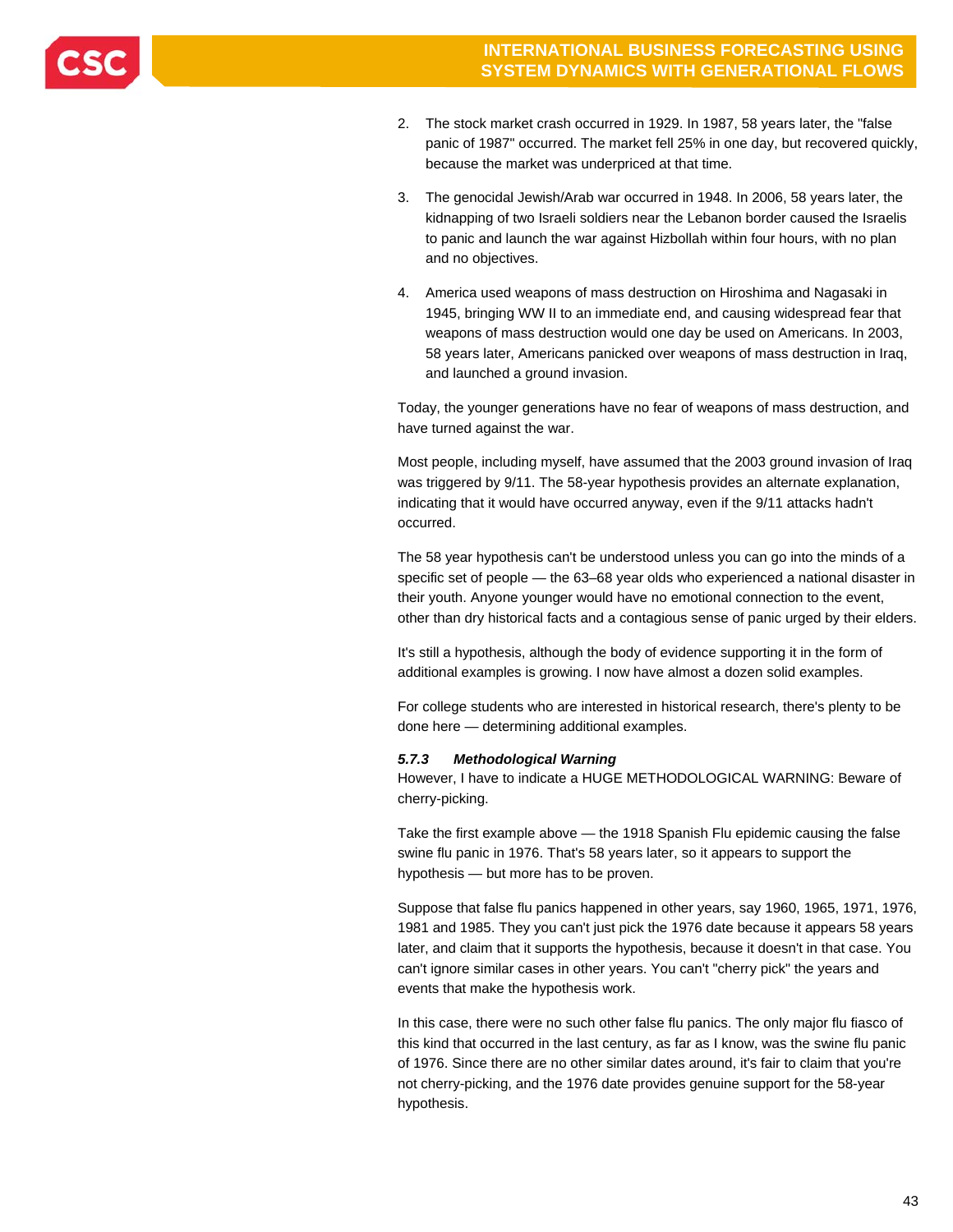2. The stock market crash occurred in 1929. In 1987, 58 years later, the "false panic of 1987" occurred. The market fell 25% in one day, but recovered quickly, because the market was underpriced at that time.

3. The genocidal Jewish/Arab war occurred in 1948. In 2006, 58 years later, the kidnapping of two Israeli soldiers near the Lebanon border caused the Israelis to panic and launch the war against Hizbollah within four hours, with no plan and no objectives.

4. America used weapons of mass destruction on Hiroshima and Nagasaki in 1945, bringing WW II to an immediate end, and causing widespread fear that weapons of mass destruction would one day be used on Americans. In 2003, 58 years later, Americans panicked over weapons of mass destruction in Iraq, and launched a ground invasion.

Today, the younger generations have no fear of weapons of mass destruction, and have turned against the war.

Most people, including myself, have assumed that the 2003 ground invasion of Iraq was triggered by 9/11. The 58-year hypothesis provides an alternate explanation, indicating that it would have occurred anyway, even if the 9/11 attacks hadn't occurred.

The 58 year hypothesis can't be understood unless you can go into the minds of a specific set of people — the 63–68 year olds who experienced a national disaster in their youth. Anyone younger would have no emotional connection to the event, other than dry historical facts and a contagious sense of panic urged by their elders.

It's still a hypothesis, although the body of evidence supporting it in the form of additional examples is growing. I now have almost a dozen solid examples.

For college students who are interested in historical research, there's plenty to be done here — determining additional examples.

#### *5.7.3 Methodological Warning*

However, I have to indicate a HUGE METHODOLOGICAL WARNING: Beware of cherry-picking.

Take the first example above — the 1918 Spanish Flu epidemic causing the false swine flu panic in 1976. That's 58 years later, so it appears to support the hypothesis — but more has to be proven.

Suppose that false flu panics happened in other years, say 1960, 1965, 1971, 1976, 1981 and 1985. They you can't just pick the 1976 date because it appears 58 years later, and claim that it supports the hypothesis, because it doesn't in that case. You can't ignore similar cases in other years. You can't "cherry pick" the years and events that make the hypothesis work.

In this case, there were no such other false flu panics. The only major flu fiasco of this kind that occurred in the last century, as far as I know, was the swine flu panic of 1976. Since there are no other similar dates around, it's fair to claim that you're not cherry-picking, and the 1976 date provides genuine support for the 58-year hypothesis.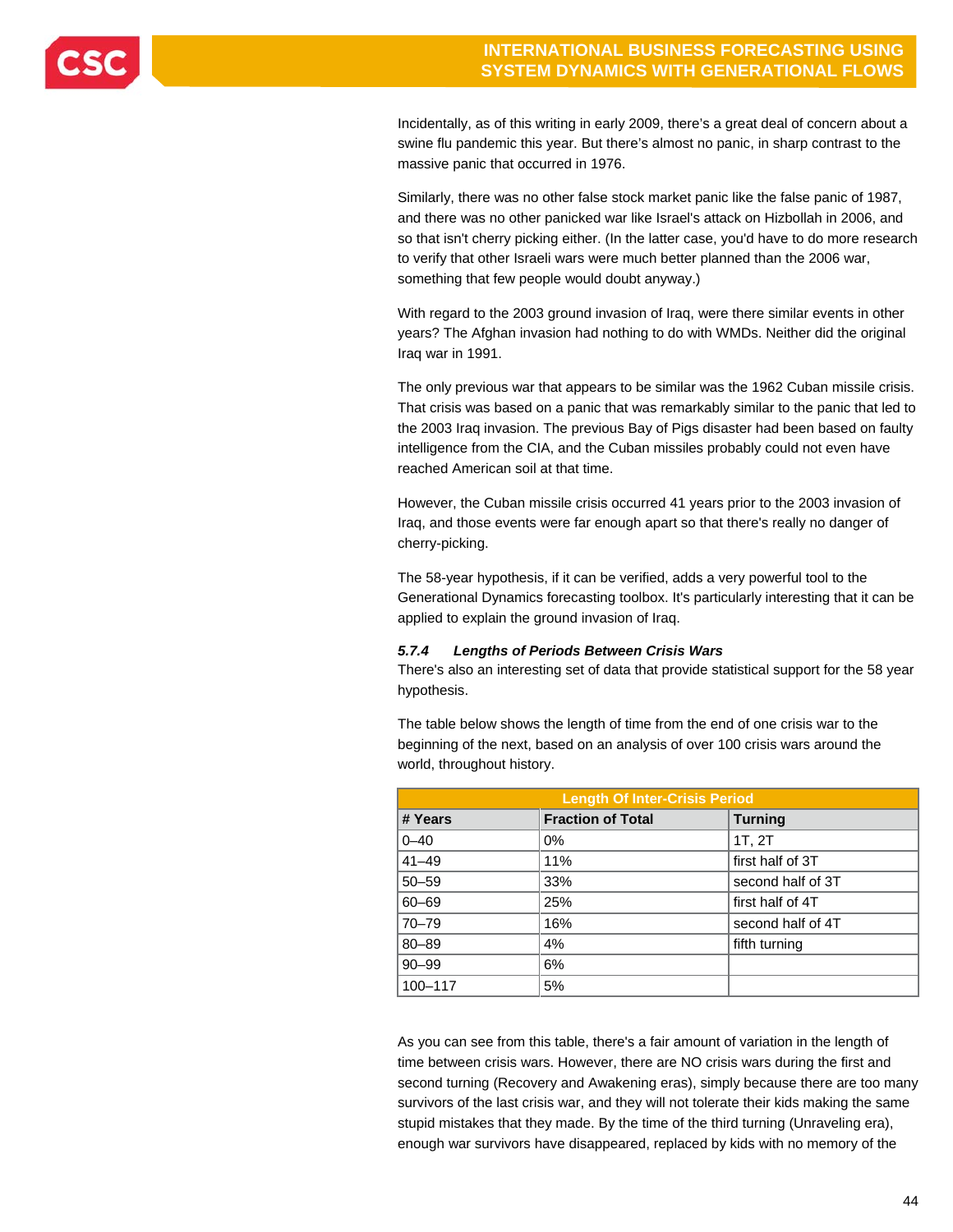Incidentally, as of this writing in early 2009, there's a great deal of concern about a swine flu pandemic this year. But there's almost no panic, in sharp contrast to the massive panic that occurred in 1976.

Similarly, there was no other false stock market panic like the false panic of 1987, and there was no other panicked war like Israel's attack on Hizbollah in 2006, and so that isn't cherry picking either. (In the latter case, you'd have to do more research to verify that other Israeli wars were much better planned than the 2006 war, something that few people would doubt anyway.)

With regard to the 2003 ground invasion of Iraq, were there similar events in other years? The Afghan invasion had nothing to do with WMDs. Neither did the original Iraq war in 1991.

The only previous war that appears to be similar was the 1962 Cuban missile crisis. That crisis was based on a panic that was remarkably similar to the panic that led to the 2003 Iraq invasion. The previous Bay of Pigs disaster had been based on faulty intelligence from the CIA, and the Cuban missiles probably could not even have reached American soil at that time.

However, the Cuban missile crisis occurred 41 years prior to the 2003 invasion of Iraq, and those events were far enough apart so that there's really no danger of cherry-picking.

The 58-year hypothesis, if it can be verified, adds a very powerful tool to the Generational Dynamics forecasting toolbox. It's particularly interesting that it can be applied to explain the ground invasion of Iraq.

#### *5.7.4 Lengths of Periods Between Crisis Wars*

There's also an interesting set of data that provide statistical support for the 58 year hypothesis.

The table below shows the length of time from the end of one crisis war to the beginning of the next, based on an analysis of over 100 crisis wars around the world, throughout history.

| Length Of Inter-Crisis Period | | |
|---|---|---|
| **# Years** | **Fraction of Total** | **Turning** |
| 0–40 | 0% | 1T, 2T |
| 41–49 | 11% | first half of 3T |
| 50–59 | 33% | second half of 3T |
| 60–69 | 25% | first half of 4T |
| 70–79 | 16% | second half of 4T |
| 80–89 | 4% | fifth turning |
| 90–99 | 6% | |
| 100–117 | 5% | |

As you can see from this table, there's a fair amount of variation in the length of time between crisis wars. However, there are NO crisis wars during the first and second turning (Recovery and Awakening eras), simply because there are too many survivors of the last crisis war, and they will not tolerate their kids making the same stupid mistakes that they made. By the time of the third turning (Unraveling era), enough war survivors have disappeared, replaced by kids with no memory of the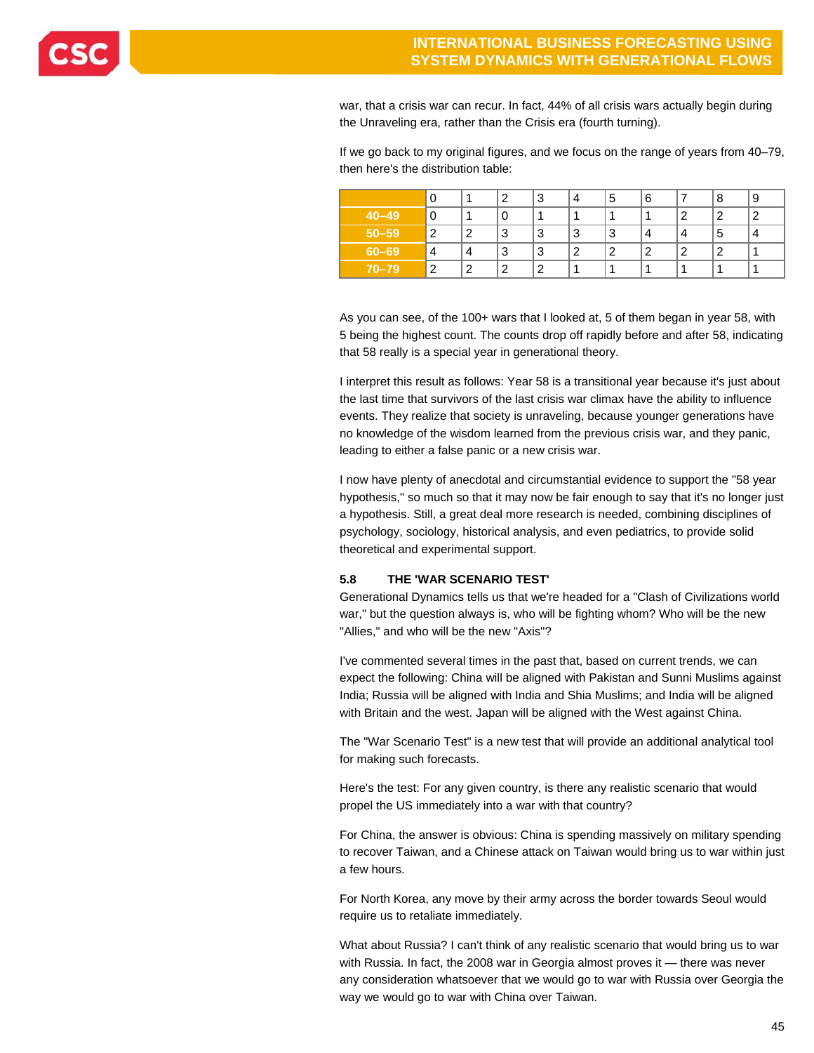war, that a crisis war can recur. In fact, 44% of all crisis wars actually begin during the Unraveling era, rather than the Crisis era (fourth turning).

If we go back to my original figures, and we focus on the range of years from 40–79, then here's the distribution table:

| | 0 | 1 | 2 | 3 | 4 | 5 | 6 | 7 | 8 | 9 |
|---|---|---|---|---|---|---|---|---|---|---|
| 40–49 | 0 | 1 | 0 | 1 | 1 | 1 | 1 | 2 | 2 | 2 |
| 50–59 | 2 | 2 | 3 | 3 | 3 | 3 | 4 | 4 | 5 | 4 |
| 60–69 | 4 | 4 | 3 | 3 | 2 | 2 | 2 | 2 | 2 | 1 |
| 70–79 | 2 | 2 | 2 | 2 | 1 | 1 | 1 | 1 | 1 | 1 |

As you can see, of the 100+ wars that I looked at, 5 of them began in year 58, with 5 being the highest count. The counts drop off rapidly before and after 58, indicating that 58 really is a special year in generational theory.

I interpret this result as follows: Year 58 is a transitional year because it's just about the last time that survivors of the last crisis war climax have the ability to influence events. They realize that society is unraveling, because younger generations have no knowledge of the wisdom learned from the previous crisis war, and they panic, leading to either a false panic or a new crisis war.

I now have plenty of anecdotal and circumstantial evidence to support the "58 year hypothesis," so much so that it may now be fair enough to say that it's no longer just a hypothesis. Still, a great deal more research is needed, combining disciplines of psychology, sociology, historical analysis, and even pediatrics, to provide solid theoretical and experimental support.

### 5.8 THE 'WAR SCENARIO TEST'

Generational Dynamics tells us that we're headed for a "Clash of Civilizations world war," but the question always is, who will be fighting whom? Who will be the new "Allies," and who will be the new "Axis"?

I've commented several times in the past that, based on current trends, we can expect the following: China will be aligned with Pakistan and Sunni Muslims against India; Russia will be aligned with India and Shia Muslims; and India will be aligned with Britain and the west. Japan will be aligned with the West against China.

The "War Scenario Test" is a new test that will provide an additional analytical tool for making such forecasts.

Here's the test: For any given country, is there any realistic scenario that would propel the US immediately into a war with that country?

For China, the answer is obvious: China is spending massively on military spending to recover Taiwan, and a Chinese attack on Taiwan would bring us to war within just a few hours.

For North Korea, any move by their army across the border towards Seoul would require us to retaliate immediately.

What about Russia? I can't think of any realistic scenario that would bring us to war with Russia. In fact, the 2008 war in Georgia almost proves it — there was never any consideration whatsoever that we would go to war with Russia over Georgia the way we would go to war with China over Taiwan.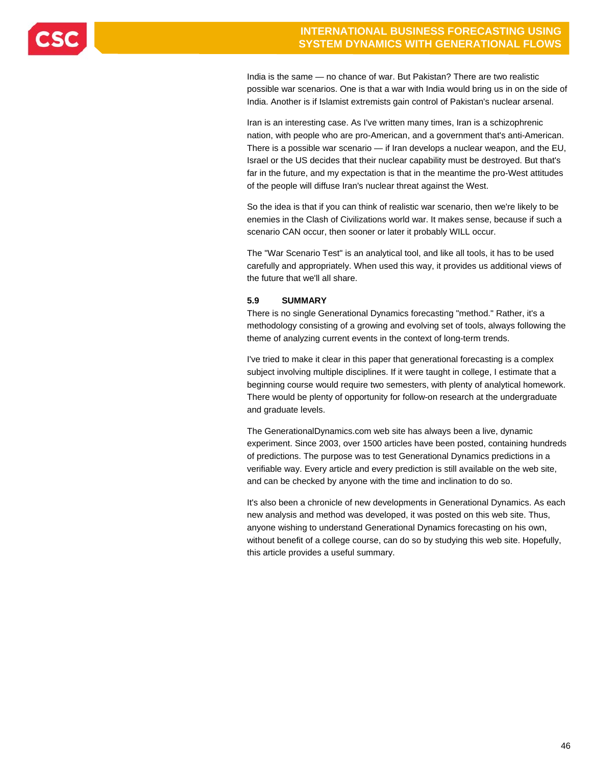India is the same — no chance of war. But Pakistan? There are two realistic possible war scenarios. One is that a war with India would bring us in on the side of India. Another is if Islamist extremists gain control of Pakistan's nuclear arsenal.

Iran is an interesting case. As I've written many times, Iran is a schizophrenic nation, with people who are pro-American, and a government that's anti-American. There is a possible war scenario — if Iran develops a nuclear weapon, and the EU, Israel or the US decides that their nuclear capability must be destroyed. But that's far in the future, and my expectation is that in the meantime the pro-West attitudes of the people will diffuse Iran's nuclear threat against the West.

So the idea is that if you can think of realistic war scenario, then we're likely to be enemies in the Clash of Civilizations world war. It makes sense, because if such a scenario CAN occur, then sooner or later it probably WILL occur.

The "War Scenario Test" is an analytical tool, and like all tools, it has to be used carefully and appropriately. When used this way, it provides us additional views of the future that we'll all share.

### 5.9 SUMMARY

There is no single Generational Dynamics forecasting "method." Rather, it's a methodology consisting of a growing and evolving set of tools, always following the theme of analyzing current events in the context of long-term trends.

I've tried to make it clear in this paper that generational forecasting is a complex subject involving multiple disciplines. If it were taught in college, I estimate that a beginning course would require two semesters, with plenty of analytical homework. There would be plenty of opportunity for follow-on research at the undergraduate and graduate levels.

The GenerationalDynamics.com web site has always been a live, dynamic experiment. Since 2003, over 1500 articles have been posted, containing hundreds of predictions. The purpose was to test Generational Dynamics predictions in a verifiable way. Every article and every prediction is still available on the web site, and can be checked by anyone with the time and inclination to do so.

It's also been a chronicle of new developments in Generational Dynamics. As each new analysis and method was developed, it was posted on this web site. Thus, anyone wishing to understand Generational Dynamics forecasting on his own, without benefit of a college course, can do so by studying this web site. Hopefully, this article provides a useful summary.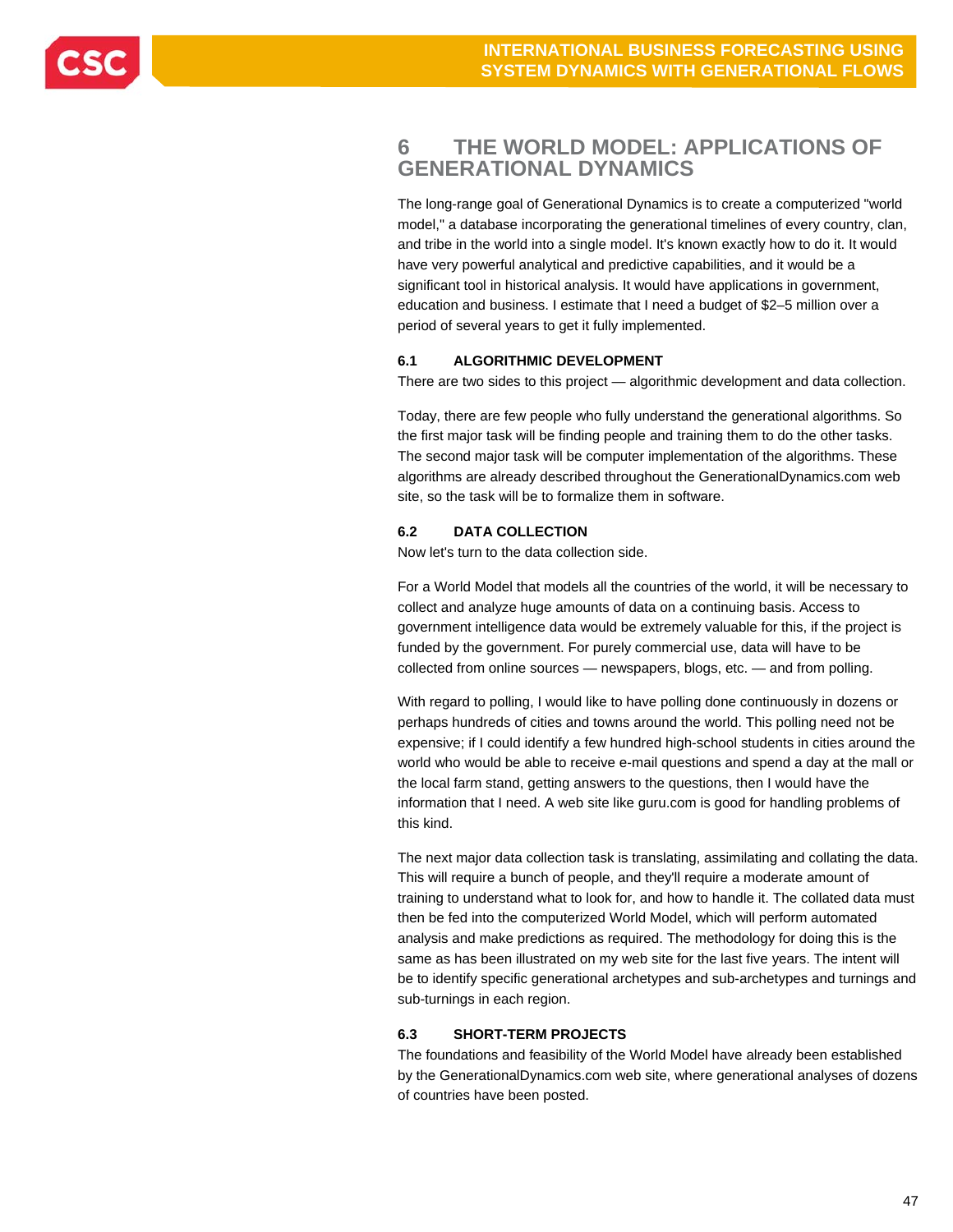## 6 THE WORLD MODEL: APPLICATIONS OF GENERATIONAL DYNAMICS

The long-range goal of Generational Dynamics is to create a computerized "world model," a database incorporating the generational timelines of every country, clan, and tribe in the world into a single model. It's known exactly how to do it. It would have very powerful analytical and predictive capabilities, and it would be a significant tool in historical analysis. It would have applications in government, education and business. I estimate that I need a budget of $2–5 million over a period of several years to get it fully implemented.

### 6.1 ALGORITHMIC DEVELOPMENT

There are two sides to this project — algorithmic development and data collection.

Today, there are few people who fully understand the generational algorithms. So the first major task will be finding people and training them to do the other tasks. The second major task will be computer implementation of the algorithms. These algorithms are already described throughout the GenerationalDynamics.com web site, so the task will be to formalize them in software.

### 6.2 DATA COLLECTION

Now let's turn to the data collection side.

For a World Model that models all the countries of the world, it will be necessary to collect and analyze huge amounts of data on a continuing basis. Access to government intelligence data would be extremely valuable for this, if the project is funded by the government. For purely commercial use, data will have to be collected from online sources — newspapers, blogs, etc. — and from polling.

With regard to polling, I would like to have polling done continuously in dozens or perhaps hundreds of cities and towns around the world. This polling need not be expensive; if I could identify a few hundred high-school students in cities around the world who would be able to receive e-mail questions and spend a day at the mall or the local farm stand, getting answers to the questions, then I would have the information that I need. A web site like guru.com is good for handling problems of this kind.

The next major data collection task is translating, assimilating and collating the data. This will require a bunch of people, and they'll require a moderate amount of training to understand what to look for, and how to handle it. The collated data must then be fed into the computerized World Model, which will perform automated analysis and make predictions as required. The methodology for doing this is the same as has been illustrated on my web site for the last five years. The intent will be to identify specific generational archetypes and sub-archetypes and turnings and sub-turnings in each region.

### 6.3 SHORT-TERM PROJECTS

The foundations and feasibility of the World Model have already been established by the GenerationalDynamics.com web site, where generational analyses of dozens of countries have been posted.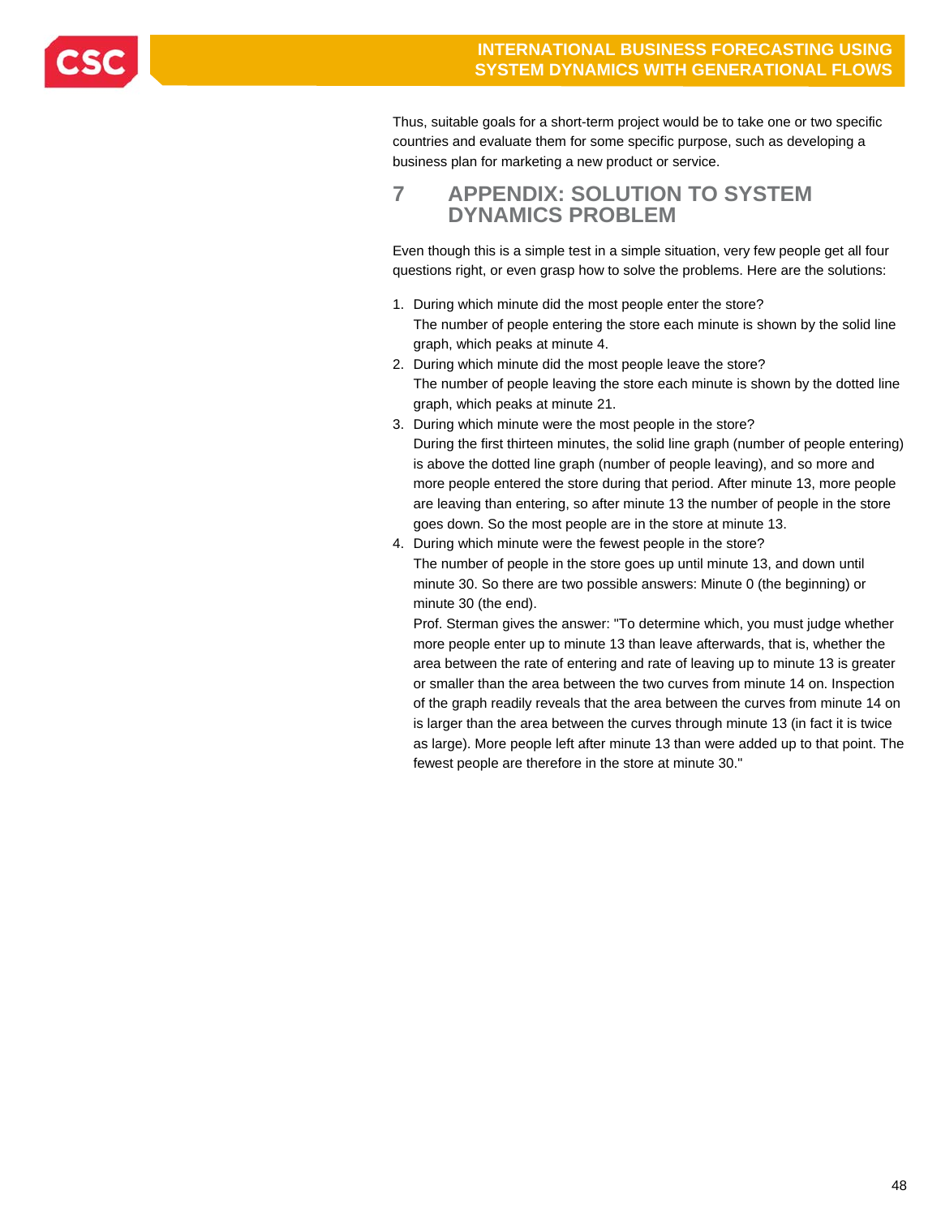Thus, suitable goals for a short-term project would be to take one or two specific countries and evaluate them for some specific purpose, such as developing a business plan for marketing a new product or service.

# 7 APPENDIX: SOLUTION TO SYSTEM DYNAMICS PROBLEM

Even though this is a simple test in a simple situation, very few people get all four questions right, or even grasp how to solve the problems. Here are the solutions:

1. During which minute did the most people enter the store?
   The number of people entering the store each minute is shown by the solid line graph, which peaks at minute 4.
2. During which minute did the most people leave the store?
   The number of people leaving the store each minute is shown by the dotted line graph, which peaks at minute 21.
3. During which minute were the most people in the store?
   During the first thirteen minutes, the solid line graph (number of people entering) is above the dotted line graph (number of people leaving), and so more and more people entered the store during that period. After minute 13, more people are leaving than entering, so after minute 13 the number of people in the store goes down. So the most people are in the store at minute 13.
4. During which minute were the fewest people in the store?
   The number of people in the store goes up until minute 13, and down until minute 30. So there are two possible answers: Minute 0 (the beginning) or minute 30 (the end).
   Prof. Sterman gives the answer: "To determine which, you must judge whether more people enter up to minute 13 than leave afterwards, that is, whether the area between the rate of entering and rate of leaving up to minute 13 is greater or smaller than the area between the two curves from minute 14 on. Inspection of the graph readily reveals that the area between the curves from minute 14 on is larger than the area between the curves through minute 13 (in fact it is twice as large). More people left after minute 13 than were added up to that point. The fewest people are therefore in the store at minute 30."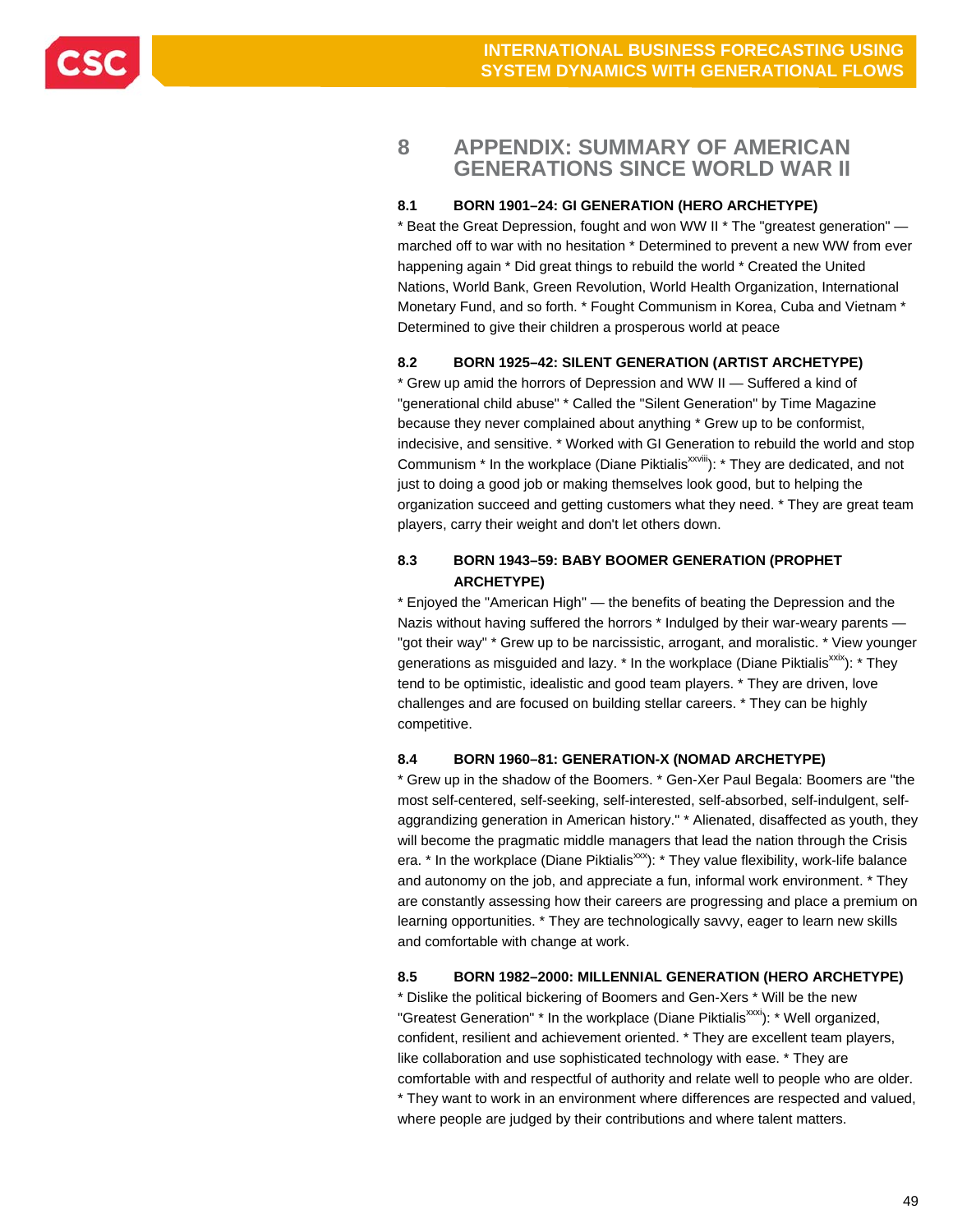# 8 APPENDIX: SUMMARY OF AMERICAN GENERATIONS SINCE WORLD WAR II

## 8.1 BORN 1901–24: GI GENERATION (HERO ARCHETYPE)

* Beat the Great Depression, fought and won WW II * The "greatest generation" — marched off to war with no hesitation * Determined to prevent a new WW from ever happening again * Did great things to rebuild the world * Created the United Nations, World Bank, Green Revolution, World Health Organization, International Monetary Fund, and so forth. * Fought Communism in Korea, Cuba and Vietnam * Determined to give their children a prosperous world at peace

## 8.2 BORN 1925–42: SILENT GENERATION (ARTIST ARCHETYPE)

* Grew up amid the horrors of Depression and WW II — Suffered a kind of "generational child abuse" * Called the "Silent Generation" by Time Magazine because they never complained about anything * Grew up to be conformist, indecisive, and sensitive. * Worked with GI Generation to rebuild the world and stop Communism * In the workplace (Diane Piktialis[xxviii]): * They are dedicated, and not just to doing a good job or making themselves look good, but to helping the organization succeed and getting customers what they need. * They are great team players, carry their weight and don't let others down.

## 8.3 BORN 1943–59: BABY BOOMER GENERATION (PROPHET ARCHETYPE)

* Enjoyed the "American High" — the benefits of beating the Depression and the Nazis without having suffered the horrors * Indulged by their war-weary parents — "got their way" * Grew up to be narcissistic, arrogant, and moralistic. * View younger generations as misguided and lazy. * In the workplace (Diane Piktialis[xxix]): * They tend to be optimistic, idealistic and good team players. * They are driven, love challenges and are focused on building stellar careers. * They can be highly competitive.

## 8.4 BORN 1960–81: GENERATION-X (NOMAD ARCHETYPE)

* Grew up in the shadow of the Boomers. * Gen-Xer Paul Begala: Boomers are "the most self-centered, self-seeking, self-interested, self-absorbed, self-indulgent, self-aggrandizing generation in American history." * Alienated, disaffected as youth, they will become the pragmatic middle managers that lead the nation through the Crisis era. * In the workplace (Diane Piktialis[xxx]): * They value flexibility, work-life balance and autonomy on the job, and appreciate a fun, informal work environment. * They are constantly assessing how their careers are progressing and place a premium on learning opportunities. * They are technologically savvy, eager to learn new skills and comfortable with change at work.

## 8.5 BORN 1982–2000: MILLENNIAL GENERATION (HERO ARCHETYPE)

* Dislike the political bickering of Boomers and Gen-Xers * Will be the new "Greatest Generation" * In the workplace (Diane Piktialis[xxxi]): * Well organized, confident, resilient and achievement oriented. * They are excellent team players, like collaboration and use sophisticated technology with ease. * They are comfortable with and respectful of authority and relate well to people who are older. * They want to work in an environment where differences are respected and valued, where people are judged by their contributions and where talent matters.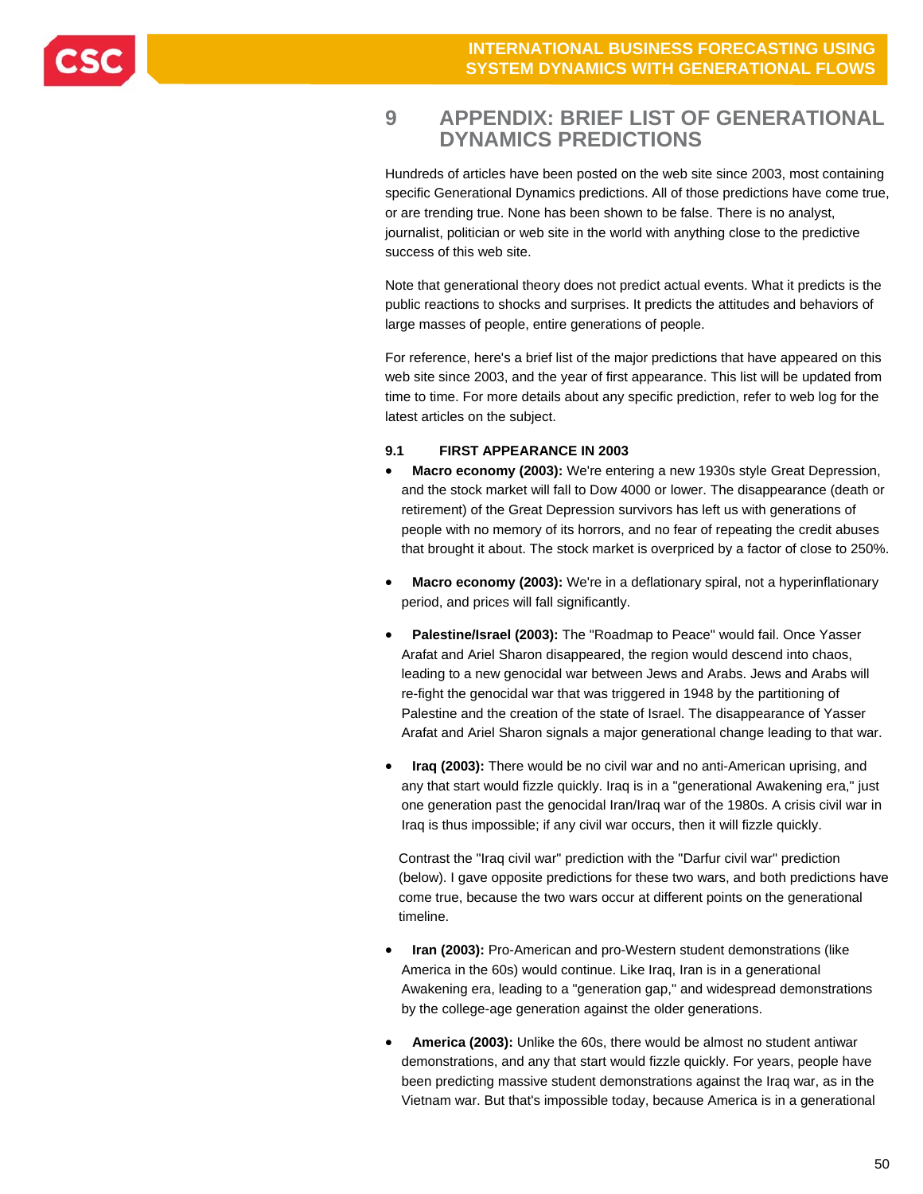# 9 APPENDIX: BRIEF LIST OF GENERATIONAL DYNAMICS PREDICTIONS

Hundreds of articles have been posted on the web site since 2003, most containing specific Generational Dynamics predictions. All of those predictions have come true, or are trending true. None has been shown to be false. There is no analyst, journalist, politician or web site in the world with anything close to the predictive success of this web site.

Note that generational theory does not predict actual events. What it predicts is the public reactions to shocks and surprises. It predicts the attitudes and behaviors of large masses of people, entire generations of people.

For reference, here's a brief list of the major predictions that have appeared on this web site since 2003, and the year of first appearance. This list will be updated from time to time. For more details about any specific prediction, refer to web log for the latest articles on the subject.

## 9.1 FIRST APPEARANCE IN 2003

- **Macro economy (2003):** We're entering a new 1930s style Great Depression, and the stock market will fall to Dow 4000 or lower. The disappearance (death or retirement) of the Great Depression survivors has left us with generations of people with no memory of its horrors, and no fear of repeating the credit abuses that brought it about. The stock market is overpriced by a factor of close to 250%.

- **Macro economy (2003):** We're in a deflationary spiral, not a hyperinflationary period, and prices will fall significantly.

- **Palestine/Israel (2003):** The "Roadmap to Peace" would fail. Once Yasser Arafat and Ariel Sharon disappeared, the region would descend into chaos, leading to a new genocidal war between Jews and Arabs. Jews and Arabs will re-fight the genocidal war that was triggered in 1948 by the partitioning of Palestine and the creation of the state of Israel. The disappearance of Yasser Arafat and Ariel Sharon signals a major generational change leading to that war.

- **Iraq (2003):** There would be no civil war and no anti-American uprising, and any that start would fizzle quickly. Iraq is in a "generational Awakening era," just one generation past the genocidal Iran/Iraq war of the 1980s. A crisis civil war in Iraq is thus impossible; if any civil war occurs, then it will fizzle quickly.

  Contrast the "Iraq civil war" prediction with the "Darfur civil war" prediction (below). I gave opposite predictions for these two wars, and both predictions have come true, because the two wars occur at different points on the generational timeline.

- **Iran (2003):** Pro-American and pro-Western student demonstrations (like America in the 60s) would continue. Like Iraq, Iran is in a generational Awakening era, leading to a "generation gap," and widespread demonstrations by the college-age generation against the older generations.

- **America (2003):** Unlike the 60s, there would be almost no student antiwar demonstrations, and any that start would fizzle quickly. For years, people have been predicting massive student demonstrations against the Iraq war, as in the Vietnam war. But that's impossible today, because America is in a generational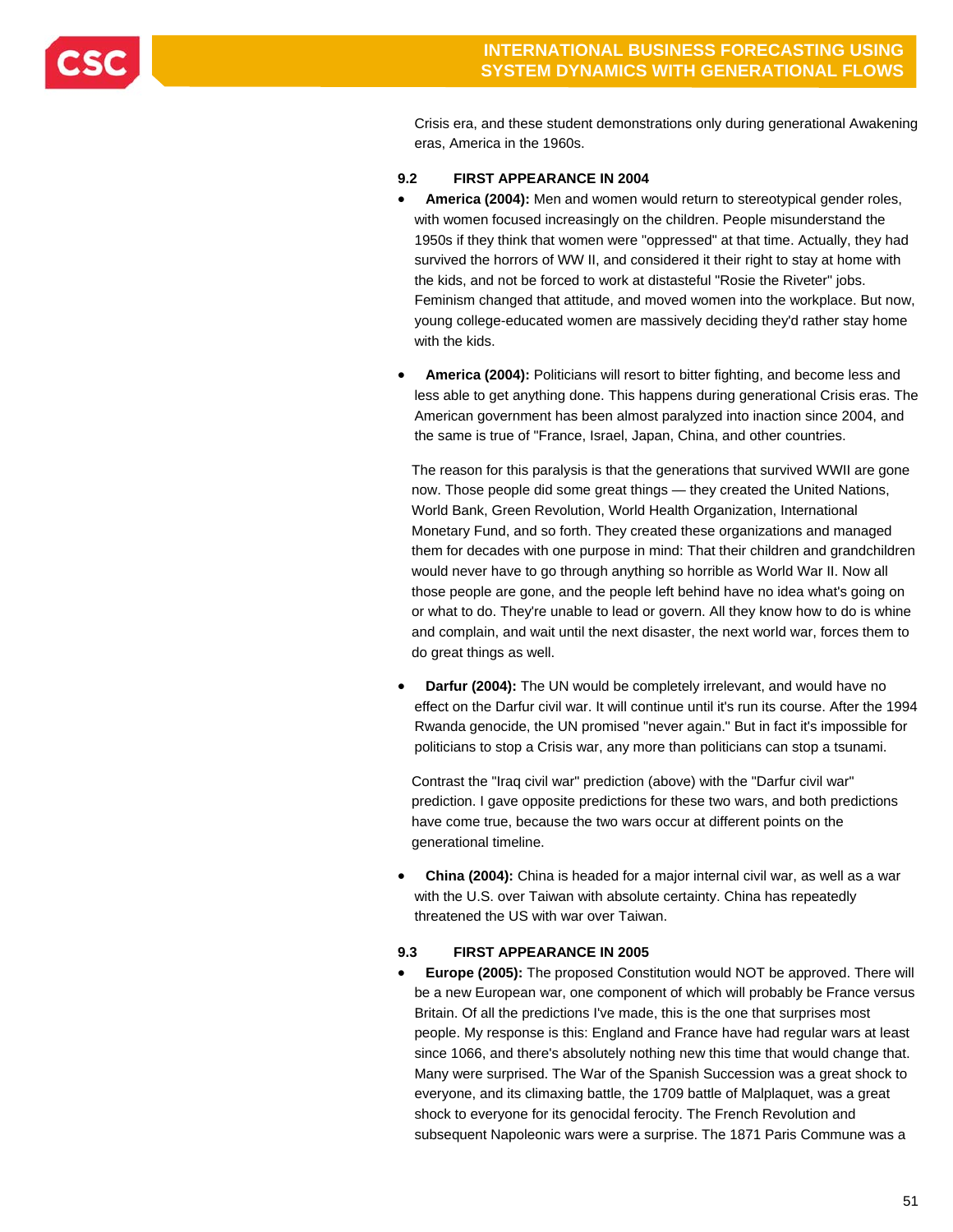Crisis era, and these student demonstrations only during generational Awakening eras, America in the 1960s.

### 9.2 FIRST APPEARANCE IN 2004

- **America (2004):** Men and women would return to stereotypical gender roles, with women focused increasingly on the children. People misunderstand the 1950s if they think that women were "oppressed" at that time. Actually, they had survived the horrors of WW II, and considered it their right to stay at home with the kids, and not be forced to work at distasteful "Rosie the Riveter" jobs. Feminism changed that attitude, and moved women into the workplace. But now, young college-educated women are massively deciding they'd rather stay home with the kids.

- **America (2004):** Politicians will resort to bitter fighting, and become less and less able to get anything done. This happens during generational Crisis eras. The American government has been almost paralyzed into inaction since 2004, and the same is true of "France, Israel, Japan, China, and other countries.

  The reason for this paralysis is that the generations that survived WWII are gone now. Those people did some great things — they created the United Nations, World Bank, Green Revolution, World Health Organization, International Monetary Fund, and so forth. They created these organizations and managed them for decades with one purpose in mind: That their children and grandchildren would never have to go through anything so horrible as World War II. Now all those people are gone, and the people left behind have no idea what's going on or what to do. They're unable to lead or govern. All they know how to do is whine and complain, and wait until the next disaster, the next world war, forces them to do great things as well.

- **Darfur (2004):** The UN would be completely irrelevant, and would have no effect on the Darfur civil war. It will continue until it's run its course. After the 1994 Rwanda genocide, the UN promised "never again." But in fact it's impossible for politicians to stop a Crisis war, any more than politicians can stop a tsunami.

  Contrast the "Iraq civil war" prediction (above) with the "Darfur civil war" prediction. I gave opposite predictions for these two wars, and both predictions have come true, because the two wars occur at different points on the generational timeline.

- **China (2004):** China is headed for a major internal civil war, as well as a war with the U.S. over Taiwan with absolute certainty. China has repeatedly threatened the US with war over Taiwan.

### 9.3 FIRST APPEARANCE IN 2005

- **Europe (2005):** The proposed Constitution would NOT be approved. There will be a new European war, one component of which will probably be France versus Britain. Of all the predictions I've made, this is the one that surprises most people. My response is this: England and France have had regular wars at least since 1066, and there's absolutely nothing new this time that would change that. Many were surprised. The War of the Spanish Succession was a great shock to everyone, and its climaxing battle, the 1709 battle of Malplaquet, was a great shock to everyone for its genocidal ferocity. The French Revolution and subsequent Napoleonic wars were a surprise. The 1871 Paris Commune was a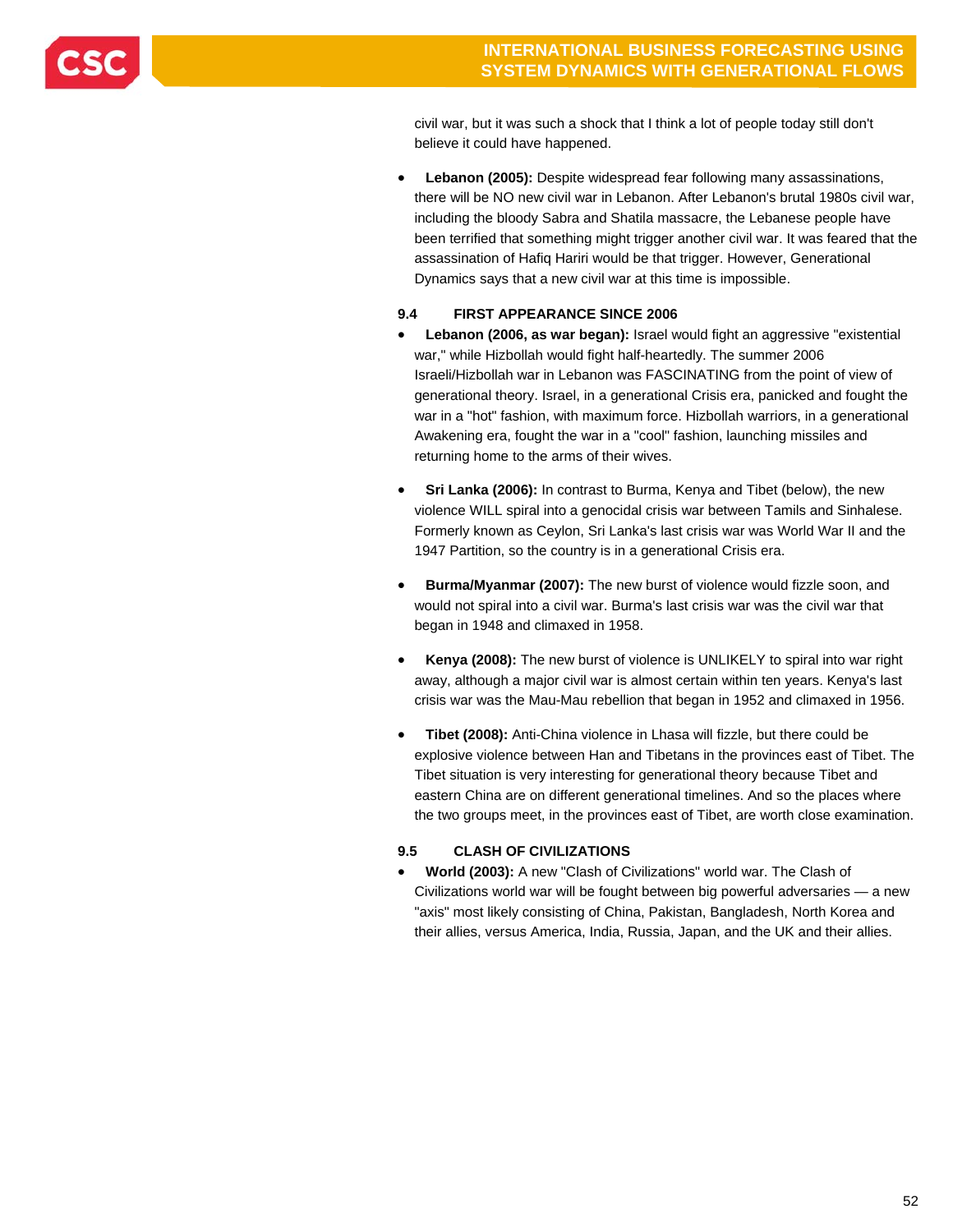civil war, but it was such a shock that I think a lot of people today still don't believe it could have happened.

- **Lebanon (2005):** Despite widespread fear following many assassinations, there will be NO new civil war in Lebanon. After Lebanon's brutal 1980s civil war, including the bloody Sabra and Shatila massacre, the Lebanese people have been terrified that something might trigger another civil war. It was feared that the assassination of Hafiq Hariri would be that trigger. However, Generational Dynamics says that a new civil war at this time is impossible.

### 9.4 FIRST APPEARANCE SINCE 2006

- **Lebanon (2006, as war began):** Israel would fight an aggressive "existential war," while Hizbollah would fight half-heartedly. The summer 2006 Israeli/Hizbollah war in Lebanon was FASCINATING from the point of view of generational theory. Israel, in a generational Crisis era, panicked and fought the war in a "hot" fashion, with maximum force. Hizbollah warriors, in a generational Awakening era, fought the war in a "cool" fashion, launching missiles and returning home to the arms of their wives.

- **Sri Lanka (2006):** In contrast to Burma, Kenya and Tibet (below), the new violence WILL spiral into a genocidal crisis war between Tamils and Sinhalese. Formerly known as Ceylon, Sri Lanka's last crisis war was World War II and the 1947 Partition, so the country is in a generational Crisis era.

- **Burma/Myanmar (2007):** The new burst of violence would fizzle soon, and would not spiral into a civil war. Burma's last crisis war was the civil war that began in 1948 and climaxed in 1958.

- **Kenya (2008):** The new burst of violence is UNLIKELY to spiral into war right away, although a major civil war is almost certain within ten years. Kenya's last crisis war was the Mau-Mau rebellion that began in 1952 and climaxed in 1956.

- **Tibet (2008):** Anti-China violence in Lhasa will fizzle, but there could be explosive violence between Han and Tibetans in the provinces east of Tibet. The Tibet situation is very interesting for generational theory because Tibet and eastern China are on different generational timelines. And so the places where the two groups meet, in the provinces east of Tibet, are worth close examination.

### 9.5 CLASH OF CIVILIZATIONS

- **World (2003):** A new "Clash of Civilizations" world war. The Clash of Civilizations world war will be fought between big powerful adversaries — a new "axis" most likely consisting of China, Pakistan, Bangladesh, North Korea and their allies, versus America, India, Russia, Japan, and the UK and their allies.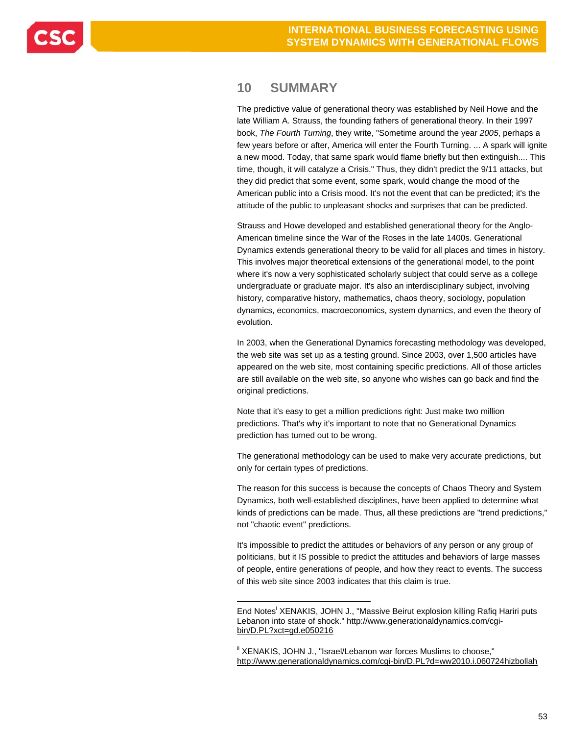## 10 SUMMARY

The predictive value of generational theory was established by Neil Howe and the late William A. Strauss, the founding fathers of generational theory. In their 1997 book, *The Fourth Turning*, they write, "Sometime around the year *2005*, perhaps a few years before or after, America will enter the Fourth Turning. ... A spark will ignite a new mood. Today, that same spark would flame briefly but then extinguish.... This time, though, it will catalyze a Crisis." Thus, they didn't predict the 9/11 attacks, but they did predict that some event, some spark, would change the mood of the American public into a Crisis mood. It's not the event that can be predicted; it's the attitude of the public to unpleasant shocks and surprises that can be predicted.

Strauss and Howe developed and established generational theory for the Anglo-American timeline since the War of the Roses in the late 1400s. Generational Dynamics extends generational theory to be valid for all places and times in history. This involves major theoretical extensions of the generational model, to the point where it's now a very sophisticated scholarly subject that could serve as a college undergraduate or graduate major. It's also an interdisciplinary subject, involving history, comparative history, mathematics, chaos theory, sociology, population dynamics, economics, macroeconomics, system dynamics, and even the theory of evolution.

In 2003, when the Generational Dynamics forecasting methodology was developed, the web site was set up as a testing ground. Since 2003, over 1,500 articles have appeared on the web site, most containing specific predictions. All of those articles are still available on the web site, so anyone who wishes can go back and find the original predictions.

Note that it's easy to get a million predictions right: Just make two million predictions. That's why it's important to note that no Generational Dynamics prediction has turned out to be wrong.

The generational methodology can be used to make very accurate predictions, but only for certain types of predictions.

The reason for this success is because the concepts of Chaos Theory and System Dynamics, both well-established disciplines, have been applied to determine what kinds of predictions can be made. Thus, all these predictions are "trend predictions," not "chaotic event" predictions.

It's impossible to predict the attitudes or behaviors of any person or any group of politicians, but it IS possible to predict the attitudes and behaviors of large masses of people, entire generations of people, and how they react to events. The success of this web site since 2003 indicates that this claim is true.

---

End Notes[i] XENAKIS, JOHN J., "Massive Beirut explosion killing Rafiq Hariri puts Lebanon into state of shock." http://www.generationaldynamics.com/cgi-bin/D.PL?xct=gd.e050216

[ii] XENAKIS, JOHN J., "Israel/Lebanon war forces Muslims to choose," http://www.generationaldynamics.com/cgi-bin/D.PL?d=ww2010.i.060724hizbollah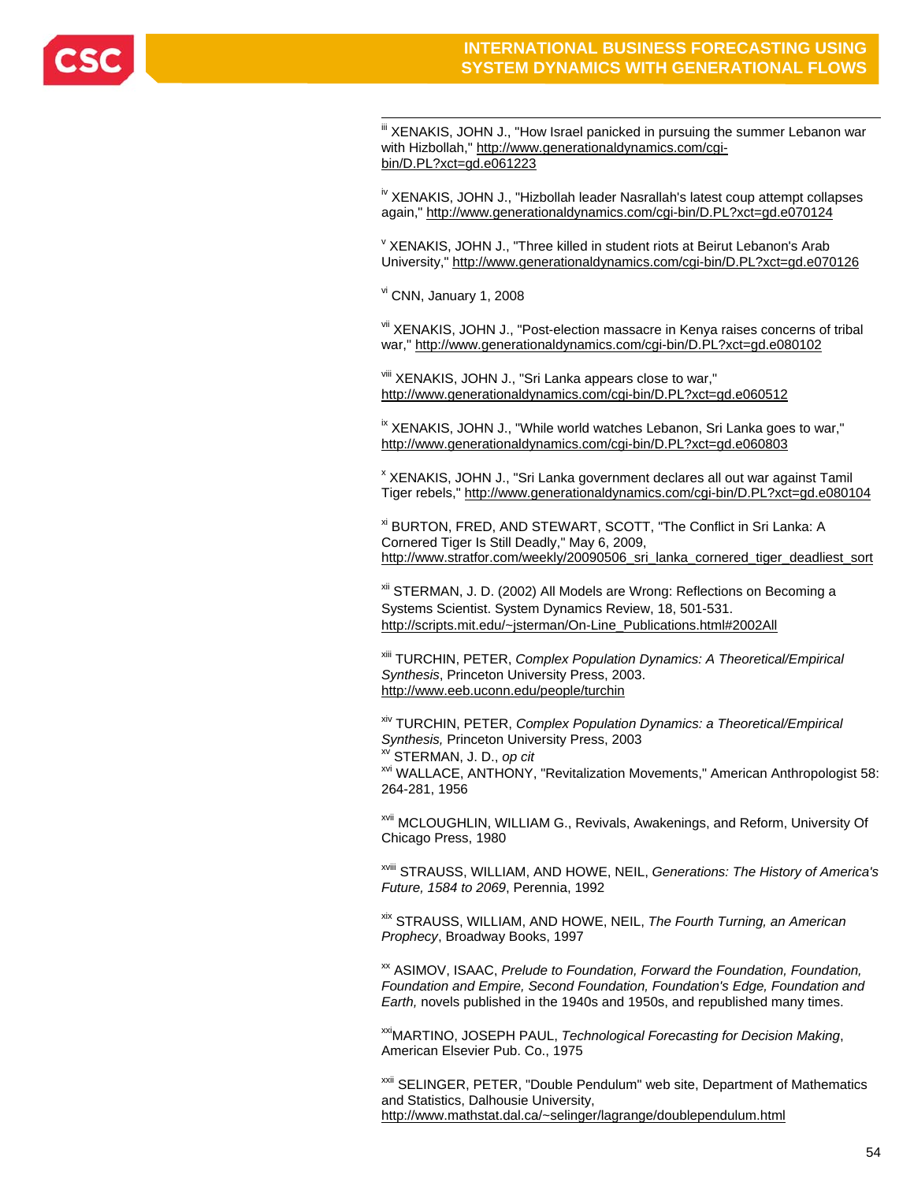[iii] XENAKIS, JOHN J., "How Israel panicked in pursuing the summer Lebanon war with Hizbollah," http://www.generationaldynamics.com/cgi-bin/D.PL?xct=gd.e061223

[iv] XENAKIS, JOHN J., "Hizbollah leader Nasrallah's latest coup attempt collapses again," http://www.generationaldynamics.com/cgi-bin/D.PL?xct=gd.e070124

[v] XENAKIS, JOHN J., "Three killed in student riots at Beirut Lebanon's Arab University," http://www.generationaldynamics.com/cgi-bin/D.PL?xct=gd.e070126

[vi] CNN, January 1, 2008

[vii] XENAKIS, JOHN J., "Post-election massacre in Kenya raises concerns of tribal war," http://www.generationaldynamics.com/cgi-bin/D.PL?xct=gd.e080102

[viii] XENAKIS, JOHN J., "Sri Lanka appears close to war," http://www.generationaldynamics.com/cgi-bin/D.PL?xct=gd.e060512

[ix] XENAKIS, JOHN J., "While world watches Lebanon, Sri Lanka goes to war," http://www.generationaldynamics.com/cgi-bin/D.PL?xct=gd.e060803

[x] XENAKIS, JOHN J., "Sri Lanka government declares all out war against Tamil Tiger rebels," http://www.generationaldynamics.com/cgi-bin/D.PL?xct=gd.e080104

[xi] BURTON, FRED, AND STEWART, SCOTT, "The Conflict in Sri Lanka: A Cornered Tiger Is Still Deadly," May 6, 2009, http://www.stratfor.com/weekly/20090506_sri_lanka_cornered_tiger_deadliest_sort

[xii] STERMAN, J. D. (2002) All Models are Wrong: Reflections on Becoming a Systems Scientist. System Dynamics Review, 18, 501-531. http://scripts.mit.edu/~jsterman/On-Line_Publications.html#2002All

[xiii] TURCHIN, PETER, *Complex Population Dynamics: A Theoretical/Empirical Synthesis*, Princeton University Press, 2003. http://www.eeb.uconn.edu/people/turchin

[xiv] TURCHIN, PETER, *Complex Population Dynamics: a Theoretical/Empirical Synthesis,* Princeton University Press, 2003

[xv] STERMAN, J. D., *op cit*

[xvi] WALLACE, ANTHONY, "Revitalization Movements," American Anthropologist 58: 264-281, 1956

[xvii] MCLOUGHLIN, WILLIAM G., Revivals, Awakenings, and Reform, University Of Chicago Press, 1980

[xviii] STRAUSS, WILLIAM, AND HOWE, NEIL, *Generations: The History of America's Future, 1584 to 2069*, Perennia, 1992

[xix] STRAUSS, WILLIAM, AND HOWE, NEIL, *The Fourth Turning, an American Prophecy*, Broadway Books, 1997

[xx] ASIMOV, ISAAC, *Prelude to Foundation, Forward the Foundation, Foundation, Foundation and Empire, Second Foundation, Foundation's Edge, Foundation and Earth,* novels published in the 1940s and 1950s, and republished many times.

[xxi] MARTINO, JOSEPH PAUL, *Technological Forecasting for Decision Making*, American Elsevier Pub. Co., 1975

[xxii] SELINGER, PETER, "Double Pendulum" web site, Department of Mathematics and Statistics, Dalhousie University, http://www.mathstat.dal.ca/~selinger/lagrange/doublependulum.html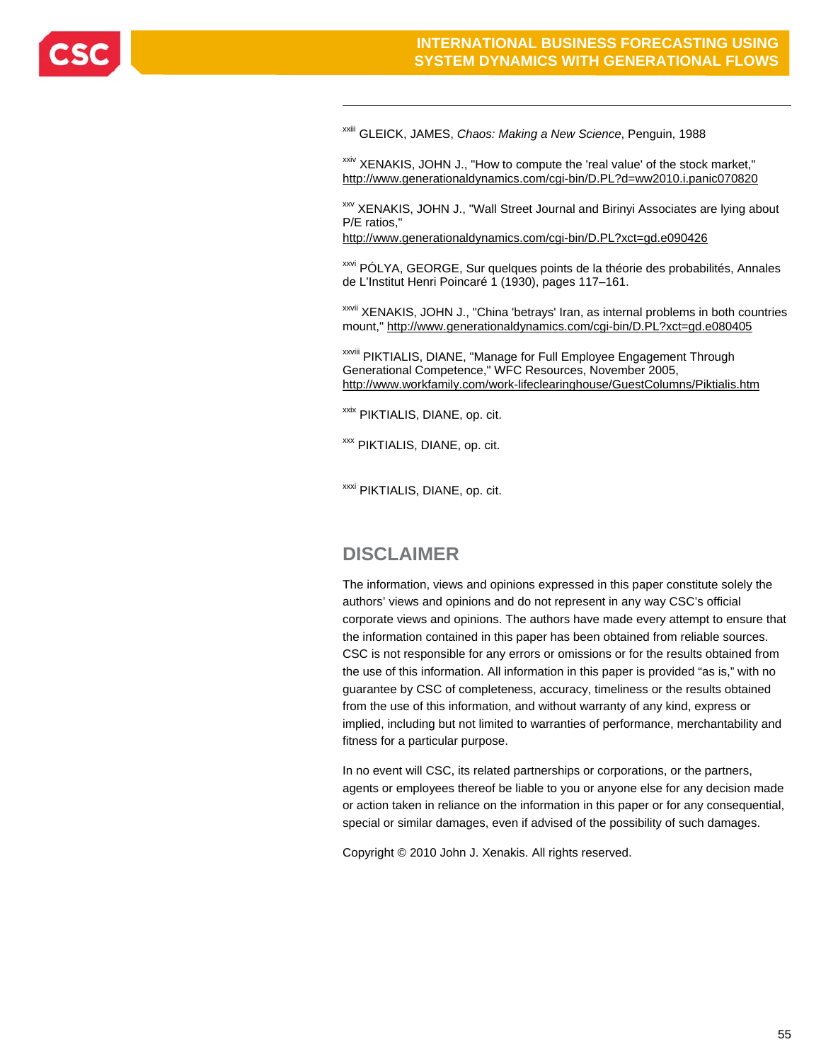[xxiii] GLEICK, JAMES, *Chaos: Making a New Science*, Penguin, 1988

[xxiv] XENAKIS, JOHN J., "How to compute the 'real value' of the stock market," http://www.generationaldynamics.com/cgi-bin/D.PL?d=ww2010.i.panic070820

[xxv] XENAKIS, JOHN J., "Wall Street Journal and Birinyi Associates are lying about P/E ratios," http://www.generationaldynamics.com/cgi-bin/D.PL?xct=gd.e090426

[xxvi] PÓLYA, GEORGE, Sur quelques points de la théorie des probabilités, Annales de L'Institut Henri Poincaré 1 (1930), pages 117–161.

[xxvii] XENAKIS, JOHN J., "China 'betrays' Iran, as internal problems in both countries mount," http://www.generationaldynamics.com/cgi-bin/D.PL?xct=gd.e080405

[xxviii] PIKTIALIS, DIANE, "Manage for Full Employee Engagement Through Generational Competence," WFC Resources, November 2005, http://www.workfamily.com/work-lifeclearinghouse/GuestColumns/Piktialis.htm

[xxix] PIKTIALIS, DIANE, op. cit.

[xxx] PIKTIALIS, DIANE, op. cit.

[xxxi] PIKTIALIS, DIANE, op. cit.

## DISCLAIMER

The information, views and opinions expressed in this paper constitute solely the authors' views and opinions and do not represent in any way CSC's official corporate views and opinions. The authors have made every attempt to ensure that the information contained in this paper has been obtained from reliable sources. CSC is not responsible for any errors or omissions or for the results obtained from the use of this information. All information in this paper is provided "as is," with no guarantee by CSC of completeness, accuracy, timeliness or the results obtained from the use of this information, and without warranty of any kind, express or implied, including but not limited to warranties of performance, merchantability and fitness for a particular purpose.

In no event will CSC, its related partnerships or corporations, or the partners, agents or employees thereof be liable to you or anyone else for any decision made or action taken in reliance on the information in this paper or for any consequential, special or similar damages, even if advised of the possibility of such damages.

Copyright © 2010 John J. Xenakis. All rights reserved.